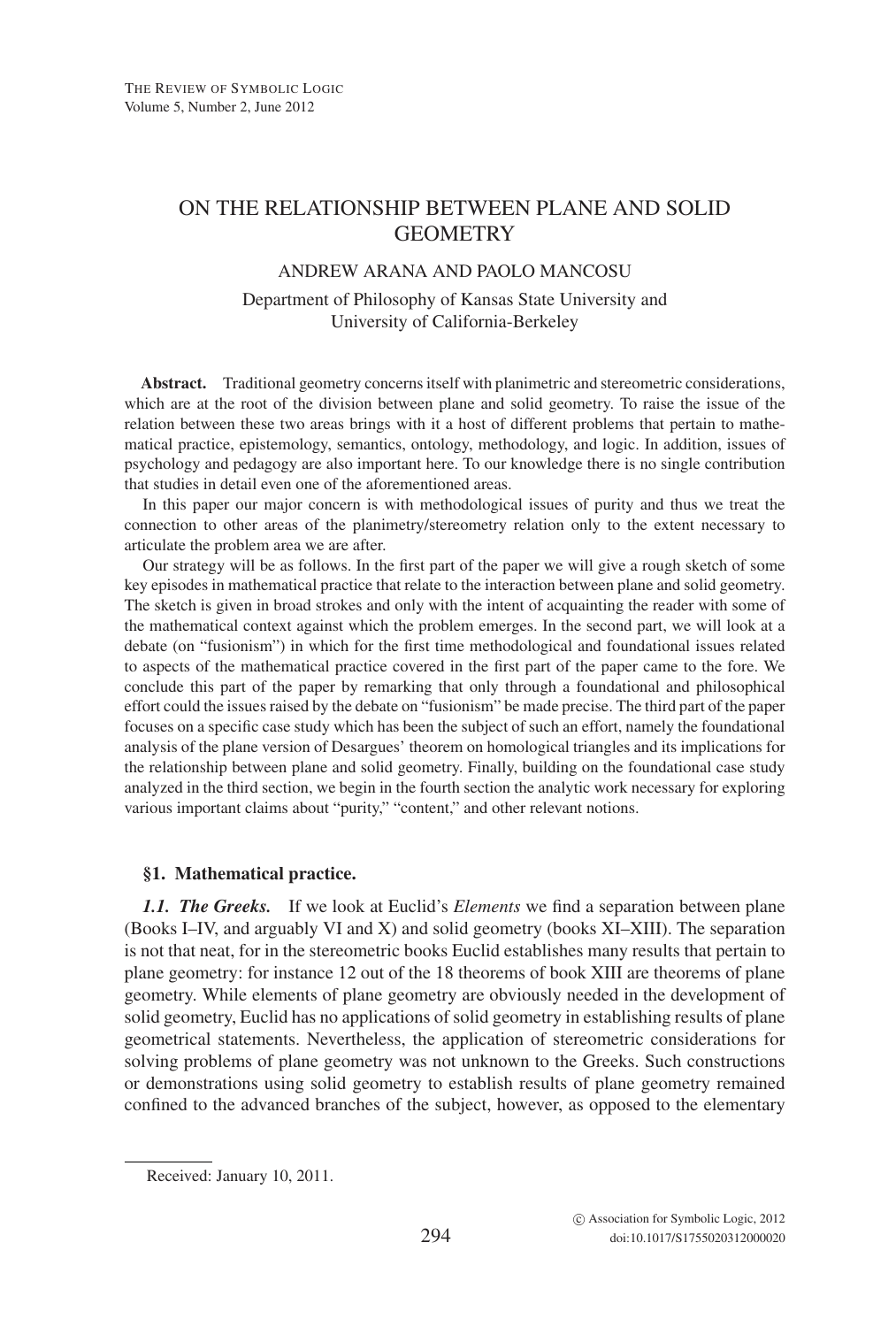# ON THE RELATIONSHIP BETWEEN PLANE AND SOLID GEOMETRY

ANDREW ARANA AND PAOLO MANCOSU

Department of Philosophy of Kansas State University and University of California-Berkeley

**Abstract.** Traditional geometry concerns itself with planimetric and stereometric considerations, which are at the root of the division between plane and solid geometry. To raise the issue of the relation between these two areas brings with it a host of different problems that pertain to mathematical practice, epistemology, semantics, ontology, methodology, and logic. In addition, issues of psychology and pedagogy are also important here. To our knowledge there is no single contribution that studies in detail even one of the aforementioned areas.

In this paper our major concern is with methodological issues of purity and thus we treat the connection to other areas of the planimetry/stereometry relation only to the extent necessary to articulate the problem area we are after.

Our strategy will be as follows. In the first part of the paper we will give a rough sketch of some key episodes in mathematical practice that relate to the interaction between plane and solid geometry. The sketch is given in broad strokes and only with the intent of acquainting the reader with some of the mathematical context against which the problem emerges. In the second part, we will look at a debate (on "fusionism") in which for the first time methodological and foundational issues related to aspects of the mathematical practice covered in the first part of the paper came to the fore. We conclude this part of the paper by remarking that only through a foundational and philosophical effort could the issues raised by the debate on "fusionism" be made precise. The third part of the paper focuses on a specific case study which has been the subject of such an effort, namely the foundational analysis of the plane version of Desargues' theorem on homological triangles and its implications for the relationship between plane and solid geometry. Finally, building on the foundational case study analyzed in the third section, we begin in the fourth section the analytic work necessary for exploring various important claims about "purity," "content," and other relevant notions.

## §1. Mathematical practice.

***1.1. The Greeks.*** If we look at Euclid's *Elements* we find a separation between plane (Books I–IV, and arguably VI and X) and solid geometry (books XI–XIII). The separation is not that neat, for in the stereometric books Euclid establishes many results that pertain to plane geometry: for instance 12 out of the 18 theorems of book XIII are theorems of plane geometry. While elements of plane geometry are obviously needed in the development of solid geometry, Euclid has no applications of solid geometry in establishing results of plane geometrical statements. Nevertheless, the application of stereometric considerations for solving problems of plane geometry was not unknown to the Greeks. Such constructions or demonstrations using solid geometry to establish results of plane geometry remained confined to the advanced branches of the subject, however, as opposed to the elementary

Received: January 10, 2011.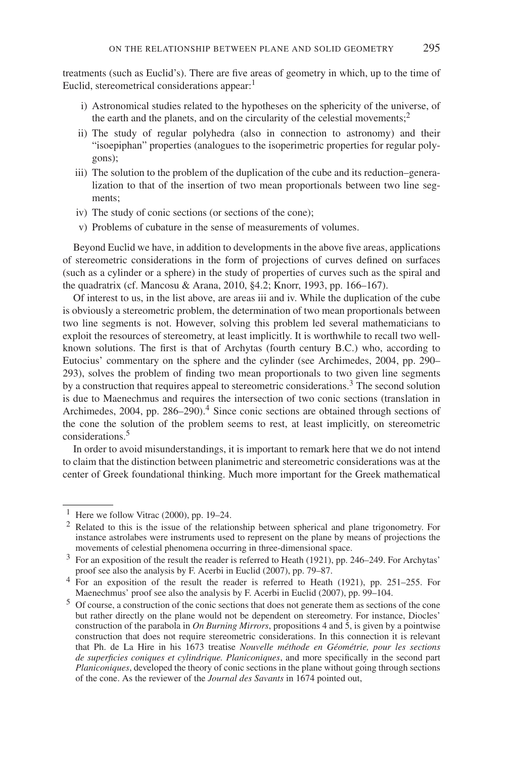treatments (such as Euclid's). There are five areas of geometry in which, up to the time of Euclid, stereometrical considerations appear:[1]

- i) Astronomical studies related to the hypotheses on the sphericity of the universe, of the earth and the planets, and on the circularity of the celestial movements;[2]
- ii) The study of regular polyhedra (also in connection to astronomy) and their "isoepiphan" properties (analogues to the isoperimetric properties for regular polygons);
- iii) The solution to the problem of the duplication of the cube and its reduction–generalization to that of the insertion of two mean proportionals between two line segments;
- iv) The study of conic sections (or sections of the cone);
- v) Problems of cubature in the sense of measurements of volumes.

Beyond Euclid we have, in addition to developments in the above five areas, applications of stereometric considerations in the form of projections of curves defined on surfaces (such as a cylinder or a sphere) in the study of properties of curves such as the spiral and the quadratrix (cf. Mancosu & Arana, 2010, §4.2; Knorr, 1993, pp. 166–167).

Of interest to us, in the list above, are areas iii and iv. While the duplication of the cube is obviously a stereometric problem, the determination of two mean proportionals between two line segments is not. However, solving this problem led several mathematicians to exploit the resources of stereometry, at least implicitly. It is worthwhile to recall two well-known solutions. The first is that of Archytas (fourth century B.C.) who, according to Eutocius' commentary on the sphere and the cylinder (see Archimedes, 2004, pp. 290–293), solves the problem of finding two mean proportionals to two given line segments by a construction that requires appeal to stereometric considerations.[3] The second solution is due to Maenechmus and requires the intersection of two conic sections (translation in Archimedes, 2004, pp. 286–290).[4] Since conic sections are obtained through sections of the cone the solution of the problem seems to rest, at least implicitly, on stereometric considerations.[5]

In order to avoid misunderstandings, it is important to remark here that we do not intend to claim that the distinction between planimetric and stereometric considerations was at the center of Greek foundational thinking. Much more important for the Greek mathematical

---

[1] Here we follow Vitrac (2000), pp. 19–24.

[2] Related to this is the issue of the relationship between spherical and plane trigonometry. For instance astrolabes were instruments used to represent on the plane by means of projections the movements of celestial phenomena occurring in three-dimensional space.

[3] For an exposition of the result the reader is referred to Heath (1921), pp. 246–249. For Archytas' proof see also the analysis by F. Acerbi in Euclid (2007), pp. 79–87.

[4] For an exposition of the result the reader is referred to Heath (1921), pp. 251–255. For Maenechmus' proof see also the analysis by F. Acerbi in Euclid (2007), pp. 99–104.

[5] Of course, a construction of the conic sections that does not generate them as sections of the cone but rather directly on the plane would not be dependent on stereometry. For instance, Diocles' construction of the parabola in *On Burning Mirrors*, propositions 4 and 5, is given by a pointwise construction that does not require stereometric considerations. In this connection it is relevant that Ph. de La Hire in his 1673 treatise *Nouvelle méthode en Géométrie, pour les sections de superficies coniques et cylindrique. Planiconiques*, and more specifically in the second part *Planiconiques*, developed the theory of conic sections in the plane without going through sections of the cone. As the reviewer of the *Journal des Savants* in 1674 pointed out,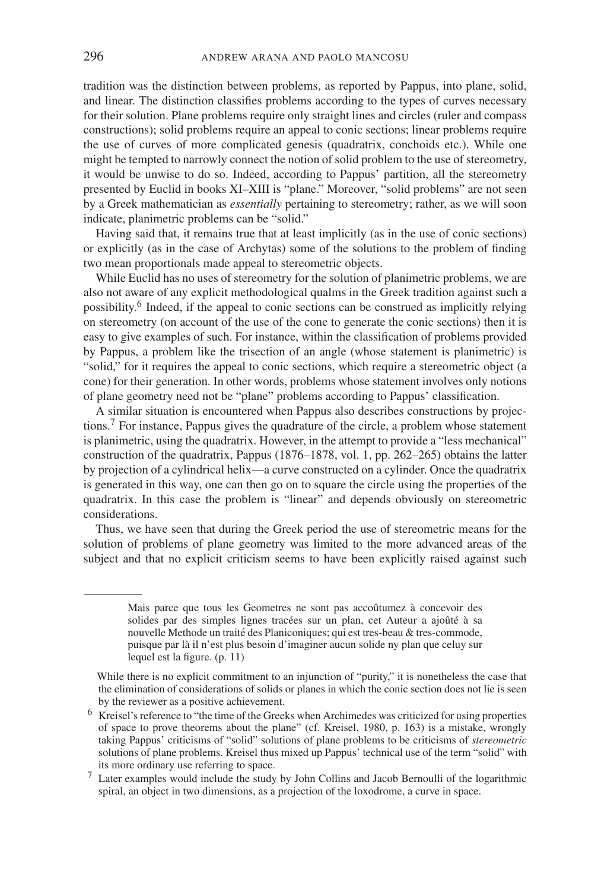tradition was the distinction between problems, as reported by Pappus, into plane, solid, and linear. The distinction classifies problems according to the types of curves necessary for their solution. Plane problems require only straight lines and circles (ruler and compass constructions); solid problems require an appeal to conic sections; linear problems require the use of curves of more complicated genesis (quadratrix, conchoids etc.). While one might be tempted to narrowly connect the notion of solid problem to the use of stereometry, it would be unwise to do so. Indeed, according to Pappus' partition, all the stereometry presented by Euclid in books XI–XIII is "plane." Moreover, "solid problems" are not seen by a Greek mathematician as *essentially* pertaining to stereometry; rather, as we will soon indicate, planimetric problems can be "solid."

Having said that, it remains true that at least implicitly (as in the use of conic sections) or explicitly (as in the case of Archytas) some of the solutions to the problem of finding two mean proportionals made appeal to stereometric objects.

While Euclid has no uses of stereometry for the solution of planimetric problems, we are also not aware of any explicit methodological qualms in the Greek tradition against such a possibility.[6] Indeed, if the appeal to conic sections can be construed as implicitly relying on stereometry (on account of the use of the cone to generate the conic sections) then it is easy to give examples of such. For instance, within the classification of problems provided by Pappus, a problem like the trisection of an angle (whose statement is planimetric) is "solid," for it requires the appeal to conic sections, which require a stereometric object (a cone) for their generation. In other words, problems whose statement involves only notions of plane geometry need not be "plane" problems according to Pappus' classification.

A similar situation is encountered when Pappus also describes constructions by projections.[7] For instance, Pappus gives the quadrature of the circle, a problem whose statement is planimetric, using the quadratrix. However, in the attempt to provide a "less mechanical" construction of the quadratrix, Pappus (1876–1878, vol. 1, pp. 262–265) obtains the latter by projection of a cylindrical helix—a curve constructed on a cylinder. Once the quadratrix is generated in this way, one can then go on to square the circle using the properties of the quadratrix. In this case the problem is "linear" and depends obviously on stereometric considerations.

Thus, we have seen that during the Greek period the use of stereometric means for the solution of problems of plane geometry was limited to the more advanced areas of the subject and that no explicit criticism seems to have been explicitly raised against such

---

> Mais parce que tous les Geometres ne sont pas accoûtumez à concevoir des solides par des simples lignes tracées sur un plan, cet Auteur a ajoûté à sa nouvelle Methode un traité des Planiconiques; qui est tres-beau & tres-commode, puisque par là il n'est plus besoin d'imaginer aucun solide ny plan que celuy sur lequel est la figure. (p. 11)

While there is no explicit commitment to an injunction of "purity," it is nonetheless the case that the elimination of considerations of solids or planes in which the conic section does not lie is seen by the reviewer as a positive achievement.

[6] Kreisel's reference to "the time of the Greeks when Archimedes was criticized for using properties of space to prove theorems about the plane" (cf. Kreisel, 1980, p. 163) is a mistake, wrongly taking Pappus' criticisms of "solid" solutions of plane problems to be criticisms of *stereometric* solutions of plane problems. Kreisel thus mixed up Pappus' technical use of the term "solid" with its more ordinary use referring to space.

[7] Later examples would include the study by John Collins and Jacob Bernoulli of the logarithmic spiral, an object in two dimensions, as a projection of the loxodrome, a curve in space.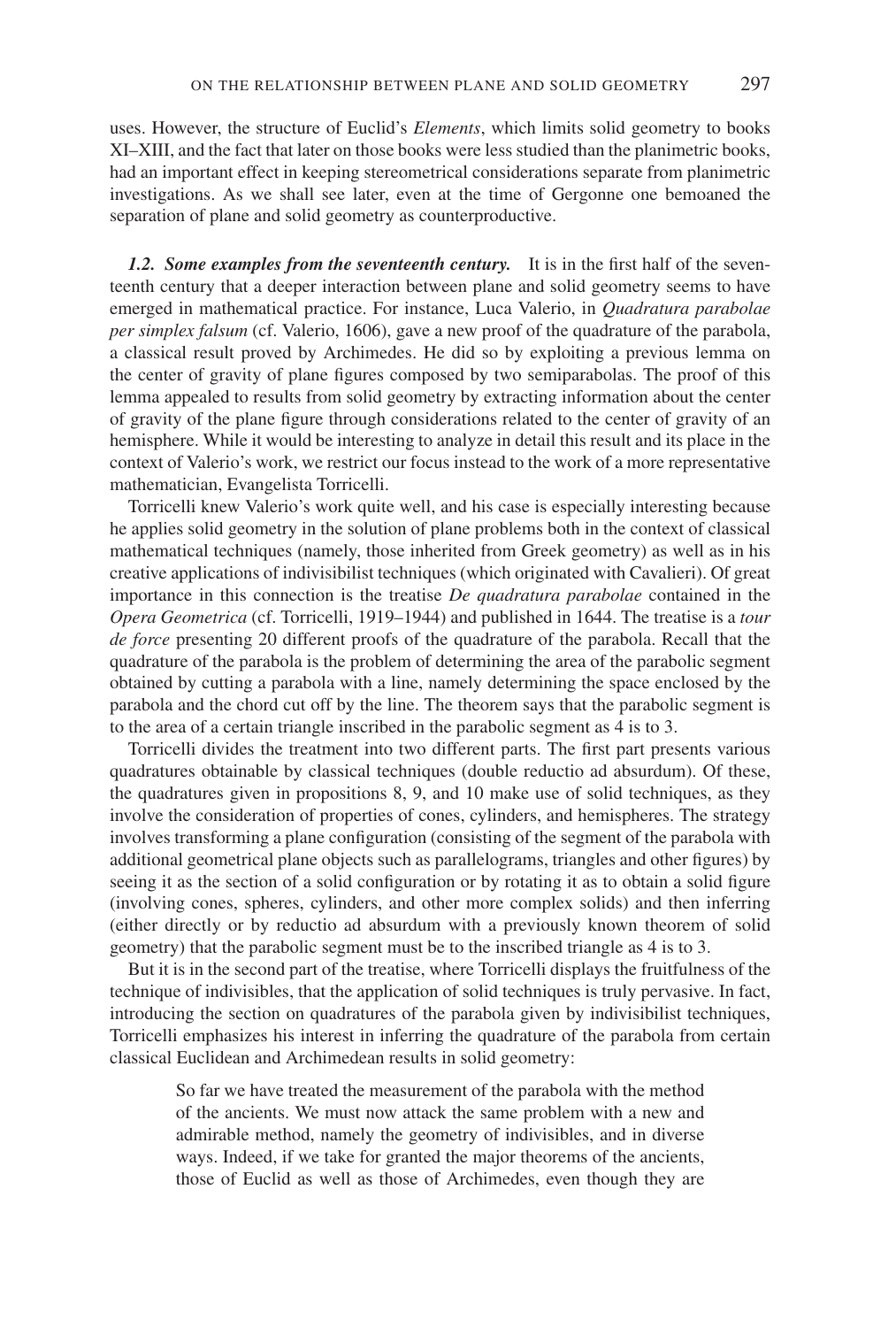uses. However, the structure of Euclid's *Elements*, which limits solid geometry to books XI–XIII, and the fact that later on those books were less studied than the planimetric books, had an important effect in keeping stereometrical considerations separate from planimetric investigations. As we shall see later, even at the time of Gergonne one bemoaned the separation of plane and solid geometry as counterproductive.

***1.2. Some examples from the seventeenth century.*** It is in the first half of the seventeenth century that a deeper interaction between plane and solid geometry seems to have emerged in mathematical practice. For instance, Luca Valerio, in *Quadratura parabolae per simplex falsum* (cf. Valerio, 1606), gave a new proof of the quadrature of the parabola, a classical result proved by Archimedes. He did so by exploiting a previous lemma on the center of gravity of plane figures composed by two semiparabolas. The proof of this lemma appealed to results from solid geometry by extracting information about the center of gravity of the plane figure through considerations related to the center of gravity of an hemisphere. While it would be interesting to analyze in detail this result and its place in the context of Valerio's work, we restrict our focus instead to the work of a more representative mathematician, Evangelista Torricelli.

Torricelli knew Valerio's work quite well, and his case is especially interesting because he applies solid geometry in the solution of plane problems both in the context of classical mathematical techniques (namely, those inherited from Greek geometry) as well as in his creative applications of indivisibilist techniques (which originated with Cavalieri). Of great importance in this connection is the treatise *De quadratura parabolae* contained in the *Opera Geometrica* (cf. Torricelli, 1919–1944) and published in 1644. The treatise is a *tour de force* presenting 20 different proofs of the quadrature of the parabola. Recall that the quadrature of the parabola is the problem of determining the area of the parabolic segment obtained by cutting a parabola with a line, namely determining the space enclosed by the parabola and the chord cut off by the line. The theorem says that the parabolic segment is to the area of a certain triangle inscribed in the parabolic segment as 4 is to 3.

Torricelli divides the treatment into two different parts. The first part presents various quadratures obtainable by classical techniques (double reductio ad absurdum). Of these, the quadratures given in propositions 8, 9, and 10 make use of solid techniques, as they involve the consideration of properties of cones, cylinders, and hemispheres. The strategy involves transforming a plane configuration (consisting of the segment of the parabola with additional geometrical plane objects such as parallelograms, triangles and other figures) by seeing it as the section of a solid configuration or by rotating it as to obtain a solid figure (involving cones, spheres, cylinders, and other more complex solids) and then inferring (either directly or by reductio ad absurdum with a previously known theorem of solid geometry) that the parabolic segment must be to the inscribed triangle as 4 is to 3.

But it is in the second part of the treatise, where Torricelli displays the fruitfulness of the technique of indivisibles, that the application of solid techniques is truly pervasive. In fact, introducing the section on quadratures of the parabola given by indivisibilist techniques, Torricelli emphasizes his interest in inferring the quadrature of the parabola from certain classical Euclidean and Archimedean results in solid geometry:

> So far we have treated the measurement of the parabola with the method of the ancients. We must now attack the same problem with a new and admirable method, namely the geometry of indivisibles, and in diverse ways. Indeed, if we take for granted the major theorems of the ancients, those of Euclid as well as those of Archimedes, even though they are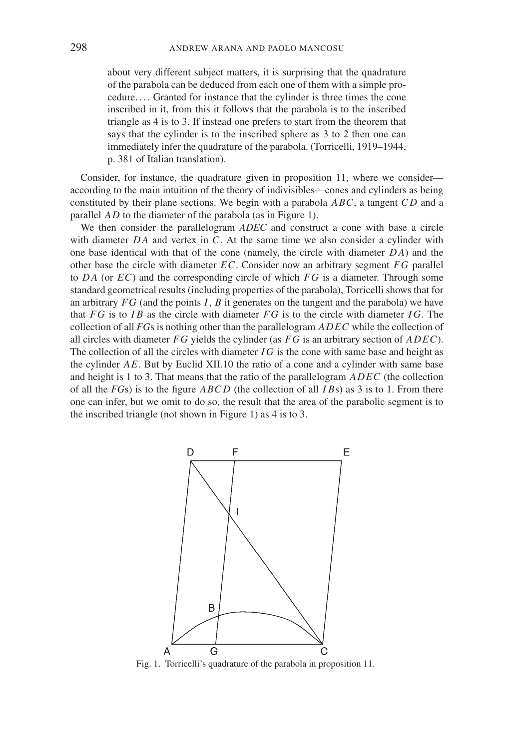> about very different subject matters, it is surprising that the quadrature of the parabola can be deduced from each one of them with a simple procedure. . . . Granted for instance that the cylinder is three times the cone inscribed in it, from this it follows that the parabola is to the inscribed triangle as 4 is to 3. If instead one prefers to start from the theorem that says that the cylinder is to the inscribed sphere as 3 to 2 then one can immediately infer the quadrature of the parabola. (Torricelli, 1919–1944, p. 381 of Italian translation).

Consider, for instance, the quadrature given in proposition 11, where we consider—according to the main intuition of the theory of indivisibles—cones and cylinders as being constituted by their plane sections. We begin with a parabola $ABC$, a tangent $CD$ and a parallel $AD$ to the diameter of the parabola (as in Figure 1).

We then consider the parallelogram *ADEC* and construct a cone with base a circle with diameter $DA$ and vertex in $C$. At the same time we also consider a cylinder with one base identical with that of the cone (namely, the circle with diameter $DA$) and the other base the circle with diameter $EC$. Consider now an arbitrary segment $FG$ parallel to $DA$ (or $EC$) and the corresponding circle of which $FG$ is a diameter. Through some standard geometrical results (including properties of the parabola), Torricelli shows that for an arbitrary $FG$ (and the points $I$, $B$ it generates on the tangent and the parabola) we have that $FG$ is to $IB$ as the circle with diameter $FG$ is to the circle with diameter $IG$. The collection of all *FG*s is nothing other than the parallelogram $ADEC$ while the collection of all circles with diameter $FG$ yields the cylinder (as $FG$ is an arbitrary section of $ADEC$). The collection of all the circles with diameter $IG$ is the cone with same base and height as the cylinder $AE$. But by Euclid XII.10 the ratio of a cone and a cylinder with same base and height is 1 to 3. That means that the ratio of the parallelogram $ADEC$ (the collection of all the *FG*s) is to the figure $ABCD$ (the collection of all $IB$s) as 3 is to 1. From there one can infer, but we omit to do so, the result that the area of the parabolic segment is to the inscribed triangle (not shown in Figure 1) as 4 is to 3.

Fig. 1. Torricelli's quadrature of the parabola in proposition 11.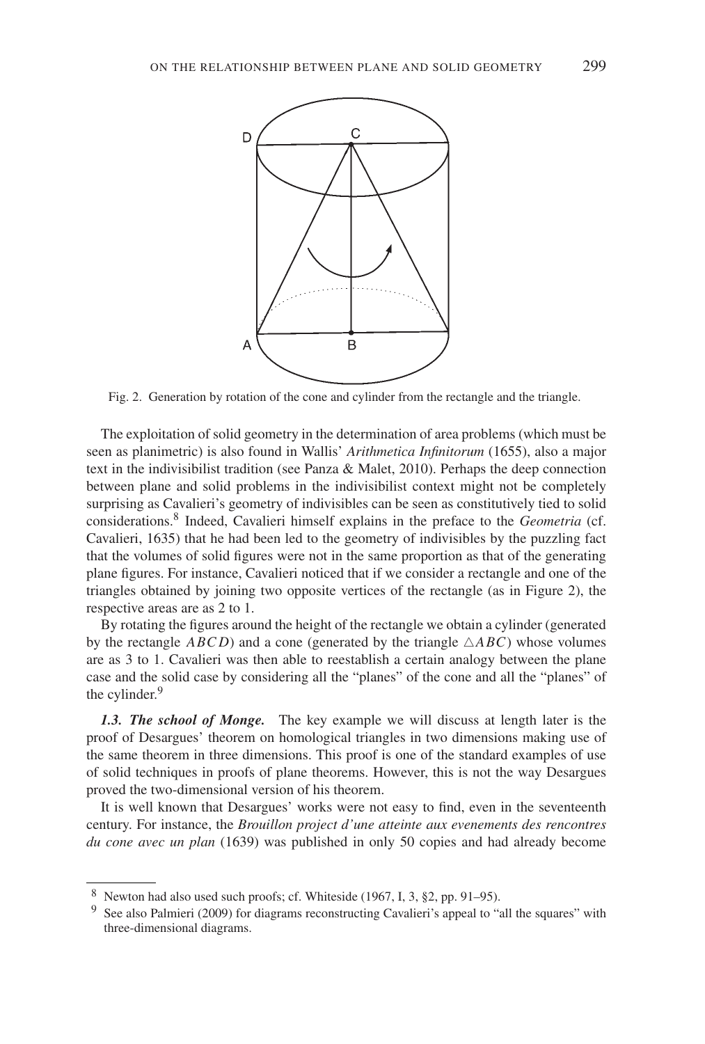Fig. 2. Generation by rotation of the cone and cylinder from the rectangle and the triangle.

The exploitation of solid geometry in the determination of area problems (which must be seen as planimetric) is also found in Wallis' *Arithmetica Infinitorum* (1655), also a major text in the indivisibilist tradition (see Panza & Malet, 2010). Perhaps the deep connection between plane and solid problems in the indivisibilist context might not be completely surprising as Cavalieri's geometry of indivisibles can be seen as constitutively tied to solid considerations.[8] Indeed, Cavalieri himself explains in the preface to the *Geometria* (cf. Cavalieri, 1635) that he had been led to the geometry of indivisibles by the puzzling fact that the volumes of solid figures were not in the same proportion as that of the generating plane figures. For instance, Cavalieri noticed that if we consider a rectangle and one of the triangles obtained by joining two opposite vertices of the rectangle (as in Figure 2), the respective areas are as 2 to 1.

By rotating the figures around the height of the rectangle we obtain a cylinder (generated by the rectangle $ABCD$) and a cone (generated by the triangle $\triangle ABC$) whose volumes are as 3 to 1. Cavalieri was then able to reestablish a certain analogy between the plane case and the solid case by considering all the "planes" of the cone and all the "planes" of the cylinder.[9]

***1.3. The school of Monge.*** The key example we will discuss at length later is the proof of Desargues' theorem on homological triangles in two dimensions making use of the same theorem in three dimensions. This proof is one of the standard examples of use of solid techniques in proofs of plane theorems. However, this is not the way Desargues proved the two-dimensional version of his theorem.

It is well known that Desargues' works were not easy to find, even in the seventeenth century. For instance, the *Brouillon project d'une atteinte aux evenements des rencontres du cone avec un plan* (1639) was published in only 50 copies and had already become

---

[8] Newton had also used such proofs; cf. Whiteside (1967, I, 3, §2, pp. 91–95).

[9] See also Palmieri (2009) for diagrams reconstructing Cavalieri's appeal to "all the squares" with three-dimensional diagrams.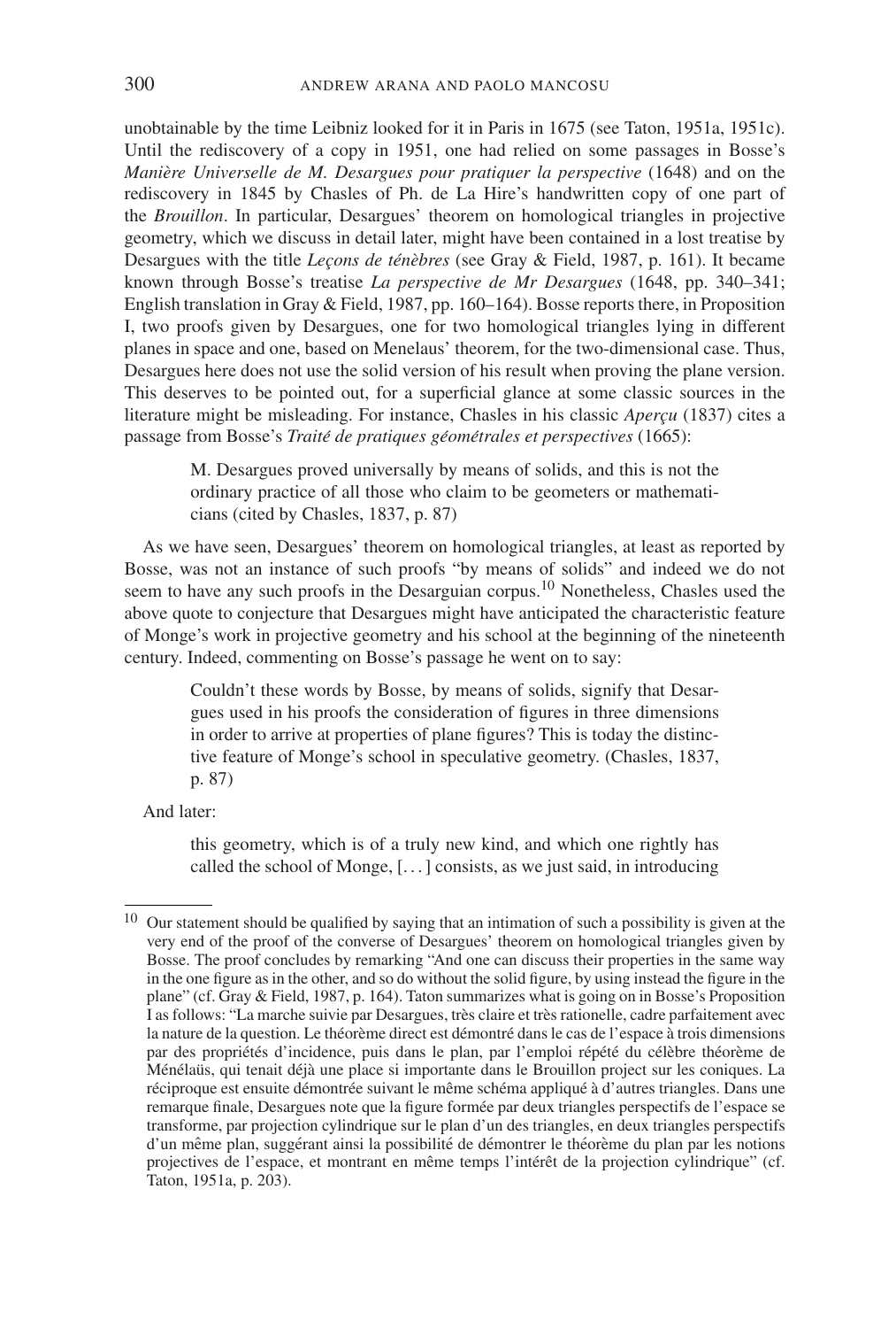unobtainable by the time Leibniz looked for it in Paris in 1675 (see Taton, 1951a, 1951c). Until the rediscovery of a copy in 1951, one had relied on some passages in Bosse's *Manière Universelle de M. Desargues pour pratiquer la perspective* (1648) and on the rediscovery in 1845 by Chasles of Ph. de La Hire's handwritten copy of one part of the *Brouillon*. In particular, Desargues' theorem on homological triangles in projective geometry, which we discuss in detail later, might have been contained in a lost treatise by Desargues with the title *Leçons de ténèbres* (see Gray & Field, 1987, p. 161). It became known through Bosse's treatise *La perspective de Mr Desargues* (1648, pp. 340–341; English translation in Gray & Field, 1987, pp. 160–164). Bosse reports there, in Proposition I, two proofs given by Desargues, one for two homological triangles lying in different planes in space and one, based on Menelaus' theorem, for the two-dimensional case. Thus, Desargues here does not use the solid version of his result when proving the plane version. This deserves to be pointed out, for a superficial glance at some classic sources in the literature might be misleading. For instance, Chasles in his classic *Aperçu* (1837) cites a passage from Bosse's *Traité de pratiques géométrales et perspectives* (1665):

> M. Desargues proved universally by means of solids, and this is not the ordinary practice of all those who claim to be geometers or mathematicians (cited by Chasles, 1837, p. 87)

As we have seen, Desargues' theorem on homological triangles, at least as reported by Bosse, was not an instance of such proofs "by means of solids" and indeed we do not seem to have any such proofs in the Desarguian corpus.[10] Nonetheless, Chasles used the above quote to conjecture that Desargues might have anticipated the characteristic feature of Monge's work in projective geometry and his school at the beginning of the nineteenth century. Indeed, commenting on Bosse's passage he went on to say:

> Couldn't these words by Bosse, by means of solids, signify that Desargues used in his proofs the consideration of figures in three dimensions in order to arrive at properties of plane figures? This is today the distinctive feature of Monge's school in speculative geometry. (Chasles, 1837, p. 87)

And later:

> this geometry, which is of a truly new kind, and which one rightly has called the school of Monge, [. . . ] consists, as we just said, in introducing

---

[10] Our statement should be qualified by saying that an intimation of such a possibility is given at the very end of the proof of the converse of Desargues' theorem on homological triangles given by Bosse. The proof concludes by remarking "And one can discuss their properties in the same way in the one figure as in the other, and so do without the solid figure, by using instead the figure in the plane" (cf. Gray & Field, 1987, p. 164). Taton summarizes what is going on in Bosse's Proposition I as follows: "La marche suivie par Desargues, très claire et très rationelle, cadre parfaitement avec la nature de la question. Le théorème direct est démontré dans le cas de l'espace à trois dimensions par des propriétés d'incidence, puis dans le plan, par l'emploi répété du célèbre théorème de Ménélaüs, qui tenait déjà une place si importante dans le Brouillon project sur les coniques. La réciproque est ensuite démontrée suivant le même schéma appliqué à d'autres triangles. Dans une remarque finale, Desargues note que la figure formée par deux triangles perspectifs de l'espace se transforme, par projection cylindrique sur le plan d'un des triangles, en deux triangles perspectifs d'un même plan, suggérant ainsi la possibilité de démontrer le théorème du plan par les notions projectives de l'espace, et montrant en même temps l'intérêt de la projection cylindrique" (cf. Taton, 1951a, p. 203).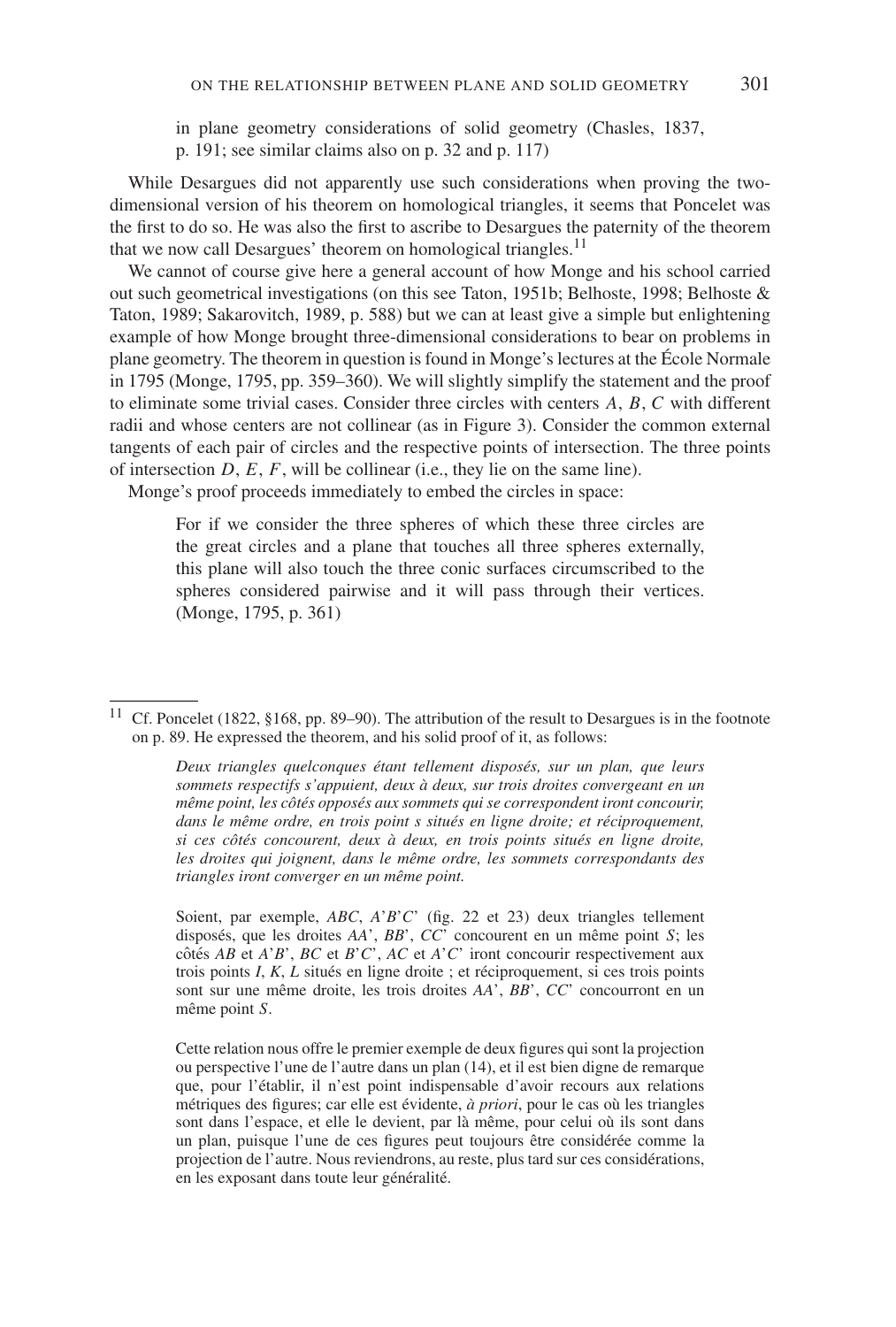> in plane geometry considerations of solid geometry (Chasles, 1837, p. 191; see similar claims also on p. 32 and p. 117)

While Desargues did not apparently use such considerations when proving the two-dimensional version of his theorem on homological triangles, it seems that Poncelet was the first to do so. He was also the first to ascribe to Desargues the paternity of the theorem that we now call Desargues' theorem on homological triangles.[11]

We cannot of course give here a general account of how Monge and his school carried out such geometrical investigations (on this see Taton, 1951b; Belhoste, 1998; Belhoste & Taton, 1989; Sakarovitch, 1989, p. 588) but we can at least give a simple but enlightening example of how Monge brought three-dimensional considerations to bear on problems in plane geometry. The theorem in question is found in Monge's lectures at the École Normale in 1795 (Monge, 1795, pp. 359–360). We will slightly simplify the statement and the proof to eliminate some trivial cases. Consider three circles with centers $A$, $B$, $C$ with different radii and whose centers are not collinear (as in Figure 3). Consider the common external tangents of each pair of circles and the respective points of intersection. The three points of intersection $D$, $E$, $F$, will be collinear (i.e., they lie on the same line).

Monge's proof proceeds immediately to embed the circles in space:

> For if we consider the three spheres of which these three circles are the great circles and a plane that touches all three spheres externally, this plane will also touch the three conic surfaces circumscribed to the spheres considered pairwise and it will pass through their vertices. (Monge, 1795, p. 361)

---

[11] Cf. Poncelet (1822, §168, pp. 89–90). The attribution of the result to Desargues is in the footnote on p. 89. He expressed the theorem, and his solid proof of it, as follows:

> *Deux triangles quelconques étant tellement disposés, sur un plan, que leurs sommets respectifs s'appuient, deux à deux, sur trois droites convergeant en un même point, les côtés opposés aux sommets qui se correspondent iront concourir, dans le même ordre, en trois point s situés en ligne droite; et réciproquement, si ces côtés concourent, deux à deux, en trois points situés en ligne droite, les droites qui joignent, dans le même ordre, les sommets correspondants des triangles iront converger en un même point.*
>
> Soient, par exemple, *ABC*, *A'B'C'* (fig. 22 et 23) deux triangles tellement disposés, que les droites *AA'*, *BB'*, *CC'* concourent en un même point *S*; les côtés *AB* et *A'B'*, *BC* et *B'C'*, *AC* et *A'C'* iront concourir respectivement aux trois points *I*, *K*, *L* situés en ligne droite ; et réciproquement, si ces trois points sont sur une même droite, les trois droites *AA'*, *BB'*, *CC'* concourront en un même point *S*.
>
> Cette relation nous offre le premier exemple de deux figures qui sont la projection ou perspective l'une de l'autre dans un plan (14), et il est bien digne de remarque que, pour l'établir, il n'est point indispensable d'avoir recours aux relations métriques des figures; car elle est évidente, *à priori*, pour le cas où les triangles sont dans l'espace, et elle le devient, par là même, pour celui où ils sont dans un plan, puisque l'une de ces figures peut toujours être considérée comme la projection de l'autre. Nous reviendrons, au reste, plus tard sur ces considérations, en les exposant dans toute leur généralité.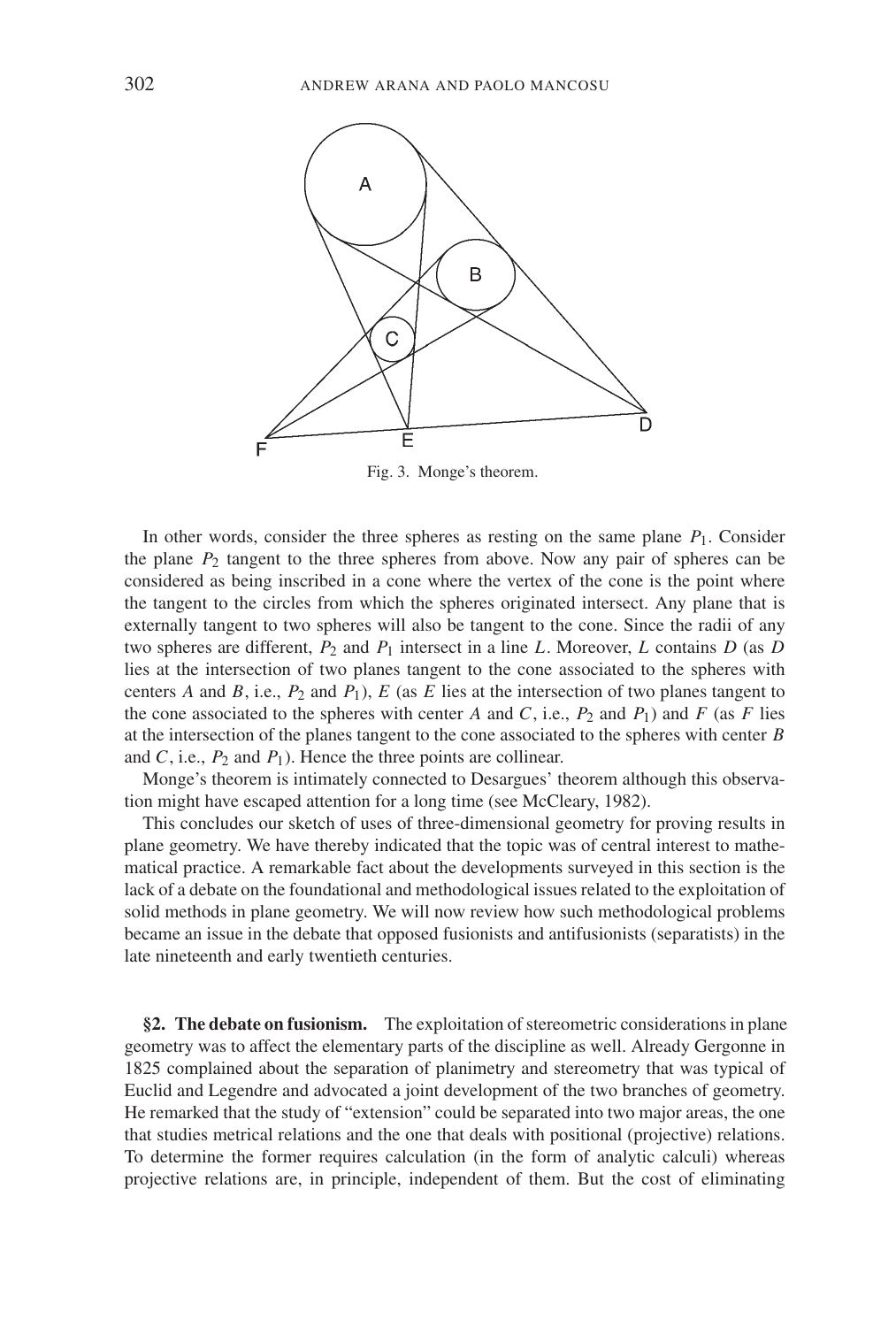Fig. 3. Monge's theorem.

In other words, consider the three spheres as resting on the same plane $P_1$. Consider the plane $P_2$ tangent to the three spheres from above. Now any pair of spheres can be considered as being inscribed in a cone where the vertex of the cone is the point where the tangent to the circles from which the spheres originated intersect. Any plane that is externally tangent to two spheres will also be tangent to the cone. Since the radii of any two spheres are different, $P_2$ and $P_1$ intersect in a line $L$. Moreover, $L$ contains $D$ (as $D$ lies at the intersection of two planes tangent to the cone associated to the spheres with centers $A$ and $B$, i.e., $P_2$ and $P_1$), $E$ (as $E$ lies at the intersection of two planes tangent to the cone associated to the spheres with center $A$ and $C$, i.e., $P_2$ and $P_1$) and $F$ (as $F$ lies at the intersection of the planes tangent to the cone associated to the spheres with center $B$ and $C$, i.e., $P_2$ and $P_1$). Hence the three points are collinear.

Monge's theorem is intimately connected to Desargues' theorem although this observation might have escaped attention for a long time (see McCleary, 1982).

This concludes our sketch of uses of three-dimensional geometry for proving results in plane geometry. We have thereby indicated that the topic was of central interest to mathematical practice. A remarkable fact about the developments surveyed in this section is the lack of a debate on the foundational and methodological issues related to the exploitation of solid methods in plane geometry. We will now review how such methodological problems became an issue in the debate that opposed fusionists and antifusionists (separatists) in the late nineteenth and early twentieth centuries.

## §2. The debate on fusionism.

The exploitation of stereometric considerations in plane geometry was to affect the elementary parts of the discipline as well. Already Gergonne in 1825 complained about the separation of planimetry and stereometry that was typical of Euclid and Legendre and advocated a joint development of the two branches of geometry. He remarked that the study of "extension" could be separated into two major areas, the one that studies metrical relations and the one that deals with positional (projective) relations. To determine the former requires calculation (in the form of analytic calculi) whereas projective relations are, in principle, independent of them. But the cost of eliminating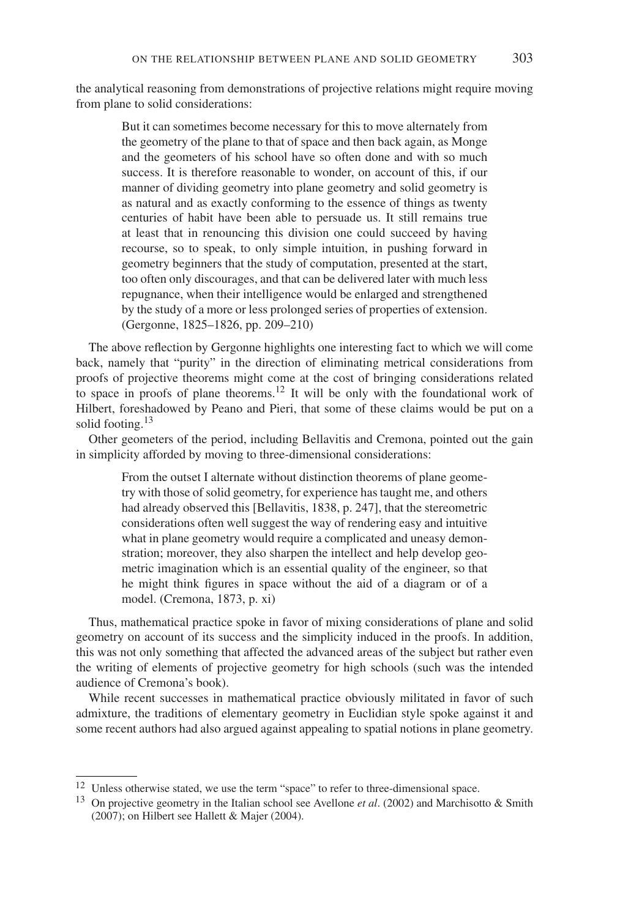the analytical reasoning from demonstrations of projective relations might require moving from plane to solid considerations:

> But it can sometimes become necessary for this to move alternately from the geometry of the plane to that of space and then back again, as Monge and the geometers of his school have so often done and with so much success. It is therefore reasonable to wonder, on account of this, if our manner of dividing geometry into plane geometry and solid geometry is as natural and as exactly conforming to the essence of things as twenty centuries of habit have been able to persuade us. It still remains true at least that in renouncing this division one could succeed by having recourse, so to speak, to only simple intuition, in pushing forward in geometry beginners that the study of computation, presented at the start, too often only discourages, and that can be delivered later with much less repugnance, when their intelligence would be enlarged and strengthened by the study of a more or less prolonged series of properties of extension. (Gergonne, 1825–1826, pp. 209–210)

The above reflection by Gergonne highlights one interesting fact to which we will come back, namely that "purity" in the direction of eliminating metrical considerations from proofs of projective theorems might come at the cost of bringing considerations related to space in proofs of plane theorems.[12] It will be only with the foundational work of Hilbert, foreshadowed by Peano and Pieri, that some of these claims would be put on a solid footing.[13]

Other geometers of the period, including Bellavitis and Cremona, pointed out the gain in simplicity afforded by moving to three-dimensional considerations:

> From the outset I alternate without distinction theorems of plane geometry with those of solid geometry, for experience has taught me, and others had already observed this [Bellavitis, 1838, p. 247], that the stereometric considerations often well suggest the way of rendering easy and intuitive what in plane geometry would require a complicated and uneasy demonstration; moreover, they also sharpen the intellect and help develop geometric imagination which is an essential quality of the engineer, so that he might think figures in space without the aid of a diagram or of a model. (Cremona, 1873, p. xi)

Thus, mathematical practice spoke in favor of mixing considerations of plane and solid geometry on account of its success and the simplicity induced in the proofs. In addition, this was not only something that affected the advanced areas of the subject but rather even the writing of elements of projective geometry for high schools (such was the intended audience of Cremona's book).

While recent successes in mathematical practice obviously militated in favor of such admixture, the traditions of elementary geometry in Euclidian style spoke against it and some recent authors had also argued against appealing to spatial notions in plane geometry.

---

[12] Unless otherwise stated, we use the term "space" to refer to three-dimensional space.

[13] On projective geometry in the Italian school see Avellone *et al*. (2002) and Marchisotto & Smith (2007); on Hilbert see Hallett & Majer (2004).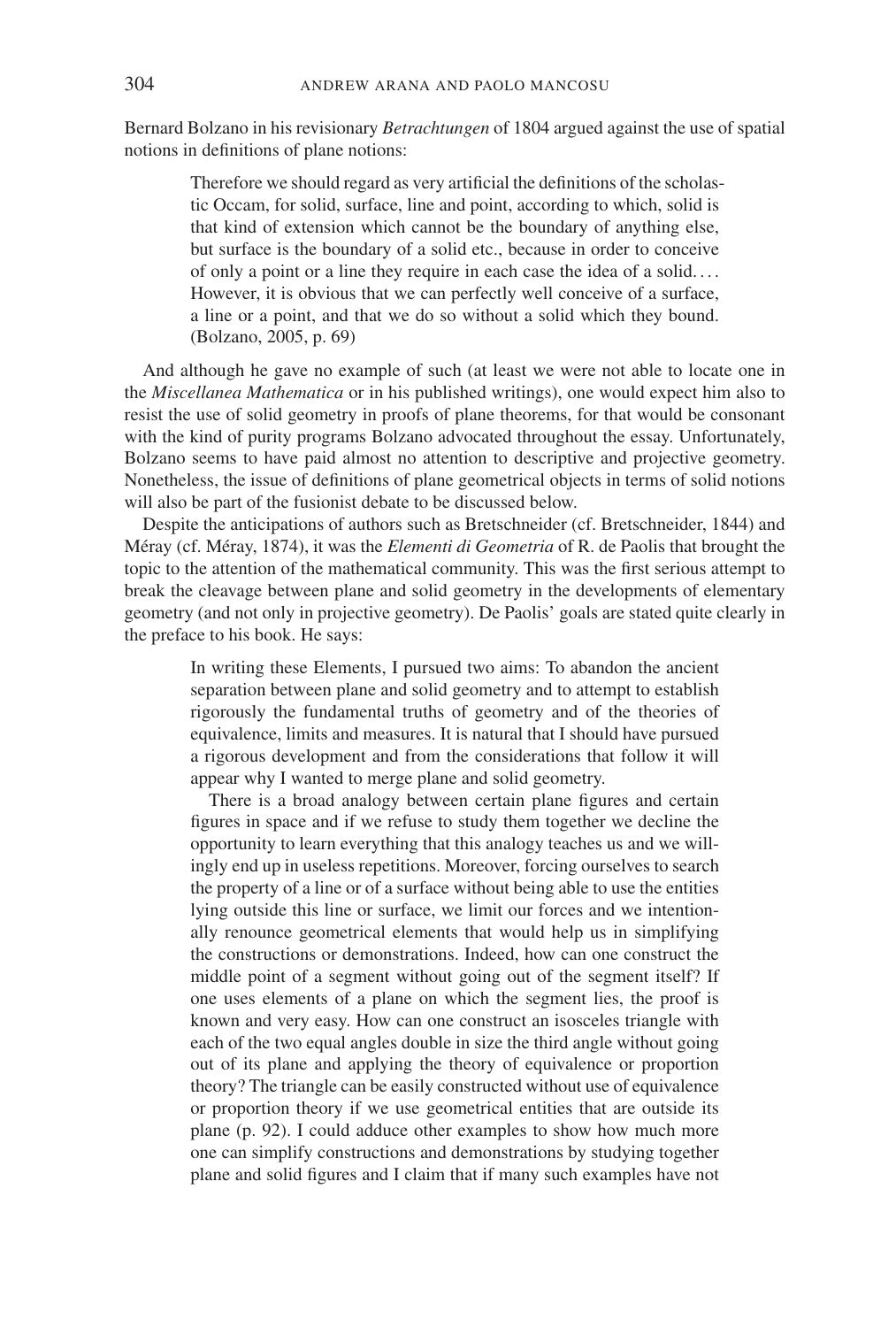Bernard Bolzano in his revisionary *Betrachtungen* of 1804 argued against the use of spatial notions in definitions of plane notions:

> Therefore we should regard as very artificial the definitions of the scholastic Occam, for solid, surface, line and point, according to which, solid is that kind of extension which cannot be the boundary of anything else, but surface is the boundary of a solid etc., because in order to conceive of only a point or a line they require in each case the idea of a solid. . . . However, it is obvious that we can perfectly well conceive of a surface, a line or a point, and that we do so without a solid which they bound. (Bolzano, 2005, p. 69)

And although he gave no example of such (at least we were not able to locate one in the *Miscellanea Mathematica* or in his published writings), one would expect him also to resist the use of solid geometry in proofs of plane theorems, for that would be consonant with the kind of purity programs Bolzano advocated throughout the essay. Unfortunately, Bolzano seems to have paid almost no attention to descriptive and projective geometry. Nonetheless, the issue of definitions of plane geometrical objects in terms of solid notions will also be part of the fusionist debate to be discussed below.

Despite the anticipations of authors such as Bretschneider (cf. Bretschneider, 1844) and Méray (cf. Méray, 1874), it was the *Elementi di Geometria* of R. de Paolis that brought the topic to the attention of the mathematical community. This was the first serious attempt to break the cleavage between plane and solid geometry in the developments of elementary geometry (and not only in projective geometry). De Paolis' goals are stated quite clearly in the preface to his book. He says:

> In writing these Elements, I pursued two aims: To abandon the ancient separation between plane and solid geometry and to attempt to establish rigorously the fundamental truths of geometry and of the theories of equivalence, limits and measures. It is natural that I should have pursued a rigorous development and from the considerations that follow it will appear why I wanted to merge plane and solid geometry.
>
> There is a broad analogy between certain plane figures and certain figures in space and if we refuse to study them together we decline the opportunity to learn everything that this analogy teaches us and we willingly end up in useless repetitions. Moreover, forcing ourselves to search the property of a line or of a surface without being able to use the entities lying outside this line or surface, we limit our forces and we intentionally renounce geometrical elements that would help us in simplifying the constructions or demonstrations. Indeed, how can one construct the middle point of a segment without going out of the segment itself? If one uses elements of a plane on which the segment lies, the proof is known and very easy. How can one construct an isosceles triangle with each of the two equal angles double in size the third angle without going out of its plane and applying the theory of equivalence or proportion theory? The triangle can be easily constructed without use of equivalence or proportion theory if we use geometrical entities that are outside its plane (p. 92). I could adduce other examples to show how much more one can simplify constructions and demonstrations by studying together plane and solid figures and I claim that if many such examples have not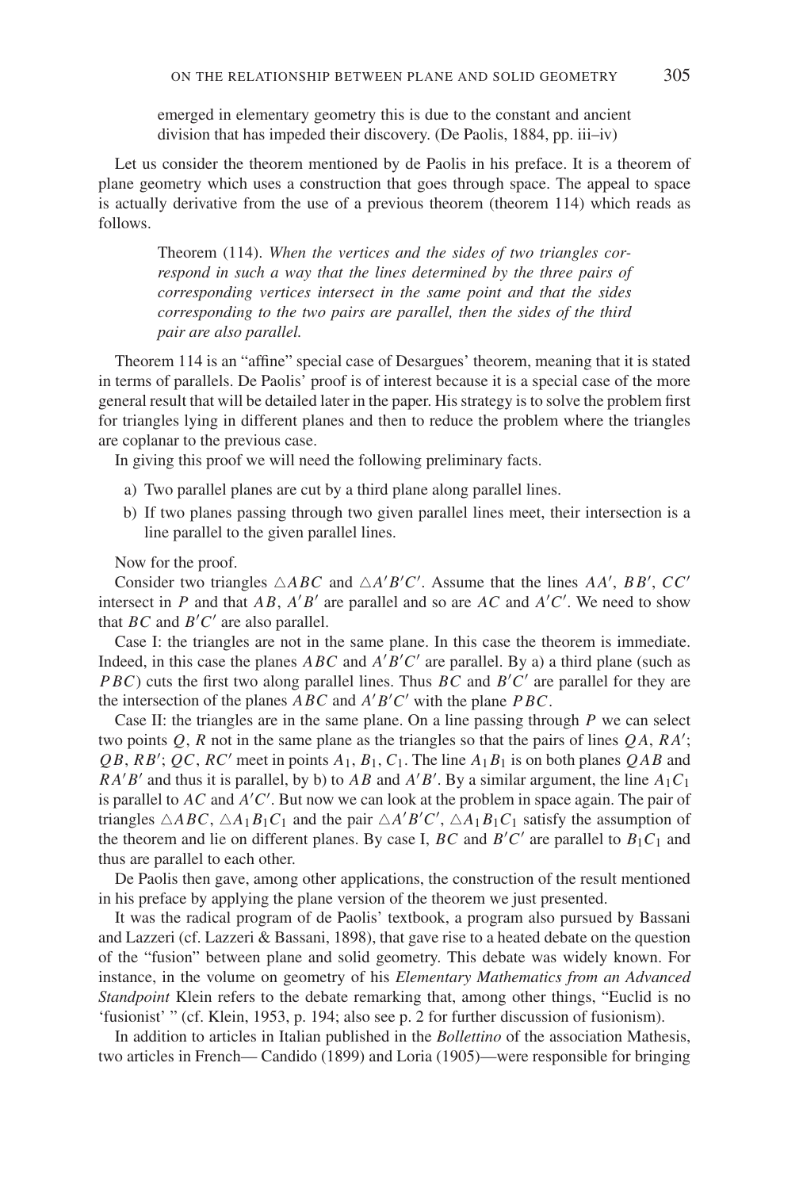emerged in elementary geometry this is due to the constant and ancient division that has impeded their discovery. (De Paolis, 1884, pp. iii–iv)

Let us consider the theorem mentioned by de Paolis in his preface. It is a theorem of plane geometry which uses a construction that goes through space. The appeal to space is actually derivative from the use of a previous theorem (theorem 114) which reads as follows.

> Theorem (114). *When the vertices and the sides of two triangles correspond in such a way that the lines determined by the three pairs of corresponding vertices intersect in the same point and that the sides corresponding to the two pairs are parallel, then the sides of the third pair are also parallel.*

Theorem 114 is an "affine" special case of Desargues' theorem, meaning that it is stated in terms of parallels. De Paolis' proof is of interest because it is a special case of the more general result that will be detailed later in the paper. His strategy is to solve the problem first for triangles lying in different planes and then to reduce the problem where the triangles are coplanar to the previous case.

In giving this proof we will need the following preliminary facts.

a) Two parallel planes are cut by a third plane along parallel lines.
b) If two planes passing through two given parallel lines meet, their intersection is a line parallel to the given parallel lines.

Now for the proof.

Consider two triangles $\triangle ABC$ and $\triangle A'B'C'$. Assume that the lines $AA'$, $BB'$, $CC'$ intersect in $P$ and that $AB$, $A'B'$ are parallel and so are $AC$ and $A'C'$. We need to show that $BC$ and $B'C'$ are also parallel.

Case I: the triangles are not in the same plane. In this case the theorem is immediate. Indeed, in this case the planes $ABC$ and $A'B'C'$ are parallel. By a) a third plane (such as $PBC$) cuts the first two along parallel lines. Thus $BC$ and $B'C'$ are parallel for they are the intersection of the planes $ABC$ and $A'B'C'$ with the plane $PBC$.

Case II: the triangles are in the same plane. On a line passing through $P$ we can select two points $Q$, $R$ not in the same plane as the triangles so that the pairs of lines $QA$, $RA'$; $QB$, $RB'$; $QC$, $RC'$ meet in points $A_1$, $B_1$, $C_1$. The line $A_1B_1$ is on both planes $QAB$ and $RA'B'$ and thus it is parallel, by b) to $AB$ and $A'B'$. By a similar argument, the line $A_1C_1$ is parallel to $AC$ and $A'C'$. But now we can look at the problem in space again. The pair of triangles $\triangle ABC$, $\triangle A_1B_1C_1$ and the pair $\triangle A'B'C'$, $\triangle A_1B_1C_1$ satisfy the assumption of the theorem and lie on different planes. By case I, $BC$ and $B'C'$ are parallel to $B_1C_1$ and thus are parallel to each other.

De Paolis then gave, among other applications, the construction of the result mentioned in his preface by applying the plane version of the theorem we just presented.

It was the radical program of de Paolis' textbook, a program also pursued by Bassani and Lazzeri (cf. Lazzeri & Bassani, 1898), that gave rise to a heated debate on the question of the "fusion" between plane and solid geometry. This debate was widely known. For instance, in the volume on geometry of his *Elementary Mathematics from an Advanced Standpoint* Klein refers to the debate remarking that, among other things, "Euclid is no 'fusionist' " (cf. Klein, 1953, p. 194; also see p. 2 for further discussion of fusionism).

In addition to articles in Italian published in the *Bollettino* of the association Mathesis, two articles in French— Candido (1899) and Loria (1905)—were responsible for bringing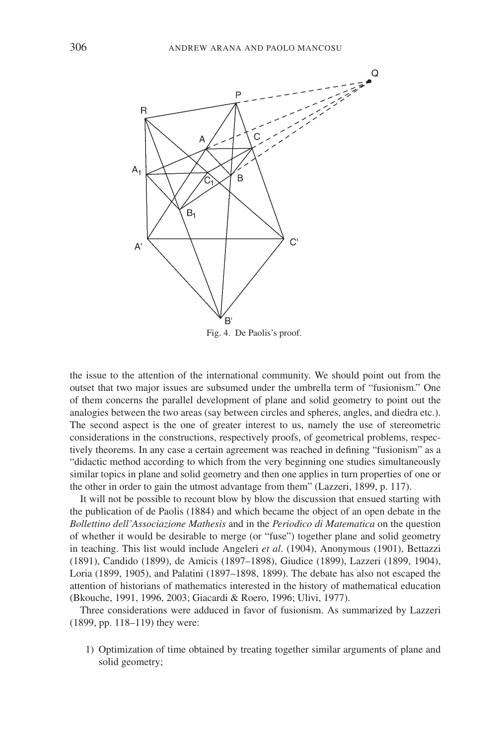Fig. 4. De Paolis's proof.

the issue to the attention of the international community. We should point out from the outset that two major issues are subsumed under the umbrella term of "fusionism." One of them concerns the parallel development of plane and solid geometry to point out the analogies between the two areas (say between circles and spheres, angles, and diedra etc.). The second aspect is the one of greater interest to us, namely the use of stereometric considerations in the constructions, respectively proofs, of geometrical problems, respectively theorems. In any case a certain agreement was reached in defining "fusionism" as a "didactic method according to which from the very beginning one studies simultaneously similar topics in plane and solid geometry and then one applies in turn properties of one or the other in order to gain the utmost advantage from them" (Lazzeri, 1899, p. 117).

It will not be possible to recount blow by blow the discussion that ensued starting with the publication of de Paolis (1884) and which became the object of an open debate in the *Bollettino dell'Associazione Mathesis* and in the *Periodico di Matematica* on the question of whether it would be desirable to merge (or "fuse") together plane and solid geometry in teaching. This list would include Angeleri *et al*. (1904), Anonymous (1901), Bettazzi (1891), Candido (1899), de Amicis (1897–1898), Giudice (1899), Lazzeri (1899, 1904), Loria (1899, 1905), and Palatini (1897–1898, 1899). The debate has also not escaped the attention of historians of mathematics interested in the history of mathematical education (Bkouche, 1991, 1996, 2003; Giacardi & Roero, 1996; Ulivi, 1977).

Three considerations were adduced in favor of fusionism. As summarized by Lazzeri (1899, pp. 118–119) they were:

1) Optimization of time obtained by treating together similar arguments of plane and solid geometry;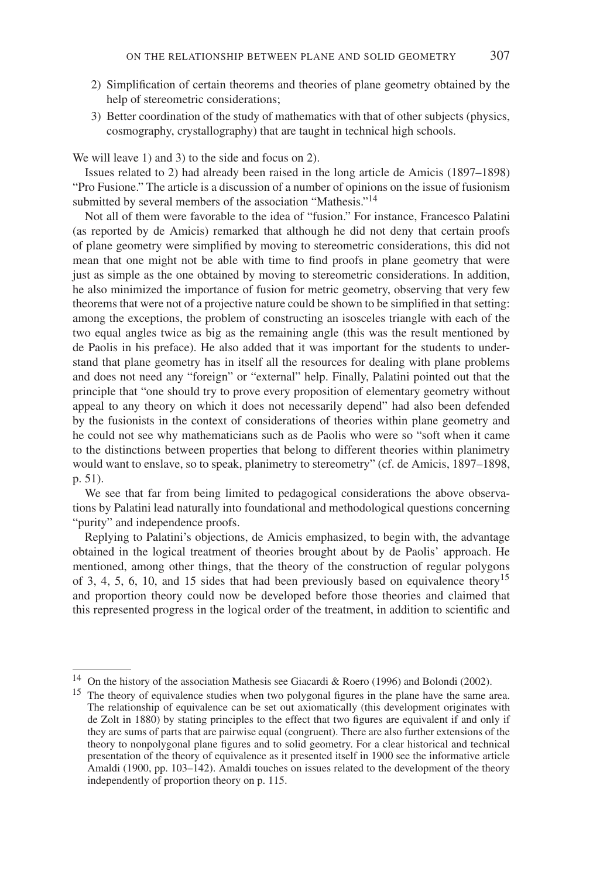2) Simplification of certain theorems and theories of plane geometry obtained by the help of stereometric considerations;
3) Better coordination of the study of mathematics with that of other subjects (physics, cosmography, crystallography) that are taught in technical high schools.

We will leave 1) and 3) to the side and focus on 2).

Issues related to 2) had already been raised in the long article de Amicis (1897–1898) "Pro Fusione." The article is a discussion of a number of opinions on the issue of fusionism submitted by several members of the association "Mathesis."[14]

Not all of them were favorable to the idea of "fusion." For instance, Francesco Palatini (as reported by de Amicis) remarked that although he did not deny that certain proofs of plane geometry were simplified by moving to stereometric considerations, this did not mean that one might not be able with time to find proofs in plane geometry that were just as simple as the one obtained by moving to stereometric considerations. In addition, he also minimized the importance of fusion for metric geometry, observing that very few theorems that were not of a projective nature could be shown to be simplified in that setting: among the exceptions, the problem of constructing an isosceles triangle with each of the two equal angles twice as big as the remaining angle (this was the result mentioned by de Paolis in his preface). He also added that it was important for the students to understand that plane geometry has in itself all the resources for dealing with plane problems and does not need any "foreign" or "external" help. Finally, Palatini pointed out that the principle that "one should try to prove every proposition of elementary geometry without appeal to any theory on which it does not necessarily depend" had also been defended by the fusionists in the context of considerations of theories within plane geometry and he could not see why mathematicians such as de Paolis who were so "soft when it came to the distinctions between properties that belong to different theories within planimetry would want to enslave, so to speak, planimetry to stereometry" (cf. de Amicis, 1897–1898, p. 51).

We see that far from being limited to pedagogical considerations the above observations by Palatini lead naturally into foundational and methodological questions concerning "purity" and independence proofs.

Replying to Palatini's objections, de Amicis emphasized, to begin with, the advantage obtained in the logical treatment of theories brought about by de Paolis' approach. He mentioned, among other things, that the theory of the construction of regular polygons of 3, 4, 5, 6, 10, and 15 sides that had been previously based on equivalence theory[15] and proportion theory could now be developed before those theories and claimed that this represented progress in the logical order of the treatment, in addition to scientific and

---

[14] On the history of the association Mathesis see Giacardi & Roero (1996) and Bolondi (2002).

[15] The theory of equivalence studies when two polygonal figures in the plane have the same area. The relationship of equivalence can be set out axiomatically (this development originates with de Zolt in 1880) by stating principles to the effect that two figures are equivalent if and only if they are sums of parts that are pairwise equal (congruent). There are also further extensions of the theory to nonpolygonal plane figures and to solid geometry. For a clear historical and technical presentation of the theory of equivalence as it presented itself in 1900 see the informative article Amaldi (1900, pp. 103–142). Amaldi touches on issues related to the development of the theory independently of proportion theory on p. 115.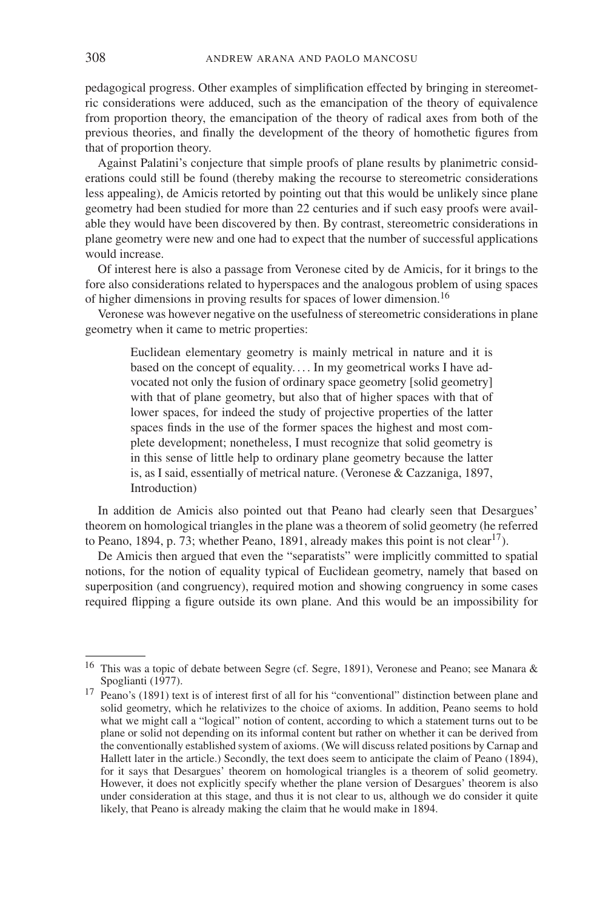pedagogical progress. Other examples of simplification effected by bringing in stereometric considerations were adduced, such as the emancipation of the theory of equivalence from proportion theory, the emancipation of the theory of radical axes from both of the previous theories, and finally the development of the theory of homothetic figures from that of proportion theory.

Against Palatini's conjecture that simple proofs of plane results by planimetric considerations could still be found (thereby making the recourse to stereometric considerations less appealing), de Amicis retorted by pointing out that this would be unlikely since plane geometry had been studied for more than 22 centuries and if such easy proofs were available they would have been discovered by then. By contrast, stereometric considerations in plane geometry were new and one had to expect that the number of successful applications would increase.

Of interest here is also a passage from Veronese cited by de Amicis, for it brings to the fore also considerations related to hyperspaces and the analogous problem of using spaces of higher dimensions in proving results for spaces of lower dimension.[16]

Veronese was however negative on the usefulness of stereometric considerations in plane geometry when it came to metric properties:

> Euclidean elementary geometry is mainly metrical in nature and it is based on the concept of equality. ... In my geometrical works I have advocated not only the fusion of ordinary space geometry [solid geometry] with that of plane geometry, but also that of higher spaces with that of lower spaces, for indeed the study of projective properties of the latter spaces finds in the use of the former spaces the highest and most complete development; nonetheless, I must recognize that solid geometry is in this sense of little help to ordinary plane geometry because the latter is, as I said, essentially of metrical nature. (Veronese & Cazzaniga, 1897, Introduction)

In addition de Amicis also pointed out that Peano had clearly seen that Desargues' theorem on homological triangles in the plane was a theorem of solid geometry (he referred to Peano, 1894, p. 73; whether Peano, 1891, already makes this point is not clear[17]).

De Amicis then argued that even the "separatists" were implicitly committed to spatial notions, for the notion of equality typical of Euclidean geometry, namely that based on superposition (and congruency), required motion and showing congruency in some cases required flipping a figure outside its own plane. And this would be an impossibility for

---

[16] This was a topic of debate between Segre (cf. Segre, 1891), Veronese and Peano; see Manara & Spoglianti (1977).

[17] Peano's (1891) text is of interest first of all for his "conventional" distinction between plane and solid geometry, which he relativizes to the choice of axioms. In addition, Peano seems to hold what we might call a "logical" notion of content, according to which a statement turns out to be plane or solid not depending on its informal content but rather on whether it can be derived from the conventionally established system of axioms. (We will discuss related positions by Carnap and Hallett later in the article.) Secondly, the text does seem to anticipate the claim of Peano (1894), for it says that Desargues' theorem on homological triangles is a theorem of solid geometry. However, it does not explicitly specify whether the plane version of Desargues' theorem is also under consideration at this stage, and thus it is not clear to us, although we do consider it quite likely, that Peano is already making the claim that he would make in 1894.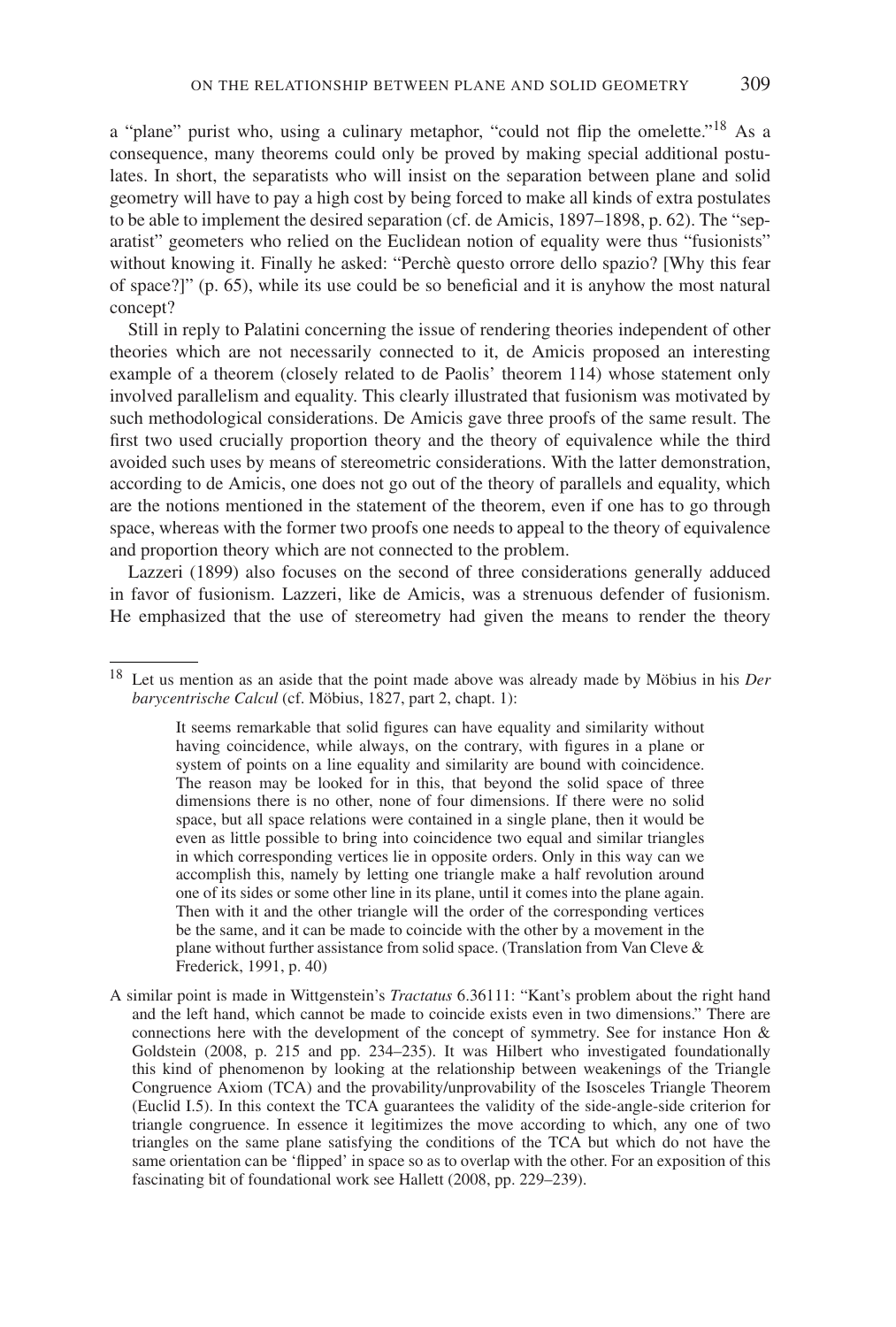a "plane" purist who, using a culinary metaphor, "could not flip the omelette."[18] As a consequence, many theorems could only be proved by making special additional postulates. In short, the separatists who will insist on the separation between plane and solid geometry will have to pay a high cost by being forced to make all kinds of extra postulates to be able to implement the desired separation (cf. de Amicis, 1897–1898, p. 62). The "separatist" geometers who relied on the Euclidean notion of equality were thus "fusionists" without knowing it. Finally he asked: "Perchè questo orrore dello spazio? [Why this fear of space?]" (p. 65), while its use could be so beneficial and it is anyhow the most natural concept?

Still in reply to Palatini concerning the issue of rendering theories independent of other theories which are not necessarily connected to it, de Amicis proposed an interesting example of a theorem (closely related to de Paolis' theorem 114) whose statement only involved parallelism and equality. This clearly illustrated that fusionism was motivated by such methodological considerations. De Amicis gave three proofs of the same result. The first two used crucially proportion theory and the theory of equivalence while the third avoided such uses by means of stereometric considerations. With the latter demonstration, according to de Amicis, one does not go out of the theory of parallels and equality, which are the notions mentioned in the statement of the theorem, even if one has to go through space, whereas with the former two proofs one needs to appeal to the theory of equivalence and proportion theory which are not connected to the problem.

Lazzeri (1899) also focuses on the second of three considerations generally adduced in favor of fusionism. Lazzeri, like de Amicis, was a strenuous defender of fusionism. He emphasized that the use of stereometry had given the means to render the theory

---

[18] Let us mention as an aside that the point made above was already made by Möbius in his *Der barycentrische Calcul* (cf. Möbius, 1827, part 2, chapt. 1):

> It seems remarkable that solid figures can have equality and similarity without having coincidence, while always, on the contrary, with figures in a plane or system of points on a line equality and similarity are bound with coincidence. The reason may be looked for in this, that beyond the solid space of three dimensions there is no other, none of four dimensions. If there were no solid space, but all space relations were contained in a single plane, then it would be even as little possible to bring into coincidence two equal and similar triangles in which corresponding vertices lie in opposite orders. Only in this way can we accomplish this, namely by letting one triangle make a half revolution around one of its sides or some other line in its plane, until it comes into the plane again. Then with it and the other triangle will the order of the corresponding vertices be the same, and it can be made to coincide with the other by a movement in the plane without further assistance from solid space. (Translation from Van Cleve & Frederick, 1991, p. 40)

A similar point is made in Wittgenstein's *Tractatus* 6.36111: "Kant's problem about the right hand and the left hand, which cannot be made to coincide exists even in two dimensions." There are connections here with the development of the concept of symmetry. See for instance Hon & Goldstein (2008, p. 215 and pp. 234–235). It was Hilbert who investigated foundationally this kind of phenomenon by looking at the relationship between weakenings of the Triangle Congruence Axiom (TCA) and the provability/unprovability of the Isosceles Triangle Theorem (Euclid I.5). In this context the TCA guarantees the validity of the side-angle-side criterion for triangle congruence. In essence it legitimizes the move according to which, any one of two triangles on the same plane satisfying the conditions of the TCA but which do not have the same orientation can be 'flipped' in space so as to overlap with the other. For an exposition of this fascinating bit of foundational work see Hallett (2008, pp. 229–239).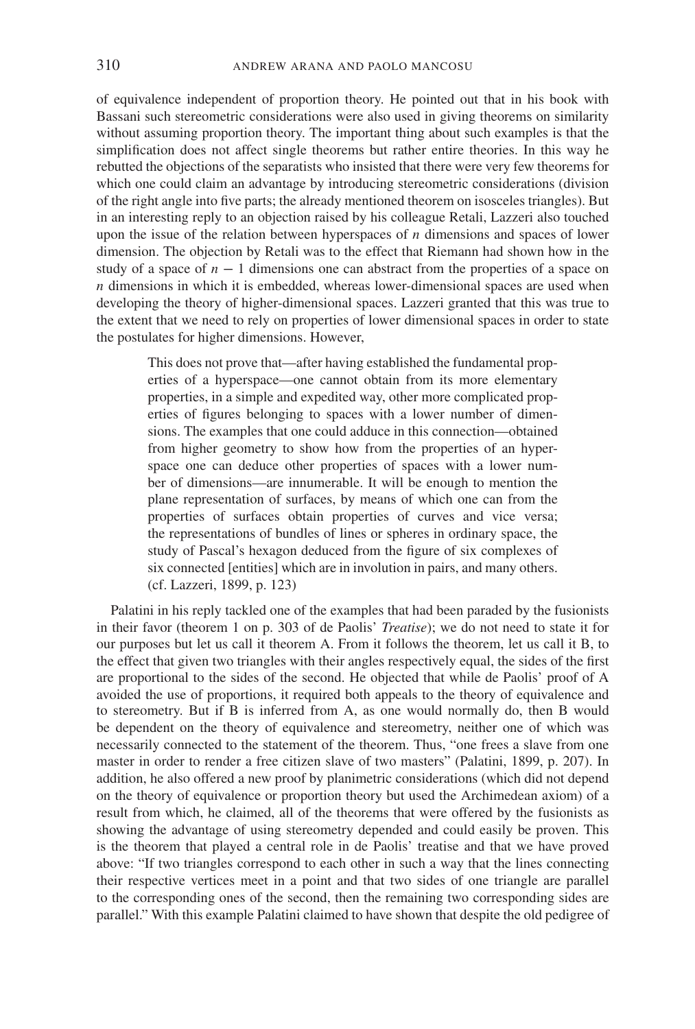of equivalence independent of proportion theory. He pointed out that in his book with Bassani such stereometric considerations were also used in giving theorems on similarity without assuming proportion theory. The important thing about such examples is that the simplification does not affect single theorems but rather entire theories. In this way he rebutted the objections of the separatists who insisted that there were very few theorems for which one could claim an advantage by introducing stereometric considerations (division of the right angle into five parts; the already mentioned theorem on isosceles triangles). But in an interesting reply to an objection raised by his colleague Retali, Lazzeri also touched upon the issue of the relation between hyperspaces of $n$ dimensions and spaces of lower dimension. The objection by Retali was to the effect that Riemann had shown how in the study of a space of $n - 1$ dimensions one can abstract from the properties of a space on $n$ dimensions in which it is embedded, whereas lower-dimensional spaces are used when developing the theory of higher-dimensional spaces. Lazzeri granted that this was true to the extent that we need to rely on properties of lower dimensional spaces in order to state the postulates for higher dimensions. However,

> This does not prove that—after having established the fundamental properties of a hyperspace—one cannot obtain from its more elementary properties, in a simple and expedited way, other more complicated properties of figures belonging to spaces with a lower number of dimensions. The examples that one could adduce in this connection—obtained from higher geometry to show how from the properties of an hyperspace one can deduce other properties of spaces with a lower number of dimensions—are innumerable. It will be enough to mention the plane representation of surfaces, by means of which one can from the properties of surfaces obtain properties of curves and vice versa; the representations of bundles of lines or spheres in ordinary space, the study of Pascal's hexagon deduced from the figure of six complexes of six connected [entities] which are in involution in pairs, and many others. (cf. Lazzeri, 1899, p. 123)

Palatini in his reply tackled one of the examples that had been paraded by the fusionists in their favor (theorem 1 on p. 303 of de Paolis' *Treatise*); we do not need to state it for our purposes but let us call it theorem A. From it follows the theorem, let us call it B, to the effect that given two triangles with their angles respectively equal, the sides of the first are proportional to the sides of the second. He objected that while de Paolis' proof of A avoided the use of proportions, it required both appeals to the theory of equivalence and to stereometry. But if B is inferred from A, as one would normally do, then B would be dependent on the theory of equivalence and stereometry, neither one of which was necessarily connected to the statement of the theorem. Thus, "one frees a slave from one master in order to render a free citizen slave of two masters" (Palatini, 1899, p. 207). In addition, he also offered a new proof by planimetric considerations (which did not depend on the theory of equivalence or proportion theory but used the Archimedean axiom) of a result from which, he claimed, all of the theorems that were offered by the fusionists as showing the advantage of using stereometry depended and could easily be proven. This is the theorem that played a central role in de Paolis' treatise and that we have proved above: "If two triangles correspond to each other in such a way that the lines connecting their respective vertices meet in a point and that two sides of one triangle are parallel to the corresponding ones of the second, then the remaining two corresponding sides are parallel." With this example Palatini claimed to have shown that despite the old pedigree of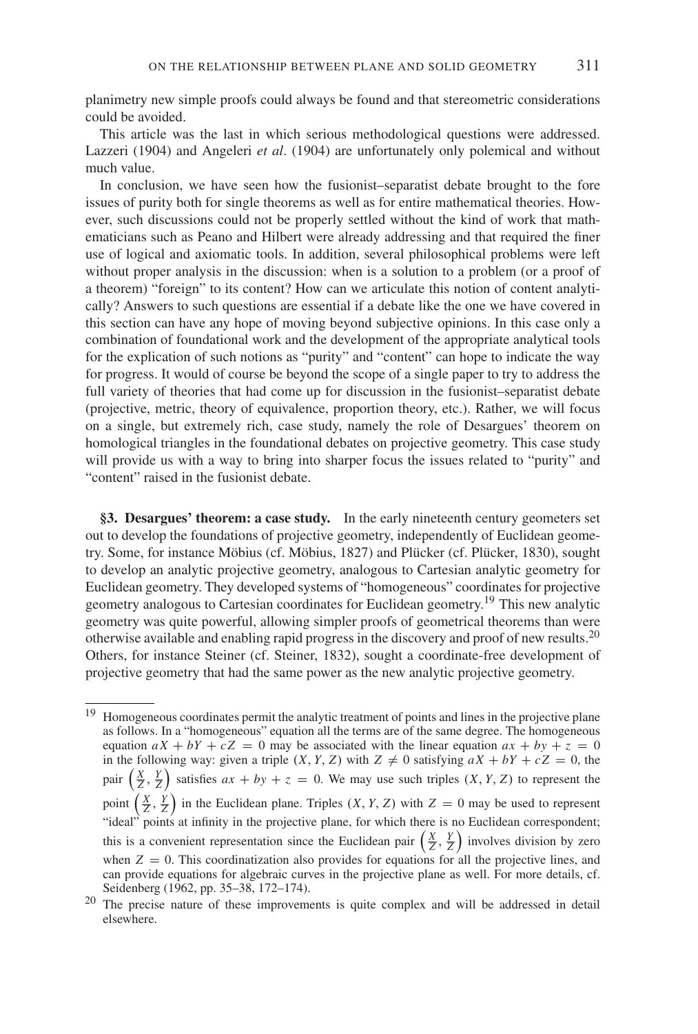planimetry new simple proofs could always be found and that stereometric considerations could be avoided.

This article was the last in which serious methodological questions were addressed. Lazzeri (1904) and Angeleri *et al*. (1904) are unfortunately only polemical and without much value.

In conclusion, we have seen how the fusionist–separatist debate brought to the fore issues of purity both for single theorems as well as for entire mathematical theories. However, such discussions could not be properly settled without the kind of work that mathematicians such as Peano and Hilbert were already addressing and that required the finer use of logical and axiomatic tools. In addition, several philosophical problems were left without proper analysis in the discussion: when is a solution to a problem (or a proof of a theorem) "foreign" to its content? How can we articulate this notion of content analytically? Answers to such questions are essential if a debate like the one we have covered in this section can have any hope of moving beyond subjective opinions. In this case only a combination of foundational work and the development of the appropriate analytical tools for the explication of such notions as "purity" and "content" can hope to indicate the way for progress. It would of course be beyond the scope of a single paper to try to address the full variety of theories that had come up for discussion in the fusionist–separatist debate (projective, metric, theory of equivalence, proportion theory, etc.). Rather, we will focus on a single, but extremely rich, case study, namely the role of Desargues' theorem on homological triangles in the foundational debates on projective geometry. This case study will provide us with a way to bring into sharper focus the issues related to "purity" and "content" raised in the fusionist debate.

## §3. Desargues' theorem: a case study.

In the early nineteenth century geometers set out to develop the foundations of projective geometry, independently of Euclidean geometry. Some, for instance Möbius (cf. Möbius, 1827) and Plücker (cf. Plücker, 1830), sought to develop an analytic projective geometry, analogous to Cartesian analytic geometry for Euclidean geometry. They developed systems of "homogeneous" coordinates for projective geometry analogous to Cartesian coordinates for Euclidean geometry.[19] This new analytic geometry was quite powerful, allowing simpler proofs of geometrical theorems than were otherwise available and enabling rapid progress in the discovery and proof of new results.[20] Others, for instance Steiner (cf. Steiner, 1832), sought a coordinate-free development of projective geometry that had the same power as the new analytic projective geometry.

---

[19] Homogeneous coordinates permit the analytic treatment of points and lines in the projective plane as follows. In a "homogeneous" equation all the terms are of the same degree. The homogeneous equation $aX + bY + cZ = 0$ may be associated with the linear equation $ax + by + z = 0$ in the following way: given a triple $(X, Y, Z)$ with $Z \neq 0$ satisfying $aX + bY + cZ = 0$, the pair $\left(\frac{X}{Z}, \frac{Y}{Z}\right)$ satisfies $ax + by + z = 0$. We may use such triples $(X, Y, Z)$ to represent the point $\left(\frac{X}{Z}, \frac{Y}{Z}\right)$ in the Euclidean plane. Triples $(X, Y, Z)$ with $Z = 0$ may be used to represent "ideal" points at infinity in the projective plane, for which there is no Euclidean correspondent; this is a convenient representation since the Euclidean pair $\left(\frac{X}{Z}, \frac{Y}{Z}\right)$ involves division by zero when $Z = 0$. This coordinatization also provides for equations for all the projective lines, and can provide equations for algebraic curves in the projective plane as well. For more details, cf. Seidenberg (1962, pp. 35–38, 172–174).

[20] The precise nature of these improvements is quite complex and will be addressed in detail elsewhere.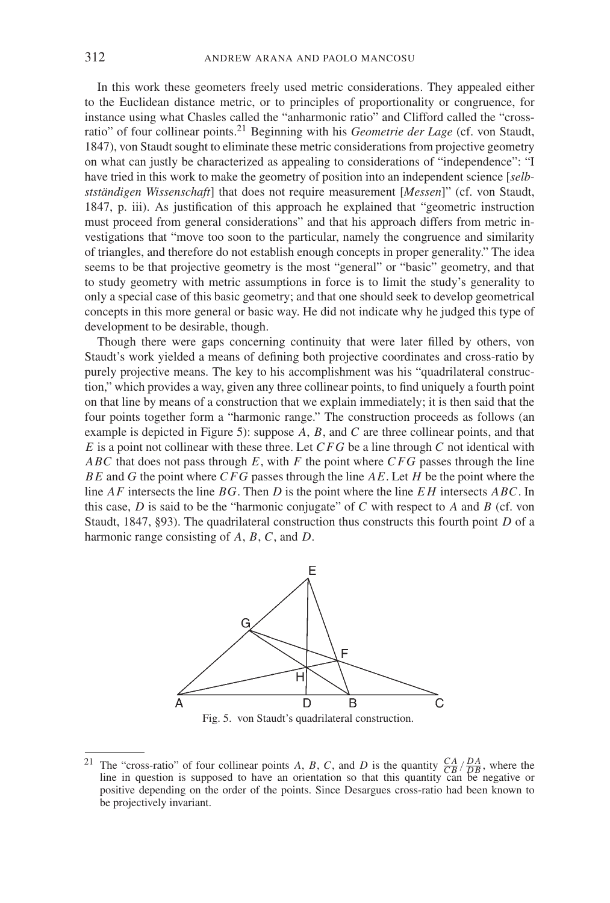In this work these geometers freely used metric considerations. They appealed either to the Euclidean distance metric, or to principles of proportionality or congruence, for instance using what Chasles called the "anharmonic ratio" and Clifford called the "cross-ratio" of four collinear points.[21] Beginning with his *Geometrie der Lage* (cf. von Staudt, 1847), von Staudt sought to eliminate these metric considerations from projective geometry on what can justly be characterized as appealing to considerations of "independence": "I have tried in this work to make the geometry of position into an independent science [*selbstständigen Wissenschaft*] that does not require measurement [*Messen*]" (cf. von Staudt, 1847, p. iii). As justification of this approach he explained that "geometric instruction must proceed from general considerations" and that his approach differs from metric investigations that "move too soon to the particular, namely the congruence and similarity of triangles, and therefore do not establish enough concepts in proper generality." The idea seems to be that projective geometry is the most "general" or "basic" geometry, and that to study geometry with metric assumptions in force is to limit the study's generality to only a special case of this basic geometry; and that one should seek to develop geometrical concepts in this more general or basic way. He did not indicate why he judged this type of development to be desirable, though.

Though there were gaps concerning continuity that were later filled by others, von Staudt's work yielded a means of defining both projective coordinates and cross-ratio by purely projective means. The key to his accomplishment was his "quadrilateral construction," which provides a way, given any three collinear points, to find uniquely a fourth point on that line by means of a construction that we explain immediately; it is then said that the four points together form a "harmonic range." The construction proceeds as follows (an example is depicted in Figure 5): suppose $A$, $B$, and $C$ are three collinear points, and that $E$ is a point not collinear with these three. Let $CFG$ be a line through $C$ not identical with $ABC$ that does not pass through $E$, with $F$ the point where $CFG$ passes through the line $BE$ and $G$ the point where $CFG$ passes through the line $AE$. Let $H$ be the point where the line $AF$ intersects the line $BG$. Then $D$ is the point where the line $EH$ intersects $ABC$. In this case, $D$ is said to be the "harmonic conjugate" of $C$ with respect to $A$ and $B$ (cf. von Staudt, 1847, §93). The quadrilateral construction thus constructs this fourth point $D$ of a harmonic range consisting of $A$, $B$, $C$, and $D$.

Fig. 5. von Staudt's quadrilateral construction.

[21] The "cross-ratio" of four collinear points $A$, $B$, $C$, and $D$ is the quantity $\frac{CA}{CB}/\frac{DA}{DB}$, where the line in question is supposed to have an orientation so that this quantity can be negative or positive depending on the order of the points. Since Desargues cross-ratio had been known to be projectively invariant.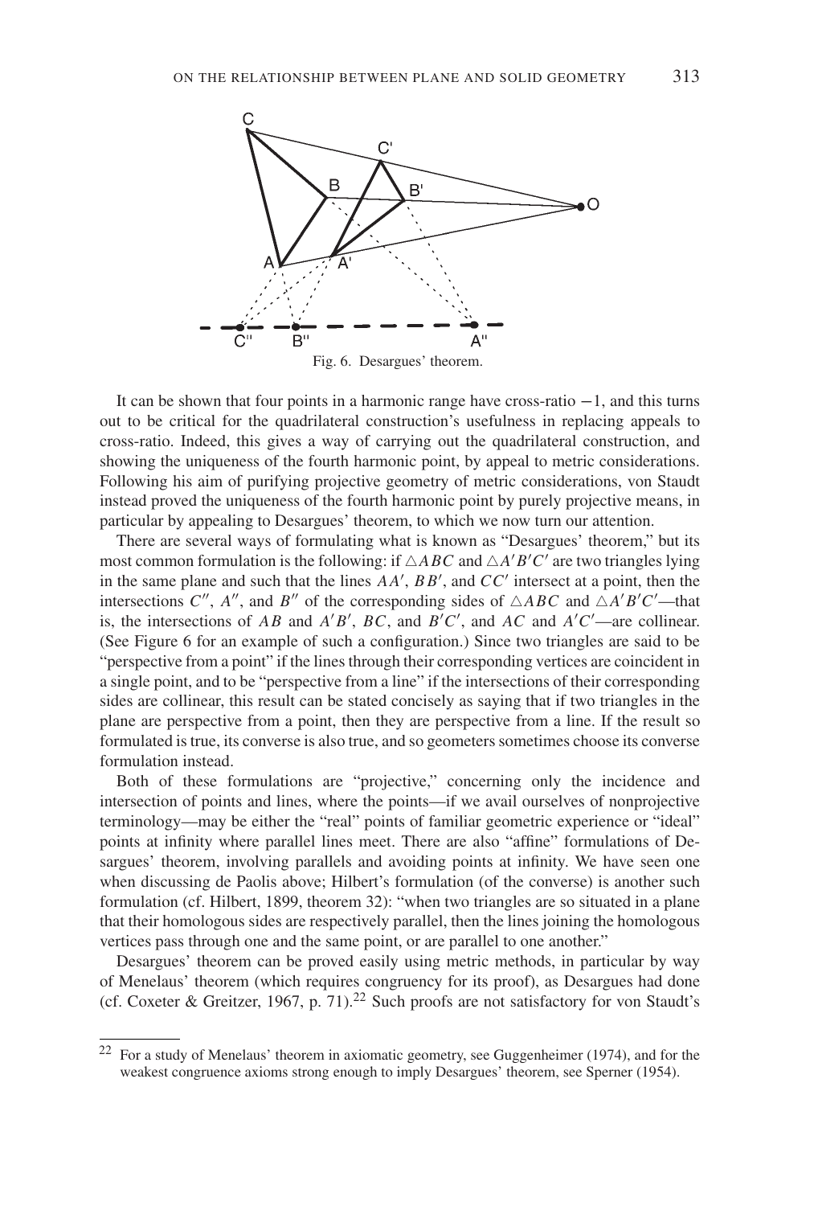Fig. 6. Desargues' theorem.

It can be shown that four points in a harmonic range have cross-ratio $-1$, and this turns out to be critical for the quadrilateral construction's usefulness in replacing appeals to cross-ratio. Indeed, this gives a way of carrying out the quadrilateral construction, and showing the uniqueness of the fourth harmonic point, by appeal to metric considerations. Following his aim of purifying projective geometry of metric considerations, von Staudt instead proved the uniqueness of the fourth harmonic point by purely projective means, in particular by appealing to Desargues' theorem, to which we now turn our attention.

There are several ways of formulating what is known as "Desargues' theorem," but its most common formulation is the following: if $\triangle ABC$ and $\triangle A'B'C'$ are two triangles lying in the same plane and such that the lines $AA'$, $BB'$, and $CC'$ intersect at a point, then the intersections $C''$, $A''$, and $B''$ of the corresponding sides of $\triangle ABC$ and $\triangle A'B'C'$—that is, the intersections of $AB$ and $A'B'$, $BC$, and $B'C'$, and $AC$ and $A'C'$—are collinear. (See Figure 6 for an example of such a configuration.) Since two triangles are said to be "perspective from a point" if the lines through their corresponding vertices are coincident in a single point, and to be "perspective from a line" if the intersections of their corresponding sides are collinear, this result can be stated concisely as saying that if two triangles in the plane are perspective from a point, then they are perspective from a line. If the result so formulated is true, its converse is also true, and so geometers sometimes choose its converse formulation instead.

Both of these formulations are "projective," concerning only the incidence and intersection of points and lines, where the points—if we avail ourselves of nonprojective terminology—may be either the "real" points of familiar geometric experience or "ideal" points at infinity where parallel lines meet. There are also "affine" formulations of Desargues' theorem, involving parallels and avoiding points at infinity. We have seen one when discussing de Paolis above; Hilbert's formulation (of the converse) is another such formulation (cf. Hilbert, 1899, theorem 32): "when two triangles are so situated in a plane that their homologous sides are respectively parallel, then the lines joining the homologous vertices pass through one and the same point, or are parallel to one another."

Desargues' theorem can be proved easily using metric methods, in particular by way of Menelaus' theorem (which requires congruency for its proof), as Desargues had done (cf. Coxeter & Greitzer, 1967, p. 71).[22] Such proofs are not satisfactory for von Staudt's

[22] For a study of Menelaus' theorem in axiomatic geometry, see Guggenheimer (1974), and for the weakest congruence axioms strong enough to imply Desargues' theorem, see Sperner (1954).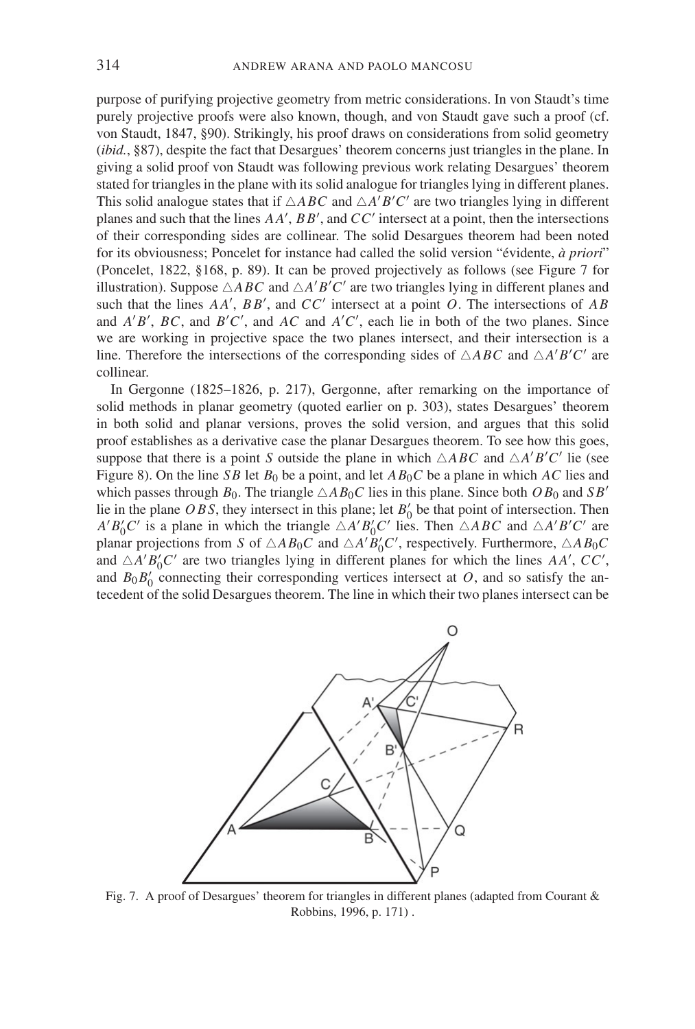purpose of purifying projective geometry from metric considerations. In von Staudt's time purely projective proofs were also known, though, and von Staudt gave such a proof (cf. von Staudt, 1847, §90). Strikingly, his proof draws on considerations from solid geometry (*ibid.*, §87), despite the fact that Desargues' theorem concerns just triangles in the plane. In giving a solid proof von Staudt was following previous work relating Desargues' theorem stated for triangles in the plane with its solid analogue for triangles lying in different planes. This solid analogue states that if $\triangle ABC$ and $\triangle A'B'C'$ are two triangles lying in different planes and such that the lines $AA'$, $BB'$, and $CC'$ intersect at a point, then the intersections of their corresponding sides are collinear. The solid Desargues theorem had been noted for its obviousness; Poncelet for instance had called the solid version "évidente, *à priori*" (Poncelet, 1822, §168, p. 89). It can be proved projectively as follows (see Figure 7 for illustration). Suppose $\triangle ABC$ and $\triangle A'B'C'$ are two triangles lying in different planes and such that the lines $AA'$, $BB'$, and $CC'$ intersect at a point $O$. The intersections of $AB$ and $A'B'$, $BC$, and $B'C'$, and $AC$ and $A'C'$, each lie in both of the two planes. Since we are working in projective space the two planes intersect, and their intersection is a line. Therefore the intersections of the corresponding sides of $\triangle ABC$ and $\triangle A'B'C'$ are collinear.

In Gergonne (1825–1826, p. 217), Gergonne, after remarking on the importance of solid methods in planar geometry (quoted earlier on p. 303), states Desargues' theorem in both solid and planar versions, proves the solid version, and argues that this solid proof establishes as a derivative case the planar Desargues theorem. To see how this goes, suppose that there is a point $S$ outside the plane in which $\triangle ABC$ and $\triangle A'B'C'$ lie (see Figure 8). On the line $SB$ let $B_0$ be a point, and let $AB_0C$ be a plane in which $AC$ lies and which passes through $B_0$. The triangle $\triangle AB_0C$ lies in this plane. Since both $OB_0$ and $SB'$ lie in the plane $OBS$, they intersect in this plane; let $B_0'$ be that point of intersection. Then $A'B_0'C'$ is a plane in which the triangle $\triangle A'B_0'C'$ lies. Then $\triangle ABC$ and $\triangle A'B'C'$ are planar projections from $S$ of $\triangle AB_0C$ and $\triangle A'B_0'C'$, respectively. Furthermore, $\triangle AB_0C$ and $\triangle A'B_0'C'$ are two triangles lying in different planes for which the lines $AA'$, $CC'$, and $B_0B_0'$ connecting their corresponding vertices intersect at $O$, and so satisfy the antecedent of the solid Desargues theorem. The line in which their two planes intersect can be

Fig. 7. A proof of Desargues' theorem for triangles in different planes (adapted from Courant & Robbins, 1996, p. 171) .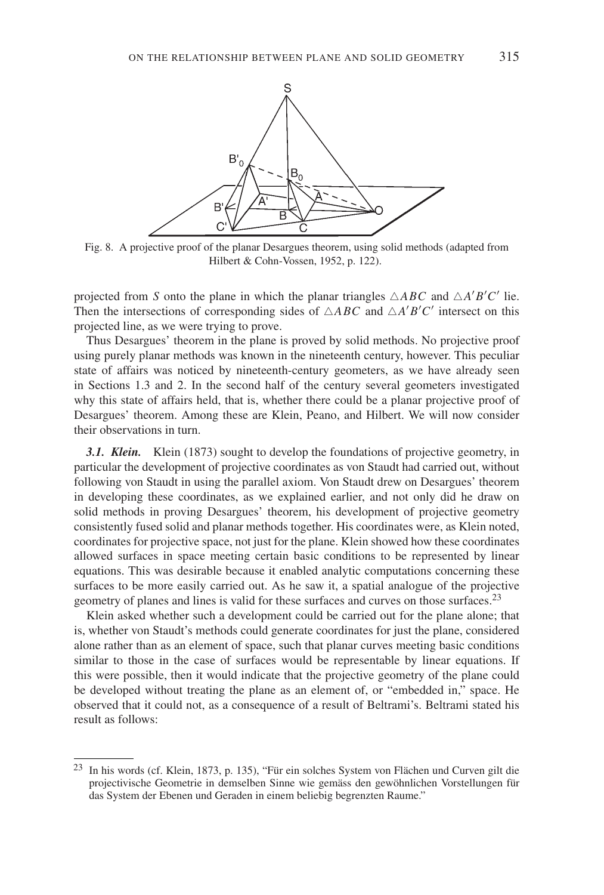Fig. 8. A projective proof of the planar Desargues theorem, using solid methods (adapted from Hilbert & Cohn-Vossen, 1952, p. 122).

projected from $S$ onto the plane in which the planar triangles $\triangle ABC$ and $\triangle A'B'C'$ lie. Then the intersections of corresponding sides of $\triangle ABC$ and $\triangle A'B'C'$ intersect on this projected line, as we were trying to prove.

Thus Desargues' theorem in the plane is proved by solid methods. No projective proof using purely planar methods was known in the nineteenth century, however. This peculiar state of affairs was noticed by nineteenth-century geometers, as we have already seen in Sections 1.3 and 2. In the second half of the century several geometers investigated why this state of affairs held, that is, whether there could be a planar projective proof of Desargues' theorem. Among these are Klein, Peano, and Hilbert. We will now consider their observations in turn.

***3.1. Klein.*** Klein (1873) sought to develop the foundations of projective geometry, in particular the development of projective coordinates as von Staudt had carried out, without following von Staudt in using the parallel axiom. Von Staudt drew on Desargues' theorem in developing these coordinates, as we explained earlier, and not only did he draw on solid methods in proving Desargues' theorem, his development of projective geometry consistently fused solid and planar methods together. His coordinates were, as Klein noted, coordinates for projective space, not just for the plane. Klein showed how these coordinates allowed surfaces in space meeting certain basic conditions to be represented by linear equations. This was desirable because it enabled analytic computations concerning these surfaces to be more easily carried out. As he saw it, a spatial analogue of the projective geometry of planes and lines is valid for these surfaces and curves on those surfaces.[23]

Klein asked whether such a development could be carried out for the plane alone; that is, whether von Staudt's methods could generate coordinates for just the plane, considered alone rather than as an element of space, such that planar curves meeting basic conditions similar to those in the case of surfaces would be representable by linear equations. If this were possible, then it would indicate that the projective geometry of the plane could be developed without treating the plane as an element of, or "embedded in," space. He observed that it could not, as a consequence of a result of Beltrami's. Beltrami stated his result as follows:

[23] In his words (cf. Klein, 1873, p. 135), "Für ein solches System von Flächen und Curven gilt die projectivische Geometrie in demselben Sinne wie gemäss den gewöhnlichen Vorstellungen für das System der Ebenen und Geraden in einem beliebig begrenzten Raume."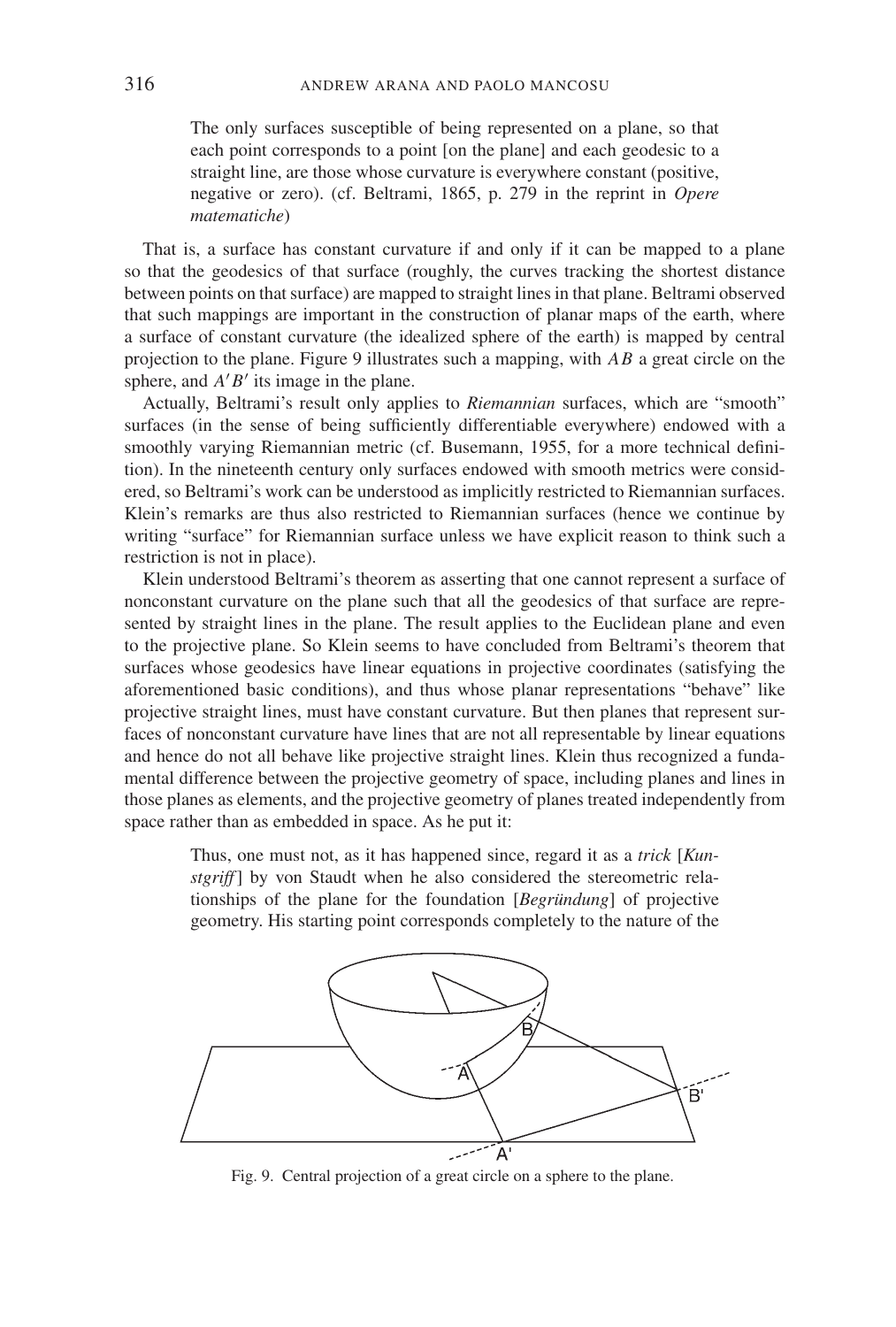> The only surfaces susceptible of being represented on a plane, so that each point corresponds to a point [on the plane] and each geodesic to a straight line, are those whose curvature is everywhere constant (positive, negative or zero). (cf. Beltrami, 1865, p. 279 in the reprint in *Opere matematiche*)

That is, a surface has constant curvature if and only if it can be mapped to a plane so that the geodesics of that surface (roughly, the curves tracking the shortest distance between points on that surface) are mapped to straight lines in that plane. Beltrami observed that such mappings are important in the construction of planar maps of the earth, where a surface of constant curvature (the idealized sphere of the earth) is mapped by central projection to the plane. Figure 9 illustrates such a mapping, with $AB$ a great circle on the sphere, and $A'B'$ its image in the plane.

Actually, Beltrami's result only applies to *Riemannian* surfaces, which are "smooth" surfaces (in the sense of being sufficiently differentiable everywhere) endowed with a smoothly varying Riemannian metric (cf. Busemann, 1955, for a more technical definition). In the nineteenth century only surfaces endowed with smooth metrics were considered, so Beltrami's work can be understood as implicitly restricted to Riemannian surfaces. Klein's remarks are thus also restricted to Riemannian surfaces (hence we continue by writing "surface" for Riemannian surface unless we have explicit reason to think such a restriction is not in place).

Klein understood Beltrami's theorem as asserting that one cannot represent a surface of nonconstant curvature on the plane such that all the geodesics of that surface are represented by straight lines in the plane. The result applies to the Euclidean plane and even to the projective plane. So Klein seems to have concluded from Beltrami's theorem that surfaces whose geodesics have linear equations in projective coordinates (satisfying the aforementioned basic conditions), and thus whose planar representations "behave" like projective straight lines, must have constant curvature. But then planes that represent surfaces of nonconstant curvature have lines that are not all representable by linear equations and hence do not all behave like projective straight lines. Klein thus recognized a fundamental difference between the projective geometry of space, including planes and lines in those planes as elements, and the projective geometry of planes treated independently from space rather than as embedded in space. As he put it:

> Thus, one must not, as it has happened since, regard it as a *trick* [*Kunstgriff*] by von Staudt when he also considered the stereometric relationships of the plane for the foundation [*Begründung*] of projective geometry. His starting point corresponds completely to the nature of the

Fig. 9. Central projection of a great circle on a sphere to the plane.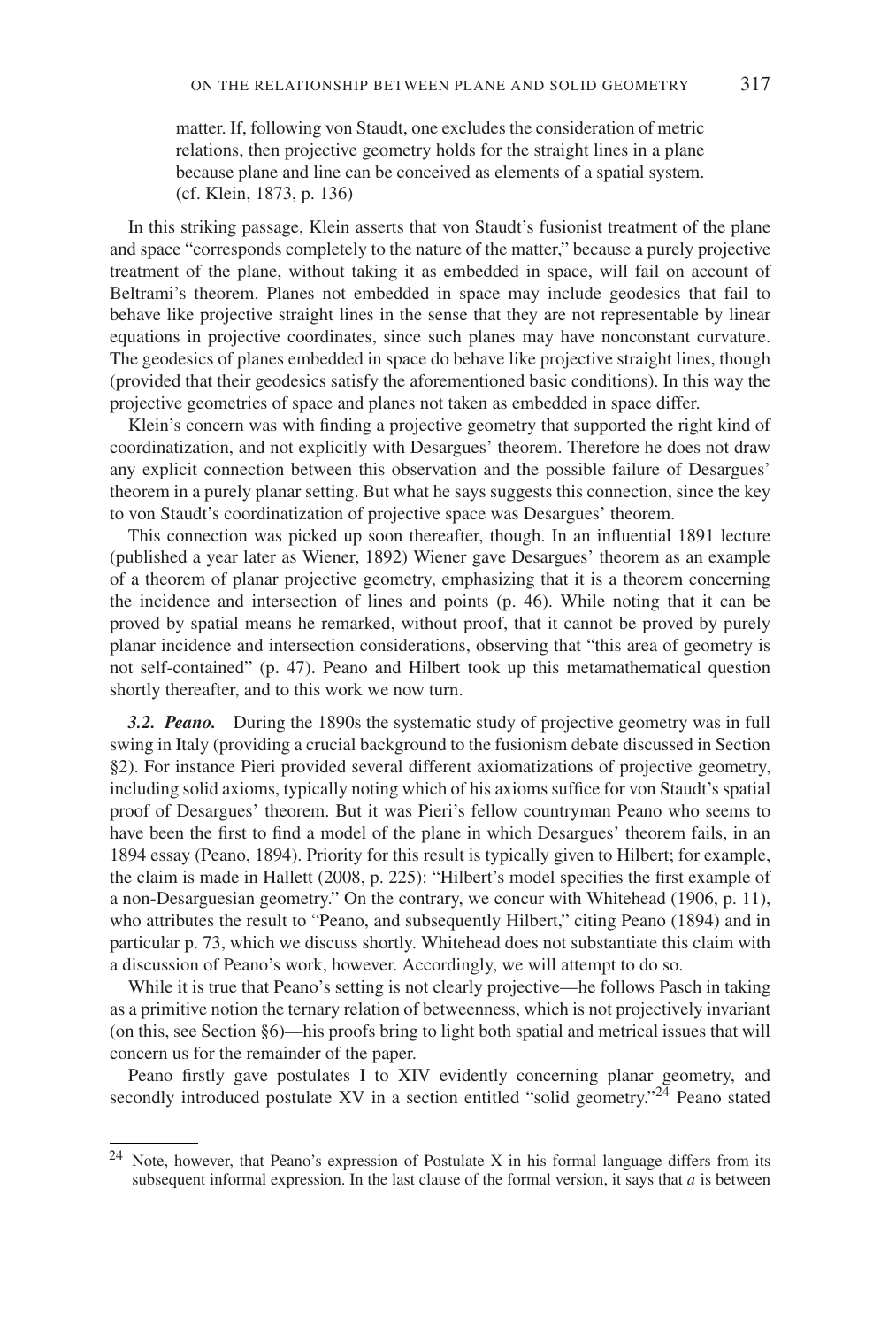matter. If, following von Staudt, one excludes the consideration of metric relations, then projective geometry holds for the straight lines in a plane because plane and line can be conceived as elements of a spatial system. (cf. Klein, 1873, p. 136)

In this striking passage, Klein asserts that von Staudt's fusionist treatment of the plane and space "corresponds completely to the nature of the matter," because a purely projective treatment of the plane, without taking it as embedded in space, will fail on account of Beltrami's theorem. Planes not embedded in space may include geodesics that fail to behave like projective straight lines in the sense that they are not representable by linear equations in projective coordinates, since such planes may have nonconstant curvature. The geodesics of planes embedded in space do behave like projective straight lines, though (provided that their geodesics satisfy the aforementioned basic conditions). In this way the projective geometries of space and planes not taken as embedded in space differ.

Klein's concern was with finding a projective geometry that supported the right kind of coordinatization, and not explicitly with Desargues' theorem. Therefore he does not draw any explicit connection between this observation and the possible failure of Desargues' theorem in a purely planar setting. But what he says suggests this connection, since the key to von Staudt's coordinatization of projective space was Desargues' theorem.

This connection was picked up soon thereafter, though. In an influential 1891 lecture (published a year later as Wiener, 1892) Wiener gave Desargues' theorem as an example of a theorem of planar projective geometry, emphasizing that it is a theorem concerning the incidence and intersection of lines and points (p. 46). While noting that it can be proved by spatial means he remarked, without proof, that it cannot be proved by purely planar incidence and intersection considerations, observing that "this area of geometry is not self-contained" (p. 47). Peano and Hilbert took up this metamathematical question shortly thereafter, and to this work we now turn.

***3.2. Peano.*** During the 1890s the systematic study of projective geometry was in full swing in Italy (providing a crucial background to the fusionism debate discussed in Section §2). For instance Pieri provided several different axiomatizations of projective geometry, including solid axioms, typically noting which of his axioms suffice for von Staudt's spatial proof of Desargues' theorem. But it was Pieri's fellow countryman Peano who seems to have been the first to find a model of the plane in which Desargues' theorem fails, in an 1894 essay (Peano, 1894). Priority for this result is typically given to Hilbert; for example, the claim is made in Hallett (2008, p. 225): "Hilbert's model specifies the first example of a non-Desarguesian geometry." On the contrary, we concur with Whitehead (1906, p. 11), who attributes the result to "Peano, and subsequently Hilbert," citing Peano (1894) and in particular p. 73, which we discuss shortly. Whitehead does not substantiate this claim with a discussion of Peano's work, however. Accordingly, we will attempt to do so.

While it is true that Peano's setting is not clearly projective—he follows Pasch in taking as a primitive notion the ternary relation of betweenness, which is not projectively invariant (on this, see Section §6)—his proofs bring to light both spatial and metrical issues that will concern us for the remainder of the paper.

Peano firstly gave postulates I to XIV evidently concerning planar geometry, and secondly introduced postulate XV in a section entitled "solid geometry."[24] Peano stated

[24] Note, however, that Peano's expression of Postulate X in his formal language differs from its subsequent informal expression. In the last clause of the formal version, it says that $a$ is between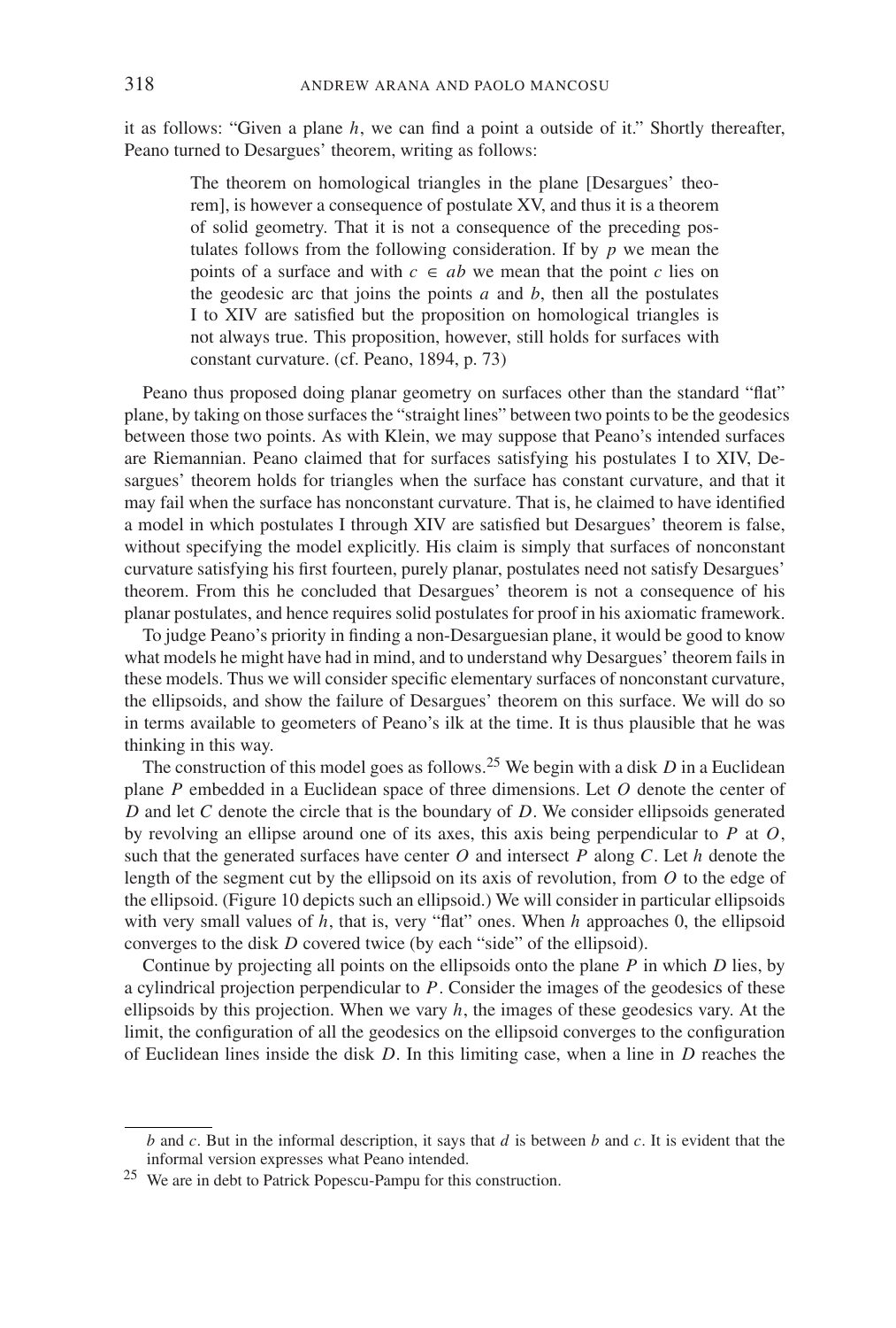it as follows: "Given a plane $h$, we can find a point a outside of it." Shortly thereafter, Peano turned to Desargues' theorem, writing as follows:

> The theorem on homological triangles in the plane [Desargues' theorem], is however a consequence of postulate XV, and thus it is a theorem of solid geometry. That it is not a consequence of the preceding postulates follows from the following consideration. If by $p$ we mean the points of a surface and with $c \in ab$ we mean that the point $c$ lies on the geodesic arc that joins the points $a$ and $b$, then all the postulates I to XIV are satisfied but the proposition on homological triangles is not always true. This proposition, however, still holds for surfaces with constant curvature. (cf. Peano, 1894, p. 73)

Peano thus proposed doing planar geometry on surfaces other than the standard "flat" plane, by taking on those surfaces the "straight lines" between two points to be the geodesics between those two points. As with Klein, we may suppose that Peano's intended surfaces are Riemannian. Peano claimed that for surfaces satisfying his postulates I to XIV, Desargues' theorem holds for triangles when the surface has constant curvature, and that it may fail when the surface has nonconstant curvature. That is, he claimed to have identified a model in which postulates I through XIV are satisfied but Desargues' theorem is false, without specifying the model explicitly. His claim is simply that surfaces of nonconstant curvature satisfying his first fourteen, purely planar, postulates need not satisfy Desargues' theorem. From this he concluded that Desargues' theorem is not a consequence of his planar postulates, and hence requires solid postulates for proof in his axiomatic framework.

To judge Peano's priority in finding a non-Desarguesian plane, it would be good to know what models he might have had in mind, and to understand why Desargues' theorem fails in these models. Thus we will consider specific elementary surfaces of nonconstant curvature, the ellipsoids, and show the failure of Desargues' theorem on this surface. We will do so in terms available to geometers of Peano's ilk at the time. It is thus plausible that he was thinking in this way.

The construction of this model goes as follows.[25] We begin with a disk $D$ in a Euclidean plane $P$ embedded in a Euclidean space of three dimensions. Let $O$ denote the center of $D$ and let $C$ denote the circle that is the boundary of $D$. We consider ellipsoids generated by revolving an ellipse around one of its axes, this axis being perpendicular to $P$ at $O$, such that the generated surfaces have center $O$ and intersect $P$ along $C$. Let $h$ denote the length of the segment cut by the ellipsoid on its axis of revolution, from $O$ to the edge of the ellipsoid. (Figure 10 depicts such an ellipsoid.) We will consider in particular ellipsoids with very small values of $h$, that is, very "flat" ones. When $h$ approaches 0, the ellipsoid converges to the disk $D$ covered twice (by each "side" of the ellipsoid).

Continue by projecting all points on the ellipsoids onto the plane $P$ in which $D$ lies, by a cylindrical projection perpendicular to $P$. Consider the images of the geodesics of these ellipsoids by this projection. When we vary $h$, the images of these geodesics vary. At the limit, the configuration of all the geodesics on the ellipsoid converges to the configuration of Euclidean lines inside the disk $D$. In this limiting case, when a line in $D$ reaches the

---

$b$ and $c$. But in the informal description, it says that $d$ is between $b$ and $c$. It is evident that the informal version expresses what Peano intended.

[25] We are in debt to Patrick Popescu-Pampu for this construction.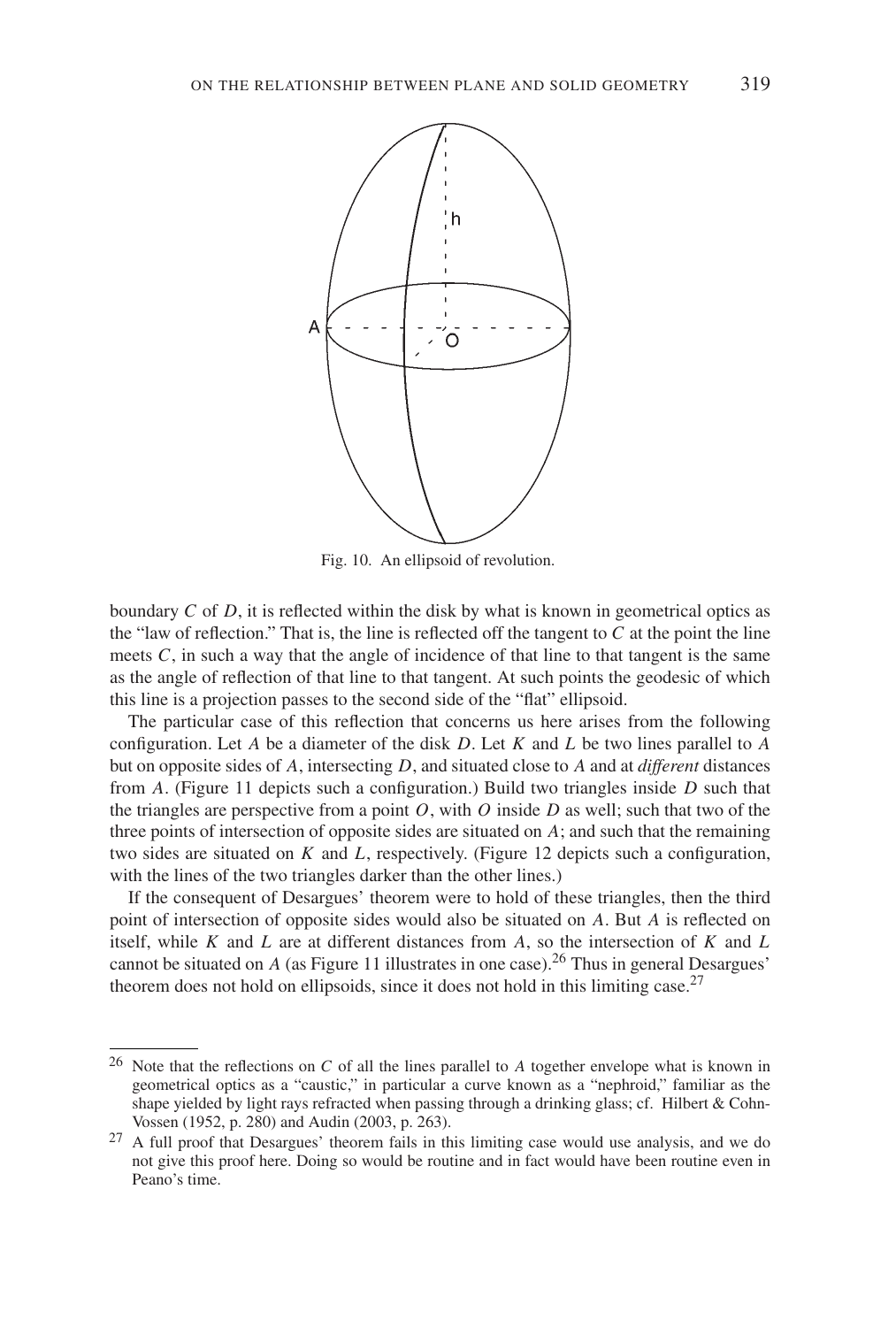Fig. 10. An ellipsoid of revolution.

boundary $C$ of $D$, it is reflected within the disk by what is known in geometrical optics as the "law of reflection." That is, the line is reflected off the tangent to $C$ at the point the line meets $C$, in such a way that the angle of incidence of that line to that tangent is the same as the angle of reflection of that line to that tangent. At such points the geodesic of which this line is a projection passes to the second side of the "flat" ellipsoid.

The particular case of this reflection that concerns us here arises from the following configuration. Let $A$ be a diameter of the disk $D$. Let $K$ and $L$ be two lines parallel to $A$ but on opposite sides of $A$, intersecting $D$, and situated close to $A$ and at *different* distances from $A$. (Figure 11 depicts such a configuration.) Build two triangles inside $D$ such that the triangles are perspective from a point $O$, with $O$ inside $D$ as well; such that two of the three points of intersection of opposite sides are situated on $A$; and such that the remaining two sides are situated on $K$ and $L$, respectively. (Figure 12 depicts such a configuration, with the lines of the two triangles darker than the other lines.)

If the consequent of Desargues' theorem were to hold of these triangles, then the third point of intersection of opposite sides would also be situated on $A$. But $A$ is reflected on itself, while $K$ and $L$ are at different distances from $A$, so the intersection of $K$ and $L$ cannot be situated on $A$ (as Figure 11 illustrates in one case).[26] Thus in general Desargues' theorem does not hold on ellipsoids, since it does not hold in this limiting case.[27]

---

[26] Note that the reflections on $C$ of all the lines parallel to $A$ together envelope what is known in geometrical optics as a "caustic," in particular a curve known as a "nephroid," familiar as the shape yielded by light rays refracted when passing through a drinking glass; cf. Hilbert & Cohn-Vossen (1952, p. 280) and Audin (2003, p. 263).

[27] A full proof that Desargues' theorem fails in this limiting case would use analysis, and we do not give this proof here. Doing so would be routine and in fact would have been routine even in Peano's time.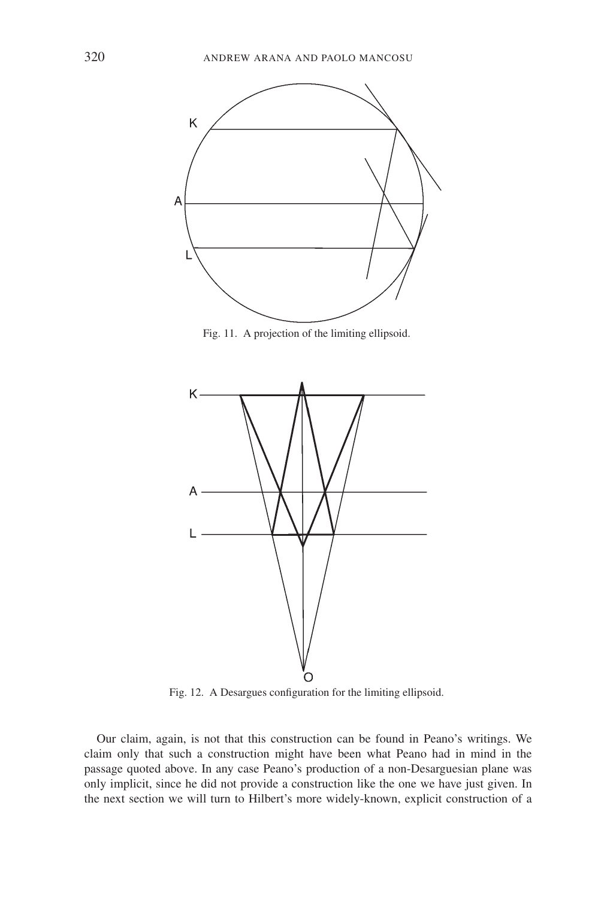Fig. 11. A projection of the limiting ellipsoid.

Fig. 12. A Desargues configuration for the limiting ellipsoid.

Our claim, again, is not that this construction can be found in Peano's writings. We claim only that such a construction might have been what Peano had in mind in the passage quoted above. In any case Peano's production of a non-Desarguesian plane was only implicit, since he did not provide a construction like the one we have just given. In the next section we will turn to Hilbert's more widely-known, explicit construction of a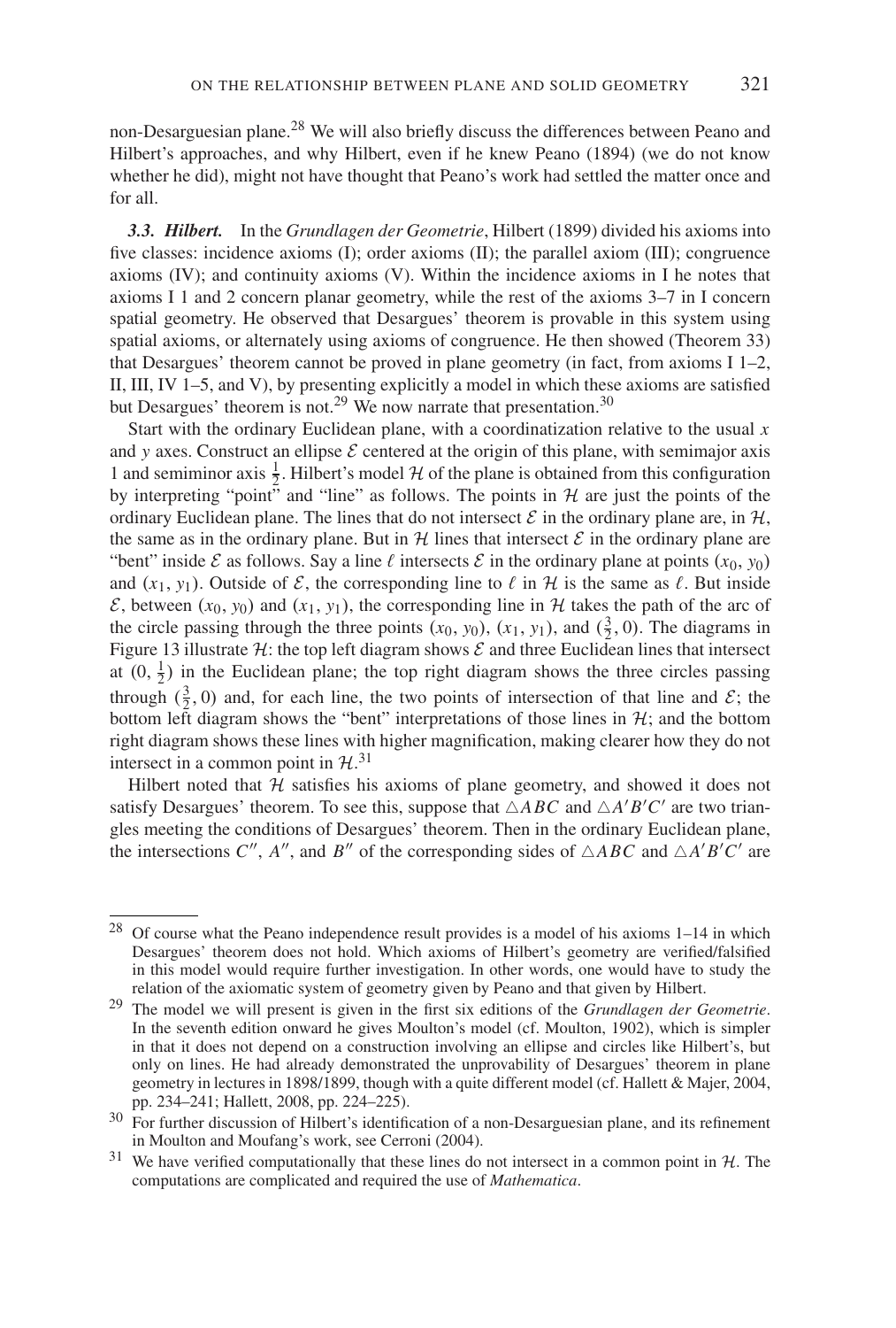non-Desarguesian plane.[28] We will also briefly discuss the differences between Peano and Hilbert's approaches, and why Hilbert, even if he knew Peano (1894) (we do not know whether he did), might not have thought that Peano's work had settled the matter once and for all.

***3.3. Hilbert.*** In the *Grundlagen der Geometrie*, Hilbert (1899) divided his axioms into five classes: incidence axioms (I); order axioms (II); the parallel axiom (III); congruence axioms (IV); and continuity axioms (V). Within the incidence axioms in I he notes that axioms I 1 and 2 concern planar geometry, while the rest of the axioms 3–7 in I concern spatial geometry. He observed that Desargues' theorem is provable in this system using spatial axioms, or alternately using axioms of congruence. He then showed (Theorem 33) that Desargues' theorem cannot be proved in plane geometry (in fact, from axioms I 1–2, II, III, IV 1–5, and V), by presenting explicitly a model in which these axioms are satisfied but Desargues' theorem is not.[29] We now narrate that presentation.[30]

Start with the ordinary Euclidean plane, with a coordinatization relative to the usual $x$ and $y$ axes. Construct an ellipse $\mathcal{E}$ centered at the origin of this plane, with semimajor axis 1 and semiminor axis $\frac{1}{2}$. Hilbert's model $\mathcal{H}$ of the plane is obtained from this configuration by interpreting "point" and "line" as follows. The points in $\mathcal{H}$ are just the points of the ordinary Euclidean plane. The lines that do not intersect $\mathcal{E}$ in the ordinary plane are, in $\mathcal{H}$, the same as in the ordinary plane. But in $\mathcal{H}$ lines that intersect $\mathcal{E}$ in the ordinary plane are "bent" inside $\mathcal{E}$ as follows. Say a line $\ell$ intersects $\mathcal{E}$ in the ordinary plane at points $(x_0, y_0)$ and $(x_1, y_1)$. Outside of $\mathcal{E}$, the corresponding line to $\ell$ in $\mathcal{H}$ is the same as $\ell$. But inside $\mathcal{E}$, between $(x_0, y_0)$ and $(x_1, y_1)$, the corresponding line in $\mathcal{H}$ takes the path of the arc of the circle passing through the three points $(x_0, y_0)$, $(x_1, y_1)$, and $(\frac{3}{2}, 0)$. The diagrams in Figure 13 illustrate $\mathcal{H}$: the top left diagram shows $\mathcal{E}$ and three Euclidean lines that intersect at $(0, \frac{1}{2})$ in the Euclidean plane; the top right diagram shows the three circles passing through $(\frac{3}{2}, 0)$ and, for each line, the two points of intersection of that line and $\mathcal{E}$; the bottom left diagram shows the "bent" interpretations of those lines in $\mathcal{H}$; and the bottom right diagram shows these lines with higher magnification, making clearer how they do not intersect in a common point in $\mathcal{H}$.[31]

Hilbert noted that $\mathcal{H}$ satisfies his axioms of plane geometry, and showed it does not satisfy Desargues' theorem. To see this, suppose that $\triangle ABC$ and $\triangle A'B'C'$ are two triangles meeting the conditions of Desargues' theorem. Then in the ordinary Euclidean plane, the intersections $C''$, $A''$, and $B''$ of the corresponding sides of $\triangle ABC$ and $\triangle A'B'C'$ are

---

[28] Of course what the Peano independence result provides is a model of his axioms 1–14 in which Desargues' theorem does not hold. Which axioms of Hilbert's geometry are verified/falsified in this model would require further investigation. In other words, one would have to study the relation of the axiomatic system of geometry given by Peano and that given by Hilbert.

[29] The model we will present is given in the first six editions of the *Grundlagen der Geometrie*. In the seventh edition onward he gives Moulton's model (cf. Moulton, 1902), which is simpler in that it does not depend on a construction involving an ellipse and circles like Hilbert's, but only on lines. He had already demonstrated the unprovability of Desargues' theorem in plane geometry in lectures in 1898/1899, though with a quite different model (cf. Hallett & Majer, 2004, pp. 234–241; Hallett, 2008, pp. 224–225).

[30] For further discussion of Hilbert's identification of a non-Desarguesian plane, and its refinement in Moulton and Moufang's work, see Cerroni (2004).

[31] We have verified computationally that these lines do not intersect in a common point in $\mathcal{H}$. The computations are complicated and required the use of *Mathematica*.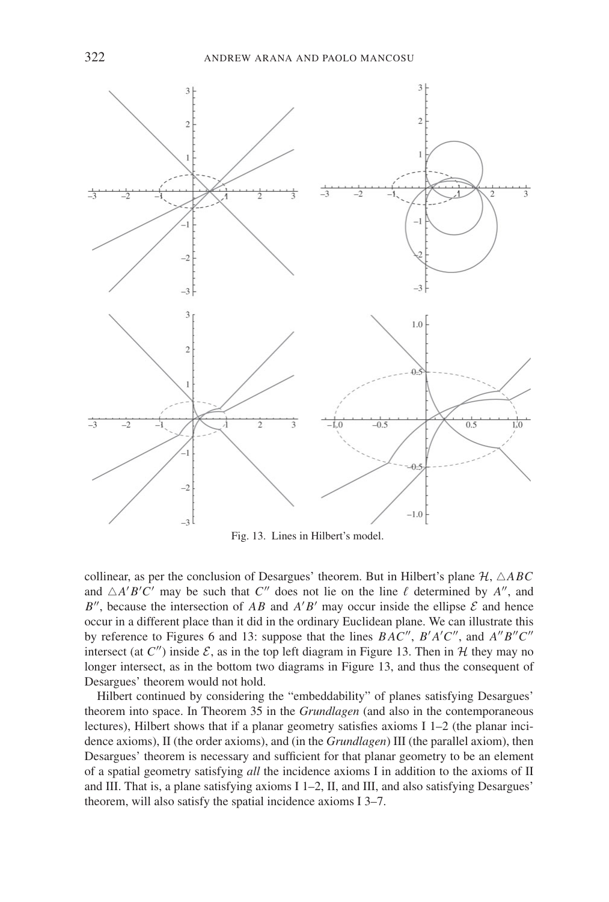Fig. 13. Lines in Hilbert's model.

collinear, as per the conclusion of Desargues' theorem. But in Hilbert's plane $\mathcal{H}$, $\triangle ABC$ and $\triangle A'B'C'$ may be such that $C''$ does not lie on the line $\ell$ determined by $A''$, and $B''$, because the intersection of $AB$ and $A'B'$ may occur inside the ellipse $\mathcal{E}$ and hence occur in a different place than it did in the ordinary Euclidean plane. We can illustrate this by reference to Figures 6 and 13: suppose that the lines $BAC''$, $B'A'C''$, and $A''B''C''$ intersect (at $C''$) inside $\mathcal{E}$, as in the top left diagram in Figure 13. Then in $\mathcal{H}$ they may no longer intersect, as in the bottom two diagrams in Figure 13, and thus the consequent of Desargues' theorem would not hold.

Hilbert continued by considering the "embeddability" of planes satisfying Desargues' theorem into space. In Theorem 35 in the *Grundlagen* (and also in the contemporaneous lectures), Hilbert shows that if a planar geometry satisfies axioms I 1–2 (the planar incidence axioms), II (the order axioms), and (in the *Grundlagen*) III (the parallel axiom), then Desargues' theorem is necessary and sufficient for that planar geometry to be an element of a spatial geometry satisfying *all* the incidence axioms I in addition to the axioms of II and III. That is, a plane satisfying axioms I 1–2, II, and III, and also satisfying Desargues' theorem, will also satisfy the spatial incidence axioms I 3–7.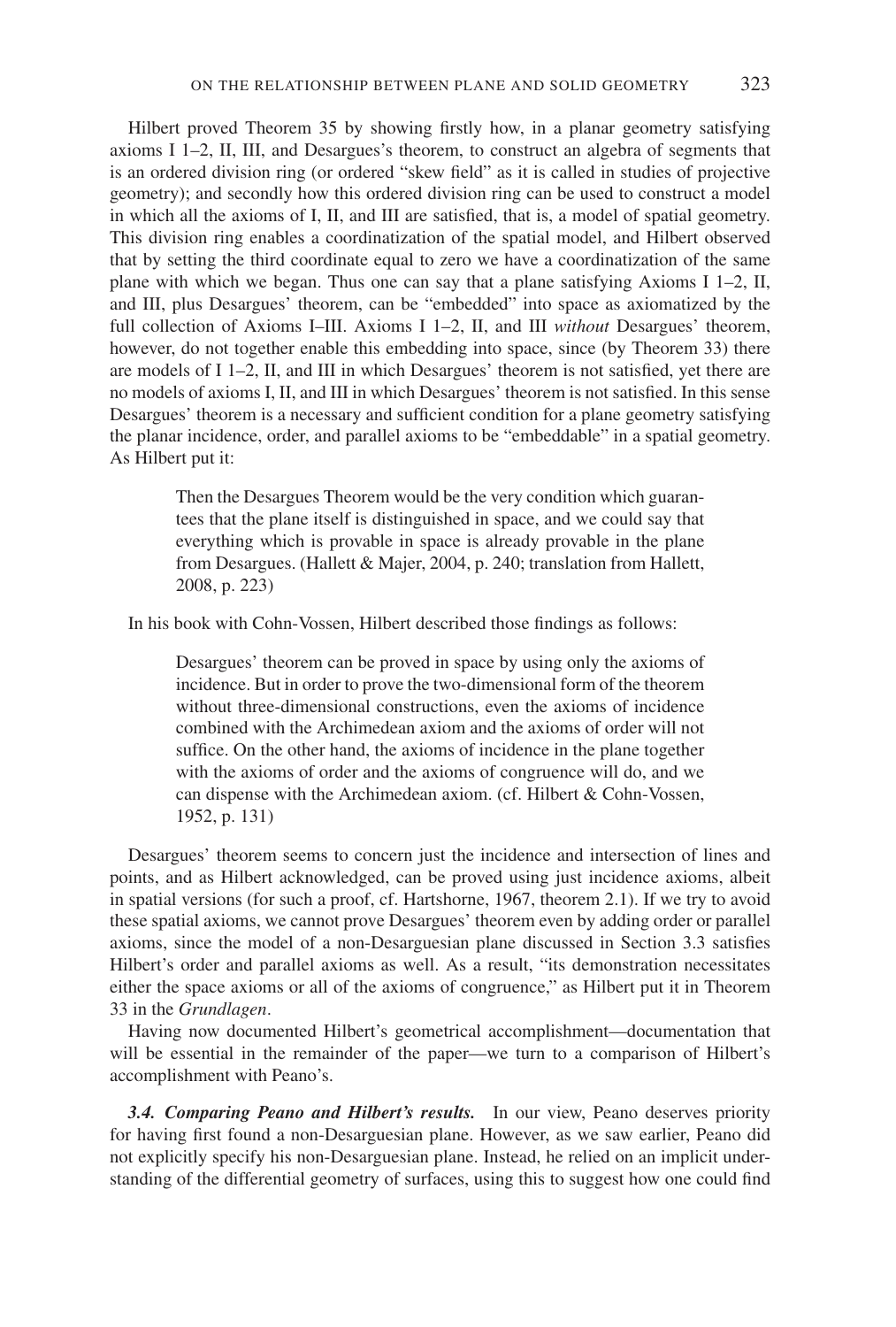Hilbert proved Theorem 35 by showing firstly how, in a planar geometry satisfying axioms I 1–2, II, III, and Desargues's theorem, to construct an algebra of segments that is an ordered division ring (or ordered "skew field" as it is called in studies of projective geometry); and secondly how this ordered division ring can be used to construct a model in which all the axioms of I, II, and III are satisfied, that is, a model of spatial geometry. This division ring enables a coordinatization of the spatial model, and Hilbert observed that by setting the third coordinate equal to zero we have a coordinatization of the same plane with which we began. Thus one can say that a plane satisfying Axioms I 1–2, II, and III, plus Desargues' theorem, can be "embedded" into space as axiomatized by the full collection of Axioms I–III. Axioms I 1–2, II, and III *without* Desargues' theorem, however, do not together enable this embedding into space, since (by Theorem 33) there are models of I 1–2, II, and III in which Desargues' theorem is not satisfied, yet there are no models of axioms I, II, and III in which Desargues' theorem is not satisfied. In this sense Desargues' theorem is a necessary and sufficient condition for a plane geometry satisfying the planar incidence, order, and parallel axioms to be "embeddable" in a spatial geometry. As Hilbert put it:

> Then the Desargues Theorem would be the very condition which guarantees that the plane itself is distinguished in space, and we could say that everything which is provable in space is already provable in the plane from Desargues. (Hallett & Majer, 2004, p. 240; translation from Hallett, 2008, p. 223)

In his book with Cohn-Vossen, Hilbert described those findings as follows:

> Desargues' theorem can be proved in space by using only the axioms of incidence. But in order to prove the two-dimensional form of the theorem without three-dimensional constructions, even the axioms of incidence combined with the Archimedean axiom and the axioms of order will not suffice. On the other hand, the axioms of incidence in the plane together with the axioms of order and the axioms of congruence will do, and we can dispense with the Archimedean axiom. (cf. Hilbert & Cohn-Vossen, 1952, p. 131)

Desargues' theorem seems to concern just the incidence and intersection of lines and points, and as Hilbert acknowledged, can be proved using just incidence axioms, albeit in spatial versions (for such a proof, cf. Hartshorne, 1967, theorem 2.1). If we try to avoid these spatial axioms, we cannot prove Desargues' theorem even by adding order or parallel axioms, since the model of a non-Desarguesian plane discussed in Section 3.3 satisfies Hilbert's order and parallel axioms as well. As a result, "its demonstration necessitates either the space axioms or all of the axioms of congruence," as Hilbert put it in Theorem 33 in the *Grundlagen*.

Having now documented Hilbert's geometrical accomplishment—documentation that will be essential in the remainder of the paper—we turn to a comparison of Hilbert's accomplishment with Peano's.

***3.4. Comparing Peano and Hilbert's results.*** In our view, Peano deserves priority for having first found a non-Desarguesian plane. However, as we saw earlier, Peano did not explicitly specify his non-Desarguesian plane. Instead, he relied on an implicit understanding of the differential geometry of surfaces, using this to suggest how one could find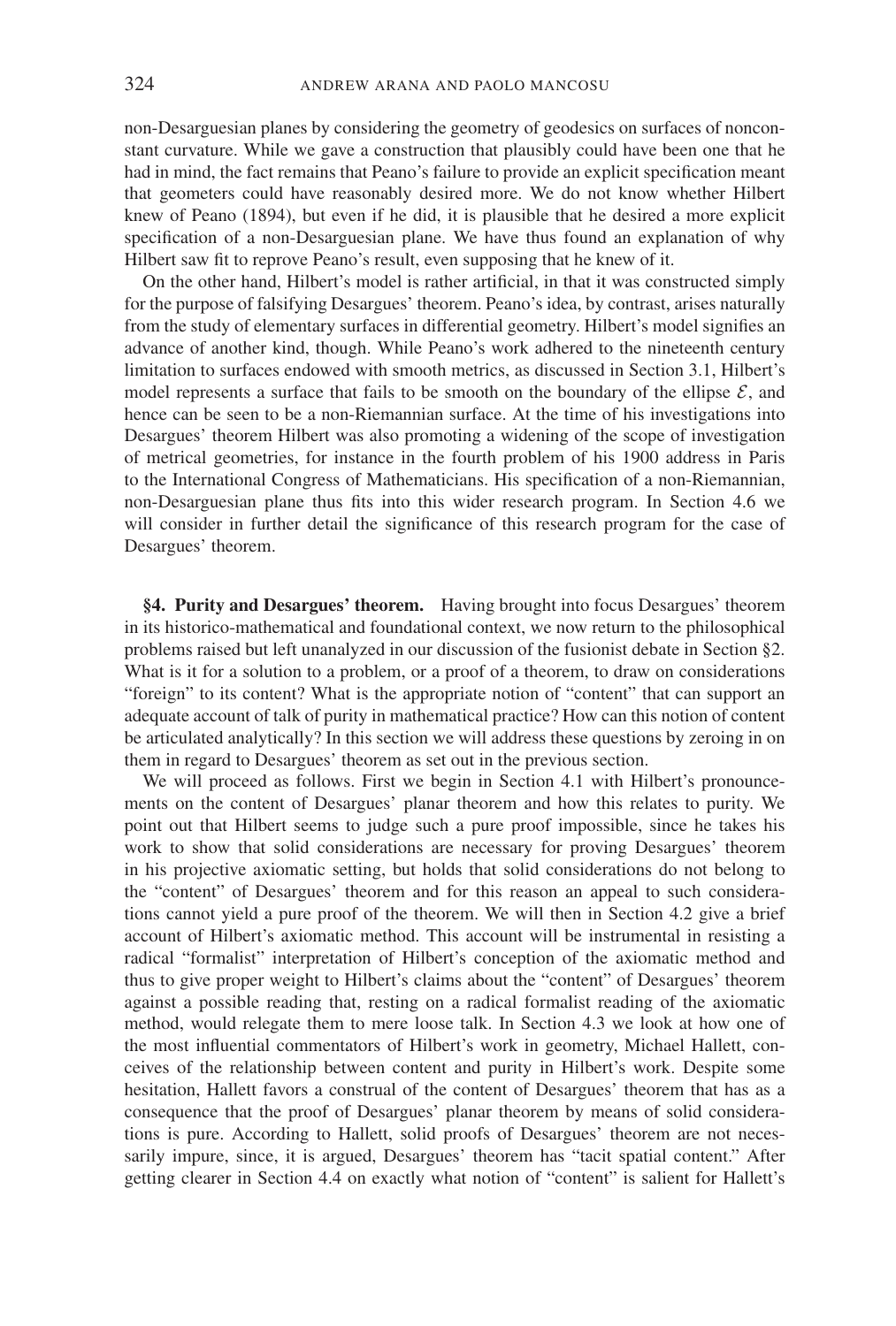non-Desarguesian planes by considering the geometry of geodesics on surfaces of nonconstant curvature. While we gave a construction that plausibly could have been one that he had in mind, the fact remains that Peano's failure to provide an explicit specification meant that geometers could have reasonably desired more. We do not know whether Hilbert knew of Peano (1894), but even if he did, it is plausible that he desired a more explicit specification of a non-Desarguesian plane. We have thus found an explanation of why Hilbert saw fit to reprove Peano's result, even supposing that he knew of it.

On the other hand, Hilbert's model is rather artificial, in that it was constructed simply for the purpose of falsifying Desargues' theorem. Peano's idea, by contrast, arises naturally from the study of elementary surfaces in differential geometry. Hilbert's model signifies an advance of another kind, though. While Peano's work adhered to the nineteenth century limitation to surfaces endowed with smooth metrics, as discussed in Section 3.1, Hilbert's model represents a surface that fails to be smooth on the boundary of the ellipse $\mathcal{E}$, and hence can be seen to be a non-Riemannian surface. At the time of his investigations into Desargues' theorem Hilbert was also promoting a widening of the scope of investigation of metrical geometries, for instance in the fourth problem of his 1900 address in Paris to the International Congress of Mathematicians. His specification of a non-Riemannian, non-Desarguesian plane thus fits into this wider research program. In Section 4.6 we will consider in further detail the significance of this research program for the case of Desargues' theorem.

## §4. Purity and Desargues' theorem.

Having brought into focus Desargues' theorem in its historico-mathematical and foundational context, we now return to the philosophical problems raised but left unanalyzed in our discussion of the fusionist debate in Section §2. What is it for a solution to a problem, or a proof of a theorem, to draw on considerations "foreign" to its content? What is the appropriate notion of "content" that can support an adequate account of talk of purity in mathematical practice? How can this notion of content be articulated analytically? In this section we will address these questions by zeroing in on them in regard to Desargues' theorem as set out in the previous section.

We will proceed as follows. First we begin in Section 4.1 with Hilbert's pronouncements on the content of Desargues' planar theorem and how this relates to purity. We point out that Hilbert seems to judge such a pure proof impossible, since he takes his work to show that solid considerations are necessary for proving Desargues' theorem in his projective axiomatic setting, but holds that solid considerations do not belong to the "content" of Desargues' theorem and for this reason an appeal to such considerations cannot yield a pure proof of the theorem. We will then in Section 4.2 give a brief account of Hilbert's axiomatic method. This account will be instrumental in resisting a radical "formalist" interpretation of Hilbert's conception of the axiomatic method and thus to give proper weight to Hilbert's claims about the "content" of Desargues' theorem against a possible reading that, resting on a radical formalist reading of the axiomatic method, would relegate them to mere loose talk. In Section 4.3 we look at how one of the most influential commentators of Hilbert's work in geometry, Michael Hallett, conceives of the relationship between content and purity in Hilbert's work. Despite some hesitation, Hallett favors a construal of the content of Desargues' theorem that has as a consequence that the proof of Desargues' planar theorem by means of solid considerations is pure. According to Hallett, solid proofs of Desargues' theorem are not necessarily impure, since, it is argued, Desargues' theorem has "tacit spatial content." After getting clearer in Section 4.4 on exactly what notion of "content" is salient for Hallett's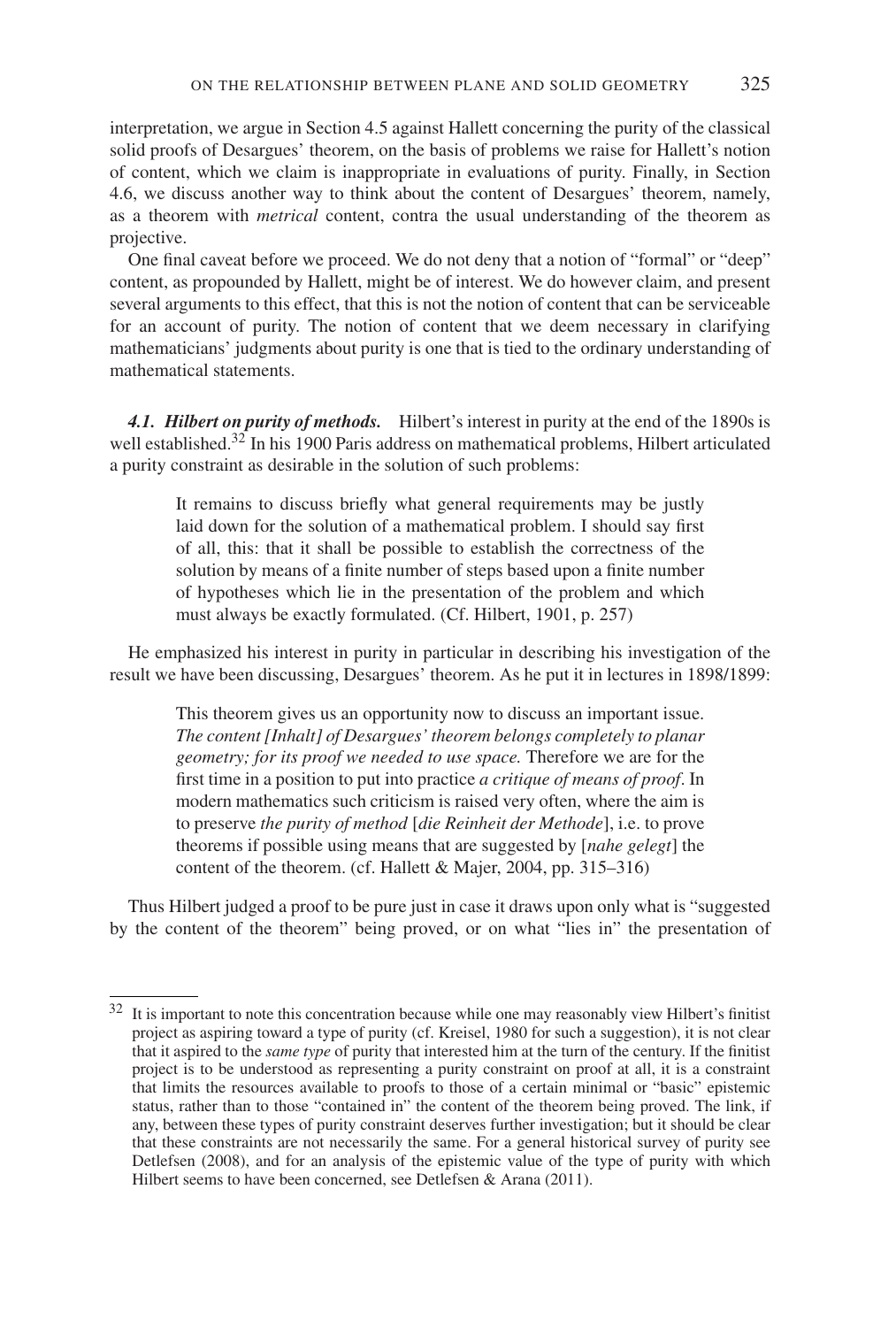interpretation, we argue in Section 4.5 against Hallett concerning the purity of the classical solid proofs of Desargues' theorem, on the basis of problems we raise for Hallett's notion of content, which we claim is inappropriate in evaluations of purity. Finally, in Section 4.6, we discuss another way to think about the content of Desargues' theorem, namely, as a theorem with *metrical* content, contra the usual understanding of the theorem as projective.

One final caveat before we proceed. We do not deny that a notion of "formal" or "deep" content, as propounded by Hallett, might be of interest. We do however claim, and present several arguments to this effect, that this is not the notion of content that can be serviceable for an account of purity. The notion of content that we deem necessary in clarifying mathematicians' judgments about purity is one that is tied to the ordinary understanding of mathematical statements.

***4.1. Hilbert on purity of methods.*** Hilbert's interest in purity at the end of the 1890s is well established.[32] In his 1900 Paris address on mathematical problems, Hilbert articulated a purity constraint as desirable in the solution of such problems:

> It remains to discuss briefly what general requirements may be justly laid down for the solution of a mathematical problem. I should say first of all, this: that it shall be possible to establish the correctness of the solution by means of a finite number of steps based upon a finite number of hypotheses which lie in the presentation of the problem and which must always be exactly formulated. (Cf. Hilbert, 1901, p. 257)

He emphasized his interest in purity in particular in describing his investigation of the result we have been discussing, Desargues' theorem. As he put it in lectures in 1898/1899:

> This theorem gives us an opportunity now to discuss an important issue. *The content [Inhalt] of Desargues' theorem belongs completely to planar geometry; for its proof we needed to use space.* Therefore we are for the first time in a position to put into practice *a critique of means of proof*. In modern mathematics such criticism is raised very often, where the aim is to preserve *the purity of method* [*die Reinheit der Methode*], i.e. to prove theorems if possible using means that are suggested by [*nahe gelegt*] the content of the theorem. (cf. Hallett & Majer, 2004, pp. 315–316)

Thus Hilbert judged a proof to be pure just in case it draws upon only what is "suggested by the content of the theorem" being proved, or on what "lies in" the presentation of

---

[32] It is important to note this concentration because while one may reasonably view Hilbert's finitist project as aspiring toward a type of purity (cf. Kreisel, 1980 for such a suggestion), it is not clear that it aspired to the *same type* of purity that interested him at the turn of the century. If the finitist project is to be understood as representing a purity constraint on proof at all, it is a constraint that limits the resources available to proofs to those of a certain minimal or "basic" epistemic status, rather than to those "contained in" the content of the theorem being proved. The link, if any, between these types of purity constraint deserves further investigation; but it should be clear that these constraints are not necessarily the same. For a general historical survey of purity see Detlefsen (2008), and for an analysis of the epistemic value of the type of purity with which Hilbert seems to have been concerned, see Detlefsen & Arana (2011).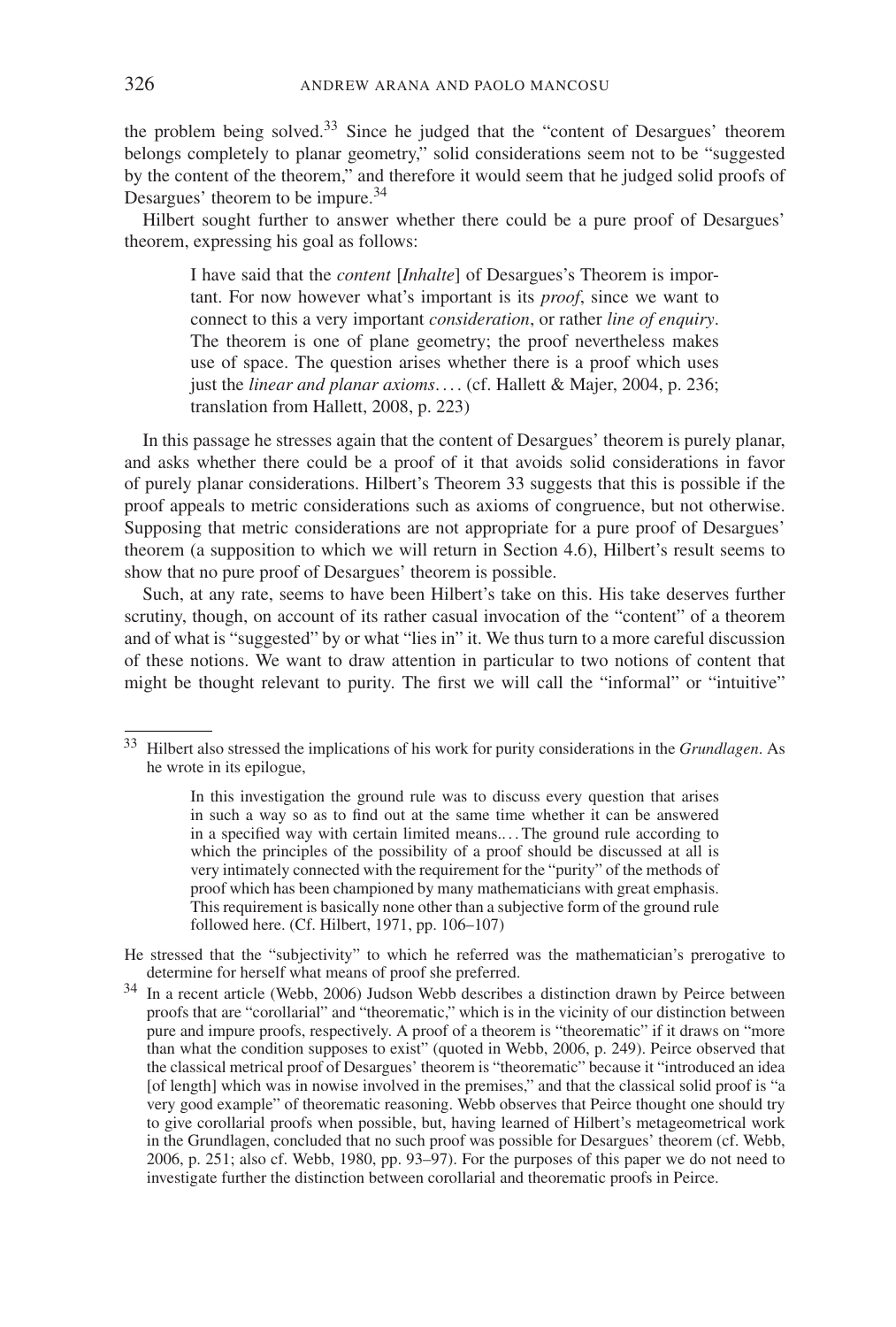the problem being solved.[33] Since he judged that the "content of Desargues' theorem belongs completely to planar geometry," solid considerations seem not to be "suggested by the content of the theorem," and therefore it would seem that he judged solid proofs of Desargues' theorem to be impure.[34]

Hilbert sought further to answer whether there could be a pure proof of Desargues' theorem, expressing his goal as follows:

> I have said that the *content* [*Inhalte*] of Desargues's Theorem is important. For now however what's important is its *proof*, since we want to connect to this a very important *consideration*, or rather *line of enquiry*. The theorem is one of plane geometry; the proof nevertheless makes use of space. The question arises whether there is a proof which uses just the *linear and planar axioms*. . . . (cf. Hallett & Majer, 2004, p. 236; translation from Hallett, 2008, p. 223)

In this passage he stresses again that the content of Desargues' theorem is purely planar, and asks whether there could be a proof of it that avoids solid considerations in favor of purely planar considerations. Hilbert's Theorem 33 suggests that this is possible if the proof appeals to metric considerations such as axioms of congruence, but not otherwise. Supposing that metric considerations are not appropriate for a pure proof of Desargues' theorem (a supposition to which we will return in Section 4.6), Hilbert's result seems to show that no pure proof of Desargues' theorem is possible.

Such, at any rate, seems to have been Hilbert's take on this. His take deserves further scrutiny, though, on account of its rather casual invocation of the "content" of a theorem and of what is "suggested" by or what "lies in" it. We thus turn to a more careful discussion of these notions. We want to draw attention in particular to two notions of content that might be thought relevant to purity. The first we will call the "informal" or "intuitive"

---

[33] Hilbert also stressed the implications of his work for purity considerations in the *Grundlagen*. As he wrote in its epilogue,

> In this investigation the ground rule was to discuss every question that arises in such a way so as to find out at the same time whether it can be answered in a specified way with certain limited means. . . . The ground rule according to which the principles of the possibility of a proof should be discussed at all is very intimately connected with the requirement for the "purity" of the methods of proof which has been championed by many mathematicians with great emphasis. This requirement is basically none other than a subjective form of the ground rule followed here. (Cf. Hilbert, 1971, pp. 106–107)

He stressed that the "subjectivity" to which he referred was the mathematician's prerogative to determine for herself what means of proof she preferred.

[34] In a recent article (Webb, 2006) Judson Webb describes a distinction drawn by Peirce between proofs that are "corollarial" and "theorematic," which is in the vicinity of our distinction between pure and impure proofs, respectively. A proof of a theorem is "theorematic" if it draws on "more than what the condition supposes to exist" (quoted in Webb, 2006, p. 249). Peirce observed that the classical metrical proof of Desargues' theorem is "theorematic" because it "introduced an idea [of length] which was in nowise involved in the premises," and that the classical solid proof is "a very good example" of theorematic reasoning. Webb observes that Peirce thought one should try to give corollarial proofs when possible, but, having learned of Hilbert's metageometrical work in the Grundlagen, concluded that no such proof was possible for Desargues' theorem (cf. Webb, 2006, p. 251; also cf. Webb, 1980, pp. 93–97). For the purposes of this paper we do not need to investigate further the distinction between corollarial and theorematic proofs in Peirce.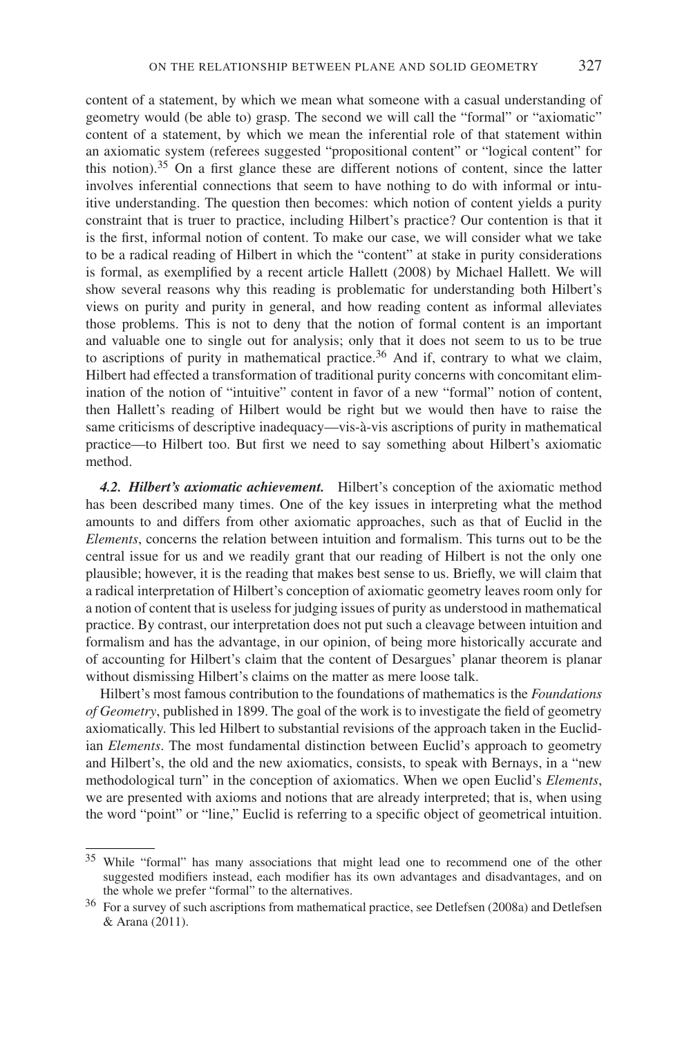content of a statement, by which we mean what someone with a casual understanding of geometry would (be able to) grasp. The second we will call the "formal" or "axiomatic" content of a statement, by which we mean the inferential role of that statement within an axiomatic system (referees suggested "propositional content" or "logical content" for this notion).[35] On a first glance these are different notions of content, since the latter involves inferential connections that seem to have nothing to do with informal or intuitive understanding. The question then becomes: which notion of content yields a purity constraint that is truer to practice, including Hilbert's practice? Our contention is that it is the first, informal notion of content. To make our case, we will consider what we take to be a radical reading of Hilbert in which the "content" at stake in purity considerations is formal, as exemplified by a recent article Hallett (2008) by Michael Hallett. We will show several reasons why this reading is problematic for understanding both Hilbert's views on purity and purity in general, and how reading content as informal alleviates those problems. This is not to deny that the notion of formal content is an important and valuable one to single out for analysis; only that it does not seem to us to be true to ascriptions of purity in mathematical practice.[36] And if, contrary to what we claim, Hilbert had effected a transformation of traditional purity concerns with concomitant elimination of the notion of "intuitive" content in favor of a new "formal" notion of content, then Hallett's reading of Hilbert would be right but we would then have to raise the same criticisms of descriptive inadequacy—vis-à-vis ascriptions of purity in mathematical practice—to Hilbert too. But first we need to say something about Hilbert's axiomatic method.

***4.2. Hilbert's axiomatic achievement.*** Hilbert's conception of the axiomatic method has been described many times. One of the key issues in interpreting what the method amounts to and differs from other axiomatic approaches, such as that of Euclid in the *Elements*, concerns the relation between intuition and formalism. This turns out to be the central issue for us and we readily grant that our reading of Hilbert is not the only one plausible; however, it is the reading that makes best sense to us. Briefly, we will claim that a radical interpretation of Hilbert's conception of axiomatic geometry leaves room only for a notion of content that is useless for judging issues of purity as understood in mathematical practice. By contrast, our interpretation does not put such a cleavage between intuition and formalism and has the advantage, in our opinion, of being more historically accurate and of accounting for Hilbert's claim that the content of Desargues' planar theorem is planar without dismissing Hilbert's claims on the matter as mere loose talk.

Hilbert's most famous contribution to the foundations of mathematics is the *Foundations of Geometry*, published in 1899. The goal of the work is to investigate the field of geometry axiomatically. This led Hilbert to substantial revisions of the approach taken in the Euclidian *Elements*. The most fundamental distinction between Euclid's approach to geometry and Hilbert's, the old and the new axiomatics, consists, to speak with Bernays, in a "new methodological turn" in the conception of axiomatics. When we open Euclid's *Elements*, we are presented with axioms and notions that are already interpreted; that is, when using the word "point" or "line," Euclid is referring to a specific object of geometrical intuition.

[35] While "formal" has many associations that might lead one to recommend one of the other suggested modifiers instead, each modifier has its own advantages and disadvantages, and on the whole we prefer "formal" to the alternatives.

[36] For a survey of such ascriptions from mathematical practice, see Detlefsen (2008a) and Detlefsen & Arana (2011).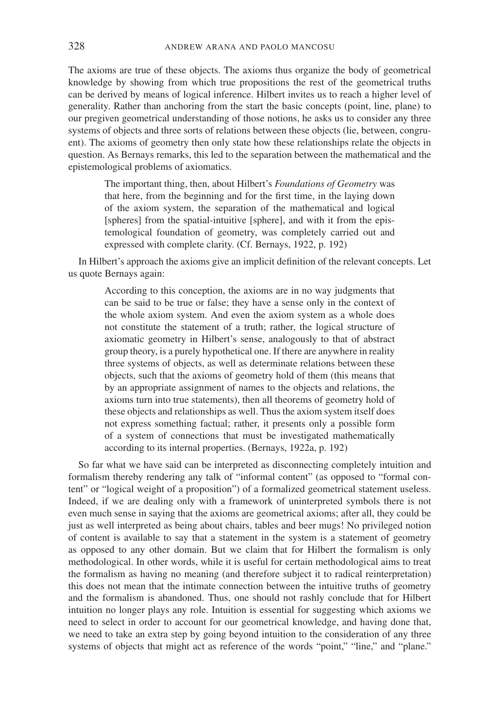The axioms are true of these objects. The axioms thus organize the body of geometrical knowledge by showing from which true propositions the rest of the geometrical truths can be derived by means of logical inference. Hilbert invites us to reach a higher level of generality. Rather than anchoring from the start the basic concepts (point, line, plane) to our pregiven geometrical understanding of those notions, he asks us to consider any three systems of objects and three sorts of relations between these objects (lie, between, congruent). The axioms of geometry then only state how these relationships relate the objects in question. As Bernays remarks, this led to the separation between the mathematical and the epistemological problems of axiomatics.

> The important thing, then, about Hilbert's *Foundations of Geometry* was that here, from the beginning and for the first time, in the laying down of the axiom system, the separation of the mathematical and logical [spheres] from the spatial-intuitive [sphere], and with it from the epistemological foundation of geometry, was completely carried out and expressed with complete clarity. (Cf. Bernays, 1922, p. 192)

In Hilbert's approach the axioms give an implicit definition of the relevant concepts. Let us quote Bernays again:

> According to this conception, the axioms are in no way judgments that can be said to be true or false; they have a sense only in the context of the whole axiom system. And even the axiom system as a whole does not constitute the statement of a truth; rather, the logical structure of axiomatic geometry in Hilbert's sense, analogously to that of abstract group theory, is a purely hypothetical one. If there are anywhere in reality three systems of objects, as well as determinate relations between these objects, such that the axioms of geometry hold of them (this means that by an appropriate assignment of names to the objects and relations, the axioms turn into true statements), then all theorems of geometry hold of these objects and relationships as well. Thus the axiom system itself does not express something factual; rather, it presents only a possible form of a system of connections that must be investigated mathematically according to its internal properties. (Bernays, 1922a, p. 192)

So far what we have said can be interpreted as disconnecting completely intuition and formalism thereby rendering any talk of "informal content" (as opposed to "formal content" or "logical weight of a proposition") of a formalized geometrical statement useless. Indeed, if we are dealing only with a framework of uninterpreted symbols there is not even much sense in saying that the axioms are geometrical axioms; after all, they could be just as well interpreted as being about chairs, tables and beer mugs! No privileged notion of content is available to say that a statement in the system is a statement of geometry as opposed to any other domain. But we claim that for Hilbert the formalism is only methodological. In other words, while it is useful for certain methodological aims to treat the formalism as having no meaning (and therefore subject it to radical reinterpretation) this does not mean that the intimate connection between the intuitive truths of geometry and the formalism is abandoned. Thus, one should not rashly conclude that for Hilbert intuition no longer plays any role. Intuition is essential for suggesting which axioms we need to select in order to account for our geometrical knowledge, and having done that, we need to take an extra step by going beyond intuition to the consideration of any three systems of objects that might act as reference of the words "point," "line," and "plane."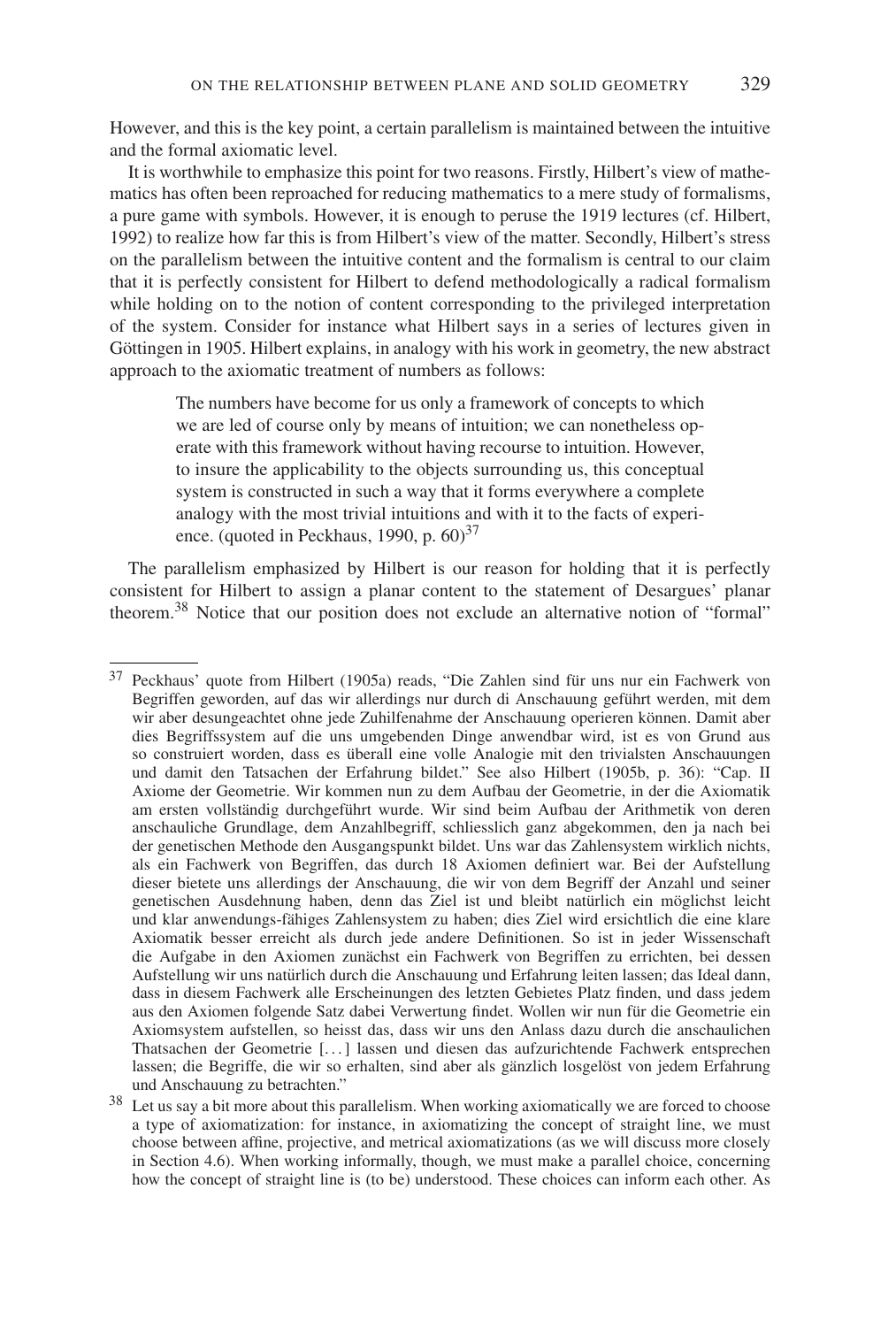However, and this is the key point, a certain parallelism is maintained between the intuitive and the formal axiomatic level.

It is worthwhile to emphasize this point for two reasons. Firstly, Hilbert's view of mathematics has often been reproached for reducing mathematics to a mere study of formalisms, a pure game with symbols. However, it is enough to peruse the 1919 lectures (cf. Hilbert, 1992) to realize how far this is from Hilbert's view of the matter. Secondly, Hilbert's stress on the parallelism between the intuitive content and the formalism is central to our claim that it is perfectly consistent for Hilbert to defend methodologically a radical formalism while holding on to the notion of content corresponding to the privileged interpretation of the system. Consider for instance what Hilbert says in a series of lectures given in Göttingen in 1905. Hilbert explains, in analogy with his work in geometry, the new abstract approach to the axiomatic treatment of numbers as follows:

> The numbers have become for us only a framework of concepts to which we are led of course only by means of intuition; we can nonetheless operate with this framework without having recourse to intuition. However, to insure the applicability to the objects surrounding us, this conceptual system is constructed in such a way that it forms everywhere a complete analogy with the most trivial intuitions and with it to the facts of experience. (quoted in Peckhaus, 1990, p. 60)[37]

The parallelism emphasized by Hilbert is our reason for holding that it is perfectly consistent for Hilbert to assign a planar content to the statement of Desargues' planar theorem.[38] Notice that our position does not exclude an alternative notion of "formal"

---

[37] Peckhaus' quote from Hilbert (1905a) reads, "Die Zahlen sind für uns nur ein Fachwerk von Begriffen geworden, auf das wir allerdings nur durch di Anschauung geführt werden, mit dem wir aber desungeachtet ohne jede Zuhilfenahme der Anschauung operieren können. Damit aber dies Begriffssystem auf die uns umgebenden Dinge anwendbar wird, ist es von Grund aus so construiert worden, dass es überall eine volle Analogie mit den trivialsten Anschauungen und damit den Tatsachen der Erfahrung bildet." See also Hilbert (1905b, p. 36): "Cap. II Axiome der Geometrie. Wir kommen nun zu dem Aufbau der Geometrie, in der die Axiomatik am ersten vollständig durchgeführt wurde. Wir sind beim Aufbau der Arithmetik von deren anschauliche Grundlage, dem Anzahlbegriff, schliesslich ganz abgekommen, den ja nach bei der genetischen Methode den Ausgangspunkt bildet. Uns war das Zahlensystem wirklich nichts, als ein Fachwerk von Begriffen, das durch 18 Axiomen definiert war. Bei der Aufstellung dieser bietete uns allerdings der Anschauung, die wir von dem Begriff der Anzahl und seiner genetischen Ausdehnung haben, denn das Ziel ist und bleibt natürlich ein möglichst leicht und klar anwendungs-fähiges Zahlensystem zu haben; dies Ziel wird ersichtlich die eine klare Axiomatik besser erreicht als durch jede andere Definitionen. So ist in jeder Wissenschaft die Aufgabe in den Axiomen zunächst ein Fachwerk von Begriffen zu errichten, bei dessen Aufstellung wir uns natürlich durch die Anschauung und Erfahrung leiten lassen; das Ideal dann, dass in diesem Fachwerk alle Erscheinungen des letzten Gebietes Platz finden, und dass jedem aus den Axiomen folgende Satz dabei Verwertung findet. Wollen wir nun für die Geometrie ein Axiomsystem aufstellen, so heisst das, dass wir uns den Anlass dazu durch die anschaulichen Thatsachen der Geometrie [...] lassen und diesen das aufzurichtende Fachwerk entsprechen lassen; die Begriffe, die wir so erhalten, sind aber als gänzlich losgelöst von jedem Erfahrung und Anschauung zu betrachten."

[38] Let us say a bit more about this parallelism. When working axiomatically we are forced to choose a type of axiomatization: for instance, in axiomatizing the concept of straight line, we must choose between affine, projective, and metrical axiomatizations (as we will discuss more closely in Section 4.6). When working informally, though, we must make a parallel choice, concerning how the concept of straight line is (to be) understood. These choices can inform each other. As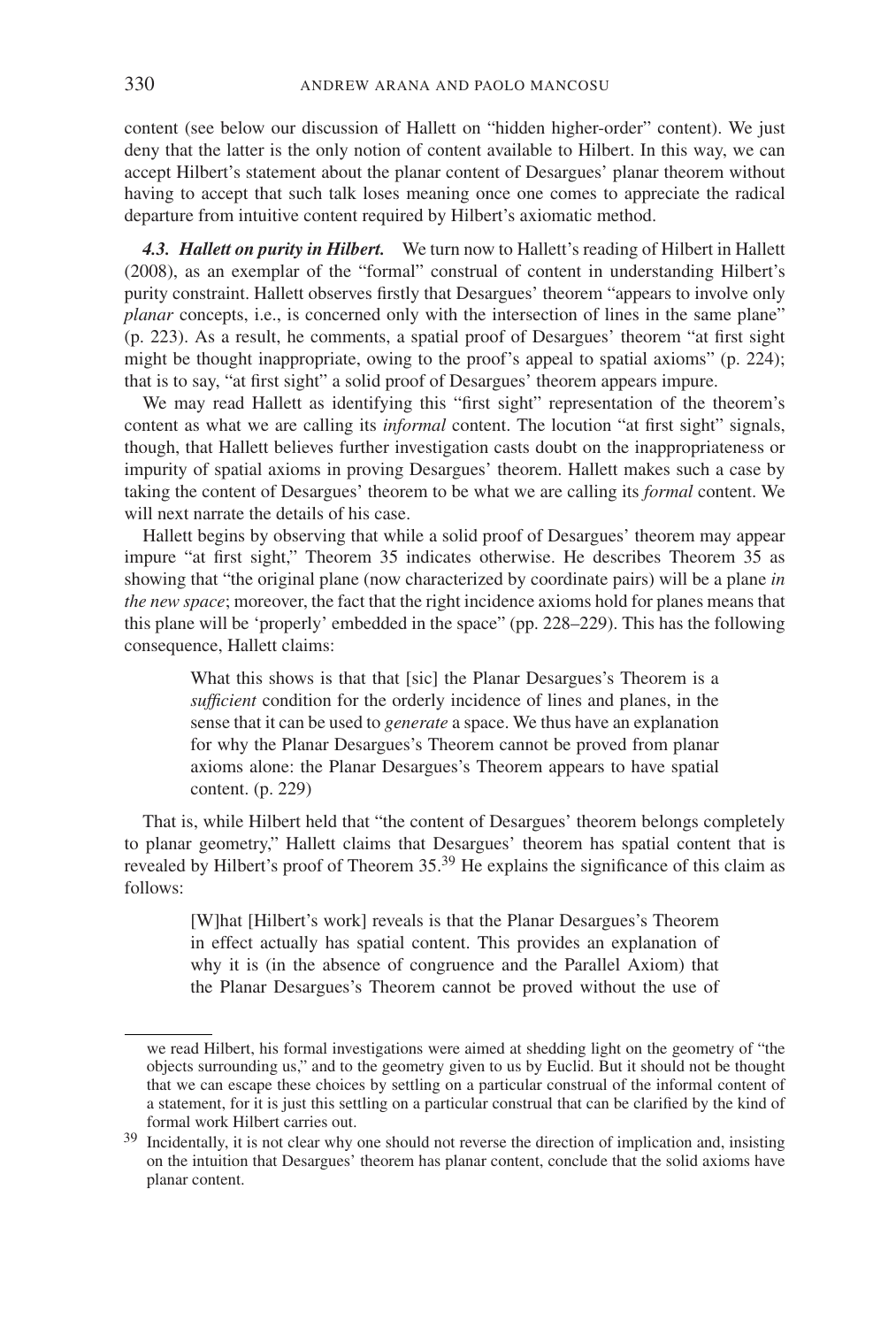content (see below our discussion of Hallett on "hidden higher-order" content). We just deny that the latter is the only notion of content available to Hilbert. In this way, we can accept Hilbert's statement about the planar content of Desargues' planar theorem without having to accept that such talk loses meaning once one comes to appreciate the radical departure from intuitive content required by Hilbert's axiomatic method.

***4.3. Hallett on purity in Hilbert.*** We turn now to Hallett's reading of Hilbert in Hallett (2008), as an exemplar of the "formal" construal of content in understanding Hilbert's purity constraint. Hallett observes firstly that Desargues' theorem "appears to involve only *planar* concepts, i.e., is concerned only with the intersection of lines in the same plane" (p. 223). As a result, he comments, a spatial proof of Desargues' theorem "at first sight might be thought inappropriate, owing to the proof's appeal to spatial axioms" (p. 224); that is to say, "at first sight" a solid proof of Desargues' theorem appears impure.

We may read Hallett as identifying this "first sight" representation of the theorem's content as what we are calling its *informal* content. The locution "at first sight" signals, though, that Hallett believes further investigation casts doubt on the inappropriateness or impurity of spatial axioms in proving Desargues' theorem. Hallett makes such a case by taking the content of Desargues' theorem to be what we are calling its *formal* content. We will next narrate the details of his case.

Hallett begins by observing that while a solid proof of Desargues' theorem may appear impure "at first sight," Theorem 35 indicates otherwise. He describes Theorem 35 as showing that "the original plane (now characterized by coordinate pairs) will be a plane *in the new space*; moreover, the fact that the right incidence axioms hold for planes means that this plane will be 'properly' embedded in the space" (pp. 228–229). This has the following consequence, Hallett claims:

> What this shows is that that [sic] the Planar Desargues's Theorem is a *sufficient* condition for the orderly incidence of lines and planes, in the sense that it can be used to *generate* a space. We thus have an explanation for why the Planar Desargues's Theorem cannot be proved from planar axioms alone: the Planar Desargues's Theorem appears to have spatial content. (p. 229)

That is, while Hilbert held that "the content of Desargues' theorem belongs completely to planar geometry," Hallett claims that Desargues' theorem has spatial content that is revealed by Hilbert's proof of Theorem 35.[39] He explains the significance of this claim as follows:

> [W]hat [Hilbert's work] reveals is that the Planar Desargues's Theorem in effect actually has spatial content. This provides an explanation of why it is (in the absence of congruence and the Parallel Axiom) that the Planar Desargues's Theorem cannot be proved without the use of

---

we read Hilbert, his formal investigations were aimed at shedding light on the geometry of "the objects surrounding us," and to the geometry given to us by Euclid. But it should not be thought that we can escape these choices by settling on a particular construal of the informal content of a statement, for it is just this settling on a particular construal that can be clarified by the kind of formal work Hilbert carries out.

[39] Incidentally, it is not clear why one should not reverse the direction of implication and, insisting on the intuition that Desargues' theorem has planar content, conclude that the solid axioms have planar content.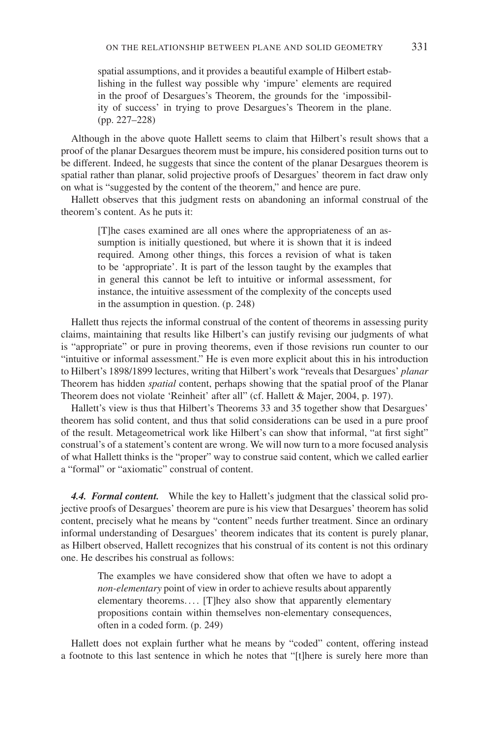> spatial assumptions, and it provides a beautiful example of Hilbert establishing in the fullest way possible why 'impure' elements are required in the proof of Desargues's Theorem, the grounds for the 'impossibility of success' in trying to prove Desargues's Theorem in the plane. (pp. 227–228)

Although in the above quote Hallett seems to claim that Hilbert's result shows that a proof of the planar Desargues theorem must be impure, his considered position turns out to be different. Indeed, he suggests that since the content of the planar Desargues theorem is spatial rather than planar, solid projective proofs of Desargues' theorem in fact draw only on what is "suggested by the content of the theorem," and hence are pure.

Hallett observes that this judgment rests on abandoning an informal construal of the theorem's content. As he puts it:

> [T]he cases examined are all ones where the appropriateness of an assumption is initially questioned, but where it is shown that it is indeed required. Among other things, this forces a revision of what is taken to be 'appropriate'. It is part of the lesson taught by the examples that in general this cannot be left to intuitive or informal assessment, for instance, the intuitive assessment of the complexity of the concepts used in the assumption in question. (p. 248)

Hallett thus rejects the informal construal of the content of theorems in assessing purity claims, maintaining that results like Hilbert's can justify revising our judgments of what is "appropriate" or pure in proving theorems, even if those revisions run counter to our "intuitive or informal assessment." He is even more explicit about this in his introduction to Hilbert's 1898/1899 lectures, writing that Hilbert's work "reveals that Desargues' *planar* Theorem has hidden *spatial* content, perhaps showing that the spatial proof of the Planar Theorem does not violate 'Reinheit' after all" (cf. Hallett & Majer, 2004, p. 197).

Hallett's view is thus that Hilbert's Theorems 33 and 35 together show that Desargues' theorem has solid content, and thus that solid considerations can be used in a pure proof of the result. Metageometrical work like Hilbert's can show that informal, "at first sight" construal's of a statement's content are wrong. We will now turn to a more focused analysis of what Hallett thinks is the "proper" way to construe said content, which we called earlier a "formal" or "axiomatic" construal of content.

***4.4. Formal content.*** While the key to Hallett's judgment that the classical solid projective proofs of Desargues' theorem are pure is his view that Desargues' theorem has solid content, precisely what he means by "content" needs further treatment. Since an ordinary informal understanding of Desargues' theorem indicates that its content is purely planar, as Hilbert observed, Hallett recognizes that his construal of its content is not this ordinary one. He describes his construal as follows:

> The examples we have considered show that often we have to adopt a *non-elementary* point of view in order to achieve results about apparently elementary theorems.... [T]hey also show that apparently elementary propositions contain within themselves non-elementary consequences, often in a coded form. (p. 249)

Hallett does not explain further what he means by "coded" content, offering instead a footnote to this last sentence in which he notes that "[t]here is surely here more than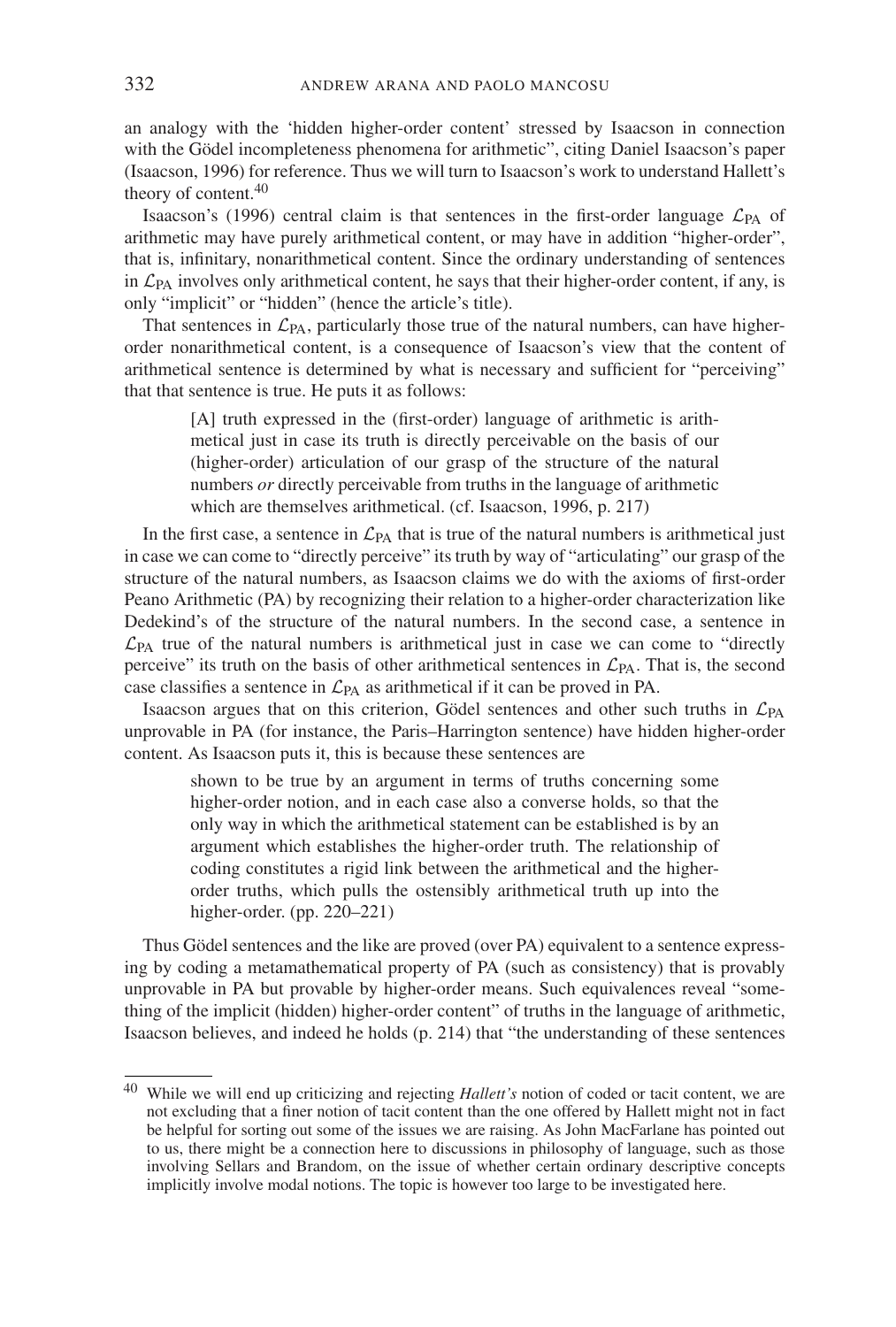an analogy with the 'hidden higher-order content' stressed by Isaacson in connection with the Gödel incompleteness phenomena for arithmetic", citing Daniel Isaacson's paper (Isaacson, 1996) for reference. Thus we will turn to Isaacson's work to understand Hallett's theory of content.[40]

Isaacson's (1996) central claim is that sentences in the first-order language $\mathcal{L}_{PA}$ of arithmetic may have purely arithmetical content, or may have in addition "higher-order", that is, infinitary, nonarithmetical content. Since the ordinary understanding of sentences in $\mathcal{L}_{PA}$ involves only arithmetical content, he says that their higher-order content, if any, is only "implicit" or "hidden" (hence the article's title).

That sentences in $\mathcal{L}_{PA}$, particularly those true of the natural numbers, can have higher-order nonarithmetical content, is a consequence of Isaacson's view that the content of arithmetical sentence is determined by what is necessary and sufficient for "perceiving" that that sentence is true. He puts it as follows:

> [A] truth expressed in the (first-order) language of arithmetic is arithmetical just in case its truth is directly perceivable on the basis of our (higher-order) articulation of our grasp of the structure of the natural numbers *or* directly perceivable from truths in the language of arithmetic which are themselves arithmetical. (cf. Isaacson, 1996, p. 217)

In the first case, a sentence in $\mathcal{L}_{PA}$ that is true of the natural numbers is arithmetical just in case we can come to "directly perceive" its truth by way of "articulating" our grasp of the structure of the natural numbers, as Isaacson claims we do with the axioms of first-order Peano Arithmetic (PA) by recognizing their relation to a higher-order characterization like Dedekind's of the structure of the natural numbers. In the second case, a sentence in $\mathcal{L}_{PA}$ true of the natural numbers is arithmetical just in case we can come to "directly perceive" its truth on the basis of other arithmetical sentences in $\mathcal{L}_{PA}$. That is, the second case classifies a sentence in $\mathcal{L}_{PA}$ as arithmetical if it can be proved in PA.

Isaacson argues that on this criterion, Gödel sentences and other such truths in $\mathcal{L}_{PA}$ unprovable in PA (for instance, the Paris–Harrington sentence) have hidden higher-order content. As Isaacson puts it, this is because these sentences are

> shown to be true by an argument in terms of truths concerning some higher-order notion, and in each case also a converse holds, so that the only way in which the arithmetical statement can be established is by an argument which establishes the higher-order truth. The relationship of coding constitutes a rigid link between the arithmetical and the higher-order truths, which pulls the ostensibly arithmetical truth up into the higher-order. (pp. 220–221)

Thus Gödel sentences and the like are proved (over PA) equivalent to a sentence expressing by coding a metamathematical property of PA (such as consistency) that is provably unprovable in PA but provable by higher-order means. Such equivalences reveal "something of the implicit (hidden) higher-order content" of truths in the language of arithmetic, Isaacson believes, and indeed he holds (p. 214) that "the understanding of these sentences

---

[40] While we will end up criticizing and rejecting *Hallett's* notion of coded or tacit content, we are not excluding that a finer notion of tacit content than the one offered by Hallett might not in fact be helpful for sorting out some of the issues we are raising. As John MacFarlane has pointed out to us, there might be a connection here to discussions in philosophy of language, such as those involving Sellars and Brandom, on the issue of whether certain ordinary descriptive concepts implicitly involve modal notions. The topic is however too large to be investigated here.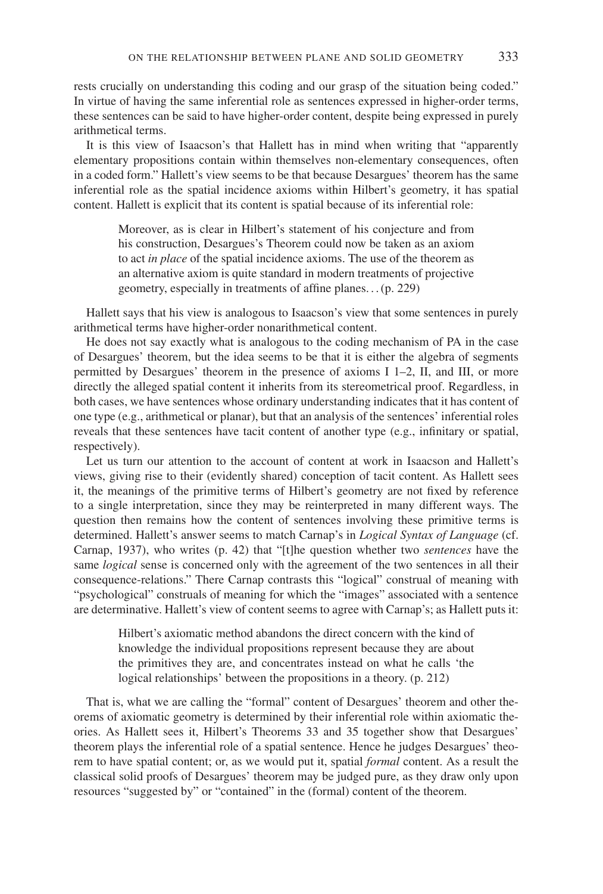rests crucially on understanding this coding and our grasp of the situation being coded." In virtue of having the same inferential role as sentences expressed in higher-order terms, these sentences can be said to have higher-order content, despite being expressed in purely arithmetical terms.

It is this view of Isaacson's that Hallett has in mind when writing that "apparently elementary propositions contain within themselves non-elementary consequences, often in a coded form." Hallett's view seems to be that because Desargues' theorem has the same inferential role as the spatial incidence axioms within Hilbert's geometry, it has spatial content. Hallett is explicit that its content is spatial because of its inferential role:

> Moreover, as is clear in Hilbert's statement of his conjecture and from his construction, Desargues's Theorem could now be taken as an axiom to act *in place* of the spatial incidence axioms. The use of the theorem as an alternative axiom is quite standard in modern treatments of projective geometry, especially in treatments of affine planes... (p. 229)

Hallett says that his view is analogous to Isaacson's view that some sentences in purely arithmetical terms have higher-order nonarithmetical content.

He does not say exactly what is analogous to the coding mechanism of PA in the case of Desargues' theorem, but the idea seems to be that it is either the algebra of segments permitted by Desargues' theorem in the presence of axioms I 1–2, II, and III, or more directly the alleged spatial content it inherits from its stereometrical proof. Regardless, in both cases, we have sentences whose ordinary understanding indicates that it has content of one type (e.g., arithmetical or planar), but that an analysis of the sentences' inferential roles reveals that these sentences have tacit content of another type (e.g., infinitary or spatial, respectively).

Let us turn our attention to the account of content at work in Isaacson and Hallett's views, giving rise to their (evidently shared) conception of tacit content. As Hallett sees it, the meanings of the primitive terms of Hilbert's geometry are not fixed by reference to a single interpretation, since they may be reinterpreted in many different ways. The question then remains how the content of sentences involving these primitive terms is determined. Hallett's answer seems to match Carnap's in *Logical Syntax of Language* (cf. Carnap, 1937), who writes (p. 42) that "[t]he question whether two *sentences* have the same *logical* sense is concerned only with the agreement of the two sentences in all their consequence-relations." There Carnap contrasts this "logical" construal of meaning with "psychological" construals of meaning for which the "images" associated with a sentence are determinative. Hallett's view of content seems to agree with Carnap's; as Hallett puts it:

> Hilbert's axiomatic method abandons the direct concern with the kind of knowledge the individual propositions represent because they are about the primitives they are, and concentrates instead on what he calls 'the logical relationships' between the propositions in a theory. (p. 212)

That is, what we are calling the "formal" content of Desargues' theorem and other theorems of axiomatic geometry is determined by their inferential role within axiomatic theories. As Hallett sees it, Hilbert's Theorems 33 and 35 together show that Desargues' theorem plays the inferential role of a spatial sentence. Hence he judges Desargues' theorem to have spatial content; or, as we would put it, spatial *formal* content. As a result the classical solid proofs of Desargues' theorem may be judged pure, as they draw only upon resources "suggested by" or "contained" in the (formal) content of the theorem.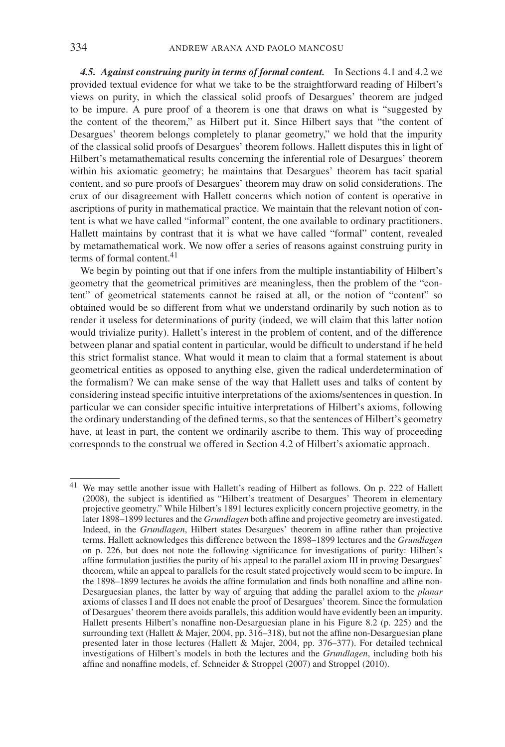***4.5. Against construing purity in terms of formal content.*** In Sections 4.1 and 4.2 we provided textual evidence for what we take to be the straightforward reading of Hilbert's views on purity, in which the classical solid proofs of Desargues' theorem are judged to be impure. A pure proof of a theorem is one that draws on what is "suggested by the content of the theorem," as Hilbert put it. Since Hilbert says that "the content of Desargues' theorem belongs completely to planar geometry," we hold that the impurity of the classical solid proofs of Desargues' theorem follows. Hallett disputes this in light of Hilbert's metamathematical results concerning the inferential role of Desargues' theorem within his axiomatic geometry; he maintains that Desargues' theorem has tacit spatial content, and so pure proofs of Desargues' theorem may draw on solid considerations. The crux of our disagreement with Hallett concerns which notion of content is operative in ascriptions of purity in mathematical practice. We maintain that the relevant notion of content is what we have called "informal" content, the one available to ordinary practitioners. Hallett maintains by contrast that it is what we have called "formal" content, revealed by metamathematical work. We now offer a series of reasons against construing purity in terms of formal content.[41]

We begin by pointing out that if one infers from the multiple instantiability of Hilbert's geometry that the geometrical primitives are meaningless, then the problem of the "content" of geometrical statements cannot be raised at all, or the notion of "content" so obtained would be so different from what we understand ordinarily by such notion as to render it useless for determinations of purity (indeed, we will claim that this latter notion would trivialize purity). Hallett's interest in the problem of content, and of the difference between planar and spatial content in particular, would be difficult to understand if he held this strict formalist stance. What would it mean to claim that a formal statement is about geometrical entities as opposed to anything else, given the radical underdetermination of the formalism? We can make sense of the way that Hallett uses and talks of content by considering instead specific intuitive interpretations of the axioms/sentences in question. In particular we can consider specific intuitive interpretations of Hilbert's axioms, following the ordinary understanding of the defined terms, so that the sentences of Hilbert's geometry have, at least in part, the content we ordinarily ascribe to them. This way of proceeding corresponds to the construal we offered in Section 4.2 of Hilbert's axiomatic approach.

---

[41] We may settle another issue with Hallett's reading of Hilbert as follows. On p. 222 of Hallett (2008), the subject is identified as "Hilbert's treatment of Desargues' Theorem in elementary projective geometry." While Hilbert's 1891 lectures explicitly concern projective geometry, in the later 1898–1899 lectures and the *Grundlagen* both affine and projective geometry are investigated. Indeed, in the *Grundlagen*, Hilbert states Desargues' theorem in affine rather than projective terms. Hallett acknowledges this difference between the 1898–1899 lectures and the *Grundlagen* on p. 226, but does not note the following significance for investigations of purity: Hilbert's affine formulation justifies the purity of his appeal to the parallel axiom III in proving Desargues' theorem, while an appeal to parallels for the result stated projectively would seem to be impure. In the 1898–1899 lectures he avoids the affine formulation and finds both nonaffine and affine non-Desarguesian planes, the latter by way of arguing that adding the parallel axiom to the *planar* axioms of classes I and II does not enable the proof of Desargues' theorem. Since the formulation of Desargues' theorem there avoids parallels, this addition would have evidently been an impurity. Hallett presents Hilbert's nonaffine non-Desarguesian plane in his Figure 8.2 (p. 225) and the surrounding text (Hallett & Majer, 2004, pp. 316–318), but not the affine non-Desarguesian plane presented later in those lectures (Hallett & Majer, 2004, pp. 376–377). For detailed technical investigations of Hilbert's models in both the lectures and the *Grundlagen*, including both his affine and nonaffine models, cf. Schneider & Stroppel (2007) and Stroppel (2010).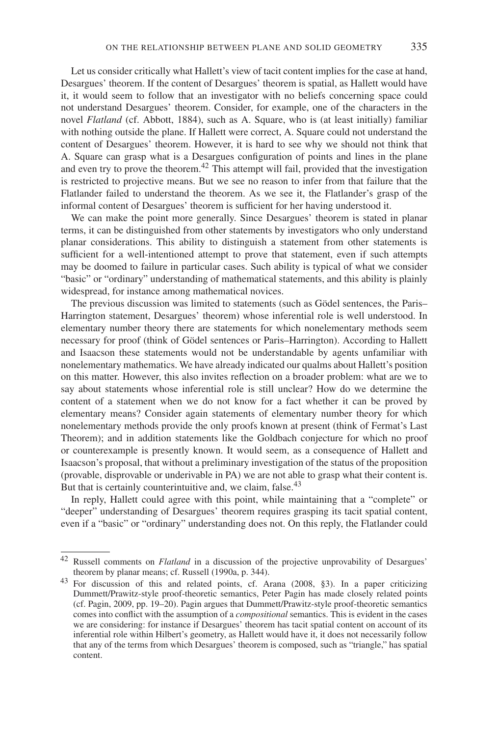Let us consider critically what Hallett's view of tacit content implies for the case at hand, Desargues' theorem. If the content of Desargues' theorem is spatial, as Hallett would have it, it would seem to follow that an investigator with no beliefs concerning space could not understand Desargues' theorem. Consider, for example, one of the characters in the novel *Flatland* (cf. Abbott, 1884), such as A. Square, who is (at least initially) familiar with nothing outside the plane. If Hallett were correct, A. Square could not understand the content of Desargues' theorem. However, it is hard to see why we should not think that A. Square can grasp what is a Desargues configuration of points and lines in the plane and even try to prove the theorem.[42] This attempt will fail, provided that the investigation is restricted to projective means. But we see no reason to infer from that failure that the Flatlander failed to understand the theorem. As we see it, the Flatlander's grasp of the informal content of Desargues' theorem is sufficient for her having understood it.

We can make the point more generally. Since Desargues' theorem is stated in planar terms, it can be distinguished from other statements by investigators who only understand planar considerations. This ability to distinguish a statement from other statements is sufficient for a well-intentioned attempt to prove that statement, even if such attempts may be doomed to failure in particular cases. Such ability is typical of what we consider "basic" or "ordinary" understanding of mathematical statements, and this ability is plainly widespread, for instance among mathematical novices.

The previous discussion was limited to statements (such as Gödel sentences, the Paris–Harrington statement, Desargues' theorem) whose inferential role is well understood. In elementary number theory there are statements for which nonelementary methods seem necessary for proof (think of Gödel sentences or Paris–Harrington). According to Hallett and Isaacson these statements would not be understandable by agents unfamiliar with nonelementary mathematics. We have already indicated our qualms about Hallett's position on this matter. However, this also invites reflection on a broader problem: what are we to say about statements whose inferential role is still unclear? How do we determine the content of a statement when we do not know for a fact whether it can be proved by elementary means? Consider again statements of elementary number theory for which nonelementary methods provide the only proofs known at present (think of Fermat's Last Theorem); and in addition statements like the Goldbach conjecture for which no proof or counterexample is presently known. It would seem, as a consequence of Hallett and Isaacson's proposal, that without a preliminary investigation of the status of the proposition (provable, disprovable or underivable in PA) we are not able to grasp what their content is. But that is certainly counterintuitive and, we claim, false.[43]

In reply, Hallett could agree with this point, while maintaining that a "complete" or "deeper" understanding of Desargues' theorem requires grasping its tacit spatial content, even if a "basic" or "ordinary" understanding does not. On this reply, the Flatlander could

---

[42] Russell comments on *Flatland* in a discussion of the projective unprovability of Desargues' theorem by planar means; cf. Russell (1990a, p. 344).

[43] For discussion of this and related points, cf. Arana (2008, §3). In a paper criticizing Dummett/Prawitz-style proof-theoretic semantics, Peter Pagin has made closely related points (cf. Pagin, 2009, pp. 19–20). Pagin argues that Dummett/Prawitz-style proof-theoretic semantics comes into conflict with the assumption of a *compositional* semantics. This is evident in the cases we are considering: for instance if Desargues' theorem has tacit spatial content on account of its inferential role within Hilbert's geometry, as Hallett would have it, it does not necessarily follow that any of the terms from which Desargues' theorem is composed, such as "triangle," has spatial content.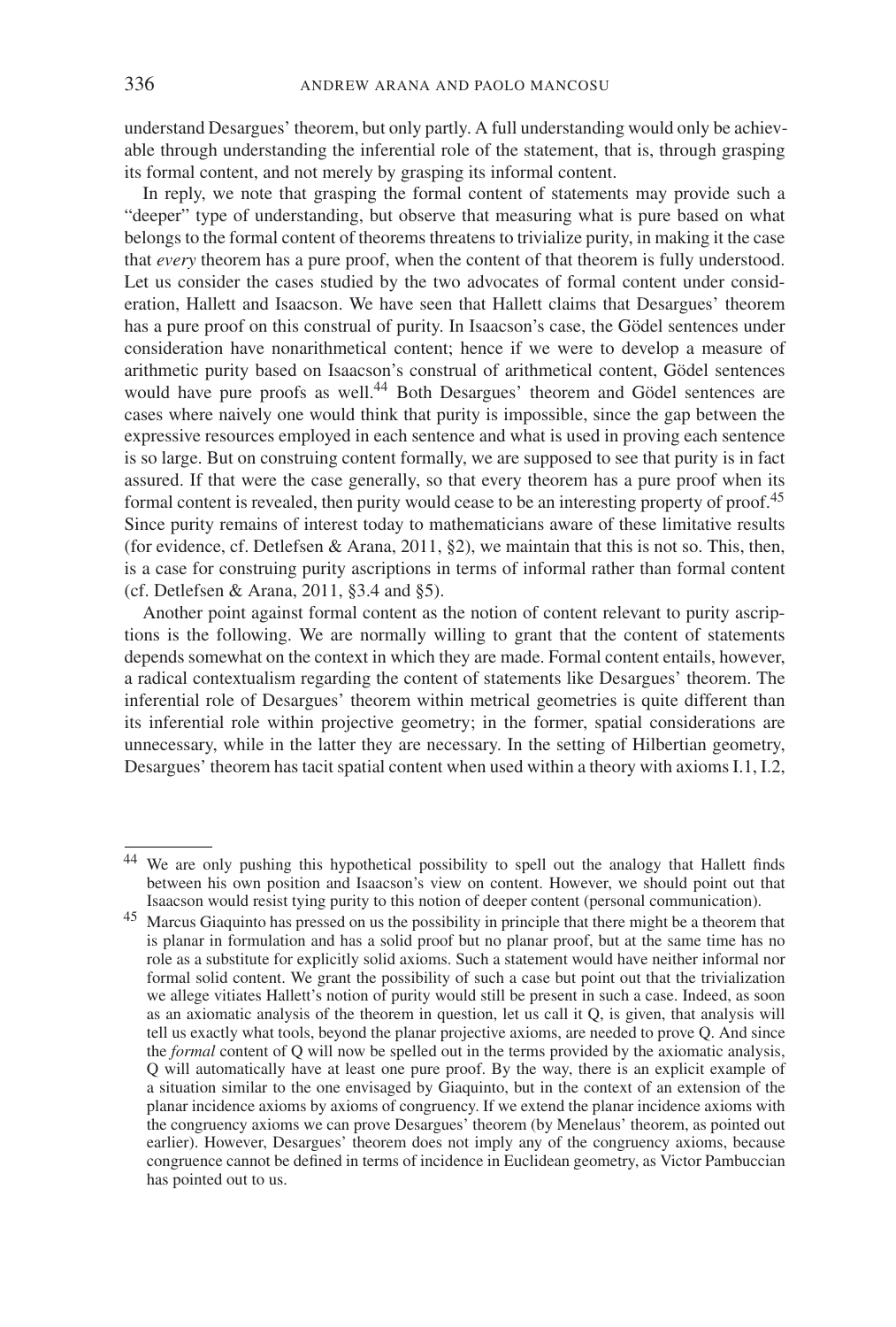understand Desargues' theorem, but only partly. A full understanding would only be achievable through understanding the inferential role of the statement, that is, through grasping its formal content, and not merely by grasping its informal content.

In reply, we note that grasping the formal content of statements may provide such a "deeper" type of understanding, but observe that measuring what is pure based on what belongs to the formal content of theorems threatens to trivialize purity, in making it the case that *every* theorem has a pure proof, when the content of that theorem is fully understood. Let us consider the cases studied by the two advocates of formal content under consideration, Hallett and Isaacson. We have seen that Hallett claims that Desargues' theorem has a pure proof on this construal of purity. In Isaacson's case, the Gödel sentences under consideration have nonarithmetical content; hence if we were to develop a measure of arithmetic purity based on Isaacson's construal of arithmetical content, Gödel sentences would have pure proofs as well.[44] Both Desargues' theorem and Gödel sentences are cases where naively one would think that purity is impossible, since the gap between the expressive resources employed in each sentence and what is used in proving each sentence is so large. But on construing content formally, we are supposed to see that purity is in fact assured. If that were the case generally, so that every theorem has a pure proof when its formal content is revealed, then purity would cease to be an interesting property of proof.[45] Since purity remains of interest today to mathematicians aware of these limitative results (for evidence, cf. Detlefsen & Arana, 2011, §2), we maintain that this is not so. This, then, is a case for construing purity ascriptions in terms of informal rather than formal content (cf. Detlefsen & Arana, 2011, §3.4 and §5).

Another point against formal content as the notion of content relevant to purity ascriptions is the following. We are normally willing to grant that the content of statements depends somewhat on the context in which they are made. Formal content entails, however, a radical contextualism regarding the content of statements like Desargues' theorem. The inferential role of Desargues' theorem within metrical geometries is quite different than its inferential role within projective geometry; in the former, spatial considerations are unnecessary, while in the latter they are necessary. In the setting of Hilbertian geometry, Desargues' theorem has tacit spatial content when used within a theory with axioms I.1, I.2,

---

[44] We are only pushing this hypothetical possibility to spell out the analogy that Hallett finds between his own position and Isaacson's view on content. However, we should point out that Isaacson would resist tying purity to this notion of deeper content (personal communication).

[45] Marcus Giaquinto has pressed on us the possibility in principle that there might be a theorem that is planar in formulation and has a solid proof but no planar proof, but at the same time has no role as a substitute for explicitly solid axioms. Such a statement would have neither informal nor formal solid content. We grant the possibility of such a case but point out that the trivialization we allege vitiates Hallett's notion of purity would still be present in such a case. Indeed, as soon as an axiomatic analysis of the theorem in question, let us call it Q, is given, that analysis will tell us exactly what tools, beyond the planar projective axioms, are needed to prove Q. And since the *formal* content of Q will now be spelled out in the terms provided by the axiomatic analysis, Q will automatically have at least one pure proof. By the way, there is an explicit example of a situation similar to the one envisaged by Giaquinto, but in the context of an extension of the planar incidence axioms by axioms of congruency. If we extend the planar incidence axioms with the congruency axioms we can prove Desargues' theorem (by Menelaus' theorem, as pointed out earlier). However, Desargues' theorem does not imply any of the congruency axioms, because congruence cannot be defined in terms of incidence in Euclidean geometry, as Victor Pambuccian has pointed out to us.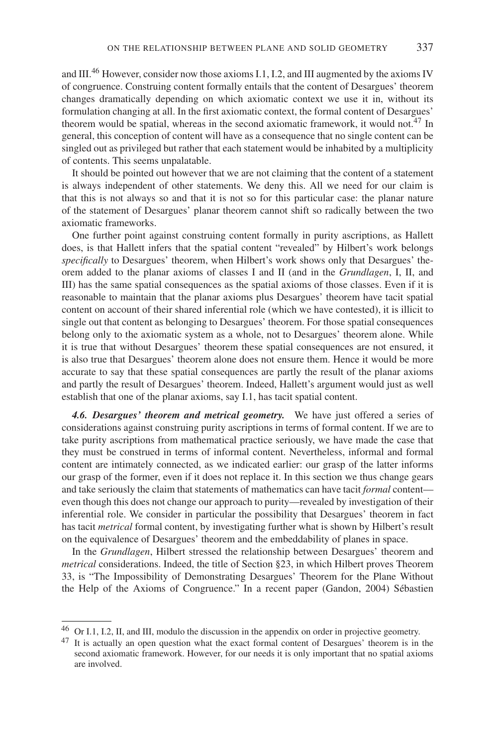and III.[46] However, consider now those axioms I.1, I.2, and III augmented by the axioms IV of congruence. Construing content formally entails that the content of Desargues' theorem changes dramatically depending on which axiomatic context we use it in, without its formulation changing at all. In the first axiomatic context, the formal content of Desargues' theorem would be spatial, whereas in the second axiomatic framework, it would not.[47] In general, this conception of content will have as a consequence that no single content can be singled out as privileged but rather that each statement would be inhabited by a multiplicity of contents. This seems unpalatable.

It should be pointed out however that we are not claiming that the content of a statement is always independent of other statements. We deny this. All we need for our claim is that this is not always so and that it is not so for this particular case: the planar nature of the statement of Desargues' planar theorem cannot shift so radically between the two axiomatic frameworks.

One further point against construing content formally in purity ascriptions, as Hallett does, is that Hallett infers that the spatial content "revealed" by Hilbert's work belongs *specifically* to Desargues' theorem, when Hilbert's work shows only that Desargues' theorem added to the planar axioms of classes I and II (and in the *Grundlagen*, I, II, and III) has the same spatial consequences as the spatial axioms of those classes. Even if it is reasonable to maintain that the planar axioms plus Desargues' theorem have tacit spatial content on account of their shared inferential role (which we have contested), it is illicit to single out that content as belonging to Desargues' theorem. For those spatial consequences belong only to the axiomatic system as a whole, not to Desargues' theorem alone. While it is true that without Desargues' theorem these spatial consequences are not ensured, it is also true that Desargues' theorem alone does not ensure them. Hence it would be more accurate to say that these spatial consequences are partly the result of the planar axioms and partly the result of Desargues' theorem. Indeed, Hallett's argument would just as well establish that one of the planar axioms, say I.1, has tacit spatial content.

***4.6. Desargues' theorem and metrical geometry.*** We have just offered a series of considerations against construing purity ascriptions in terms of formal content. If we are to take purity ascriptions from mathematical practice seriously, we have made the case that they must be construed in terms of informal content. Nevertheless, informal and formal content are intimately connected, as we indicated earlier: our grasp of the latter informs our grasp of the former, even if it does not replace it. In this section we thus change gears and take seriously the claim that statements of mathematics can have tacit *formal* content—even though this does not change our approach to purity—revealed by investigation of their inferential role. We consider in particular the possibility that Desargues' theorem in fact has tacit *metrical* formal content, by investigating further what is shown by Hilbert's result on the equivalence of Desargues' theorem and the embeddability of planes in space.

In the *Grundlagen*, Hilbert stressed the relationship between Desargues' theorem and *metrical* considerations. Indeed, the title of Section §23, in which Hilbert proves Theorem 33, is "The Impossibility of Demonstrating Desargues' Theorem for the Plane Without the Help of the Axioms of Congruence." In a recent paper (Gandon, 2004) Sébastien

---

[46] Or I.1, I.2, II, and III, modulo the discussion in the appendix on order in projective geometry.

[47] It is actually an open question what the exact formal content of Desargues' theorem is in the second axiomatic framework. However, for our needs it is only important that no spatial axioms are involved.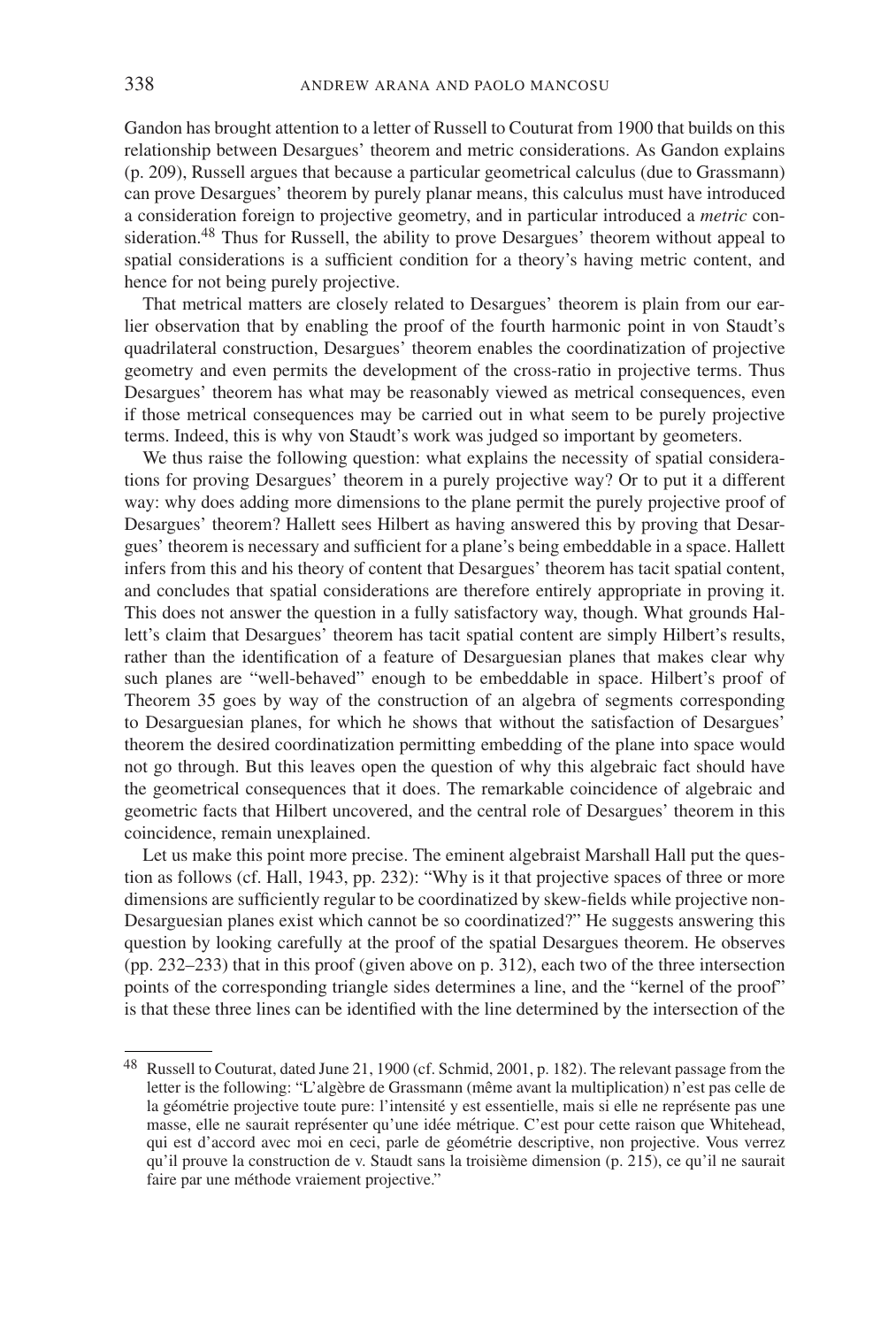Gandon has brought attention to a letter of Russell to Couturat from 1900 that builds on this relationship between Desargues' theorem and metric considerations. As Gandon explains (p. 209), Russell argues that because a particular geometrical calculus (due to Grassmann) can prove Desargues' theorem by purely planar means, this calculus must have introduced a consideration foreign to projective geometry, and in particular introduced a *metric* consideration.[48] Thus for Russell, the ability to prove Desargues' theorem without appeal to spatial considerations is a sufficient condition for a theory's having metric content, and hence for not being purely projective.

That metrical matters are closely related to Desargues' theorem is plain from our earlier observation that by enabling the proof of the fourth harmonic point in von Staudt's quadrilateral construction, Desargues' theorem enables the coordinatization of projective geometry and even permits the development of the cross-ratio in projective terms. Thus Desargues' theorem has what may be reasonably viewed as metrical consequences, even if those metrical consequences may be carried out in what seem to be purely projective terms. Indeed, this is why von Staudt's work was judged so important by geometers.

We thus raise the following question: what explains the necessity of spatial considerations for proving Desargues' theorem in a purely projective way? Or to put it a different way: why does adding more dimensions to the plane permit the purely projective proof of Desargues' theorem? Hallett sees Hilbert as having answered this by proving that Desargues' theorem is necessary and sufficient for a plane's being embeddable in a space. Hallett infers from this and his theory of content that Desargues' theorem has tacit spatial content, and concludes that spatial considerations are therefore entirely appropriate in proving it. This does not answer the question in a fully satisfactory way, though. What grounds Hallett's claim that Desargues' theorem has tacit spatial content are simply Hilbert's results, rather than the identification of a feature of Desarguesian planes that makes clear why such planes are "well-behaved" enough to be embeddable in space. Hilbert's proof of Theorem 35 goes by way of the construction of an algebra of segments corresponding to Desarguesian planes, for which he shows that without the satisfaction of Desargues' theorem the desired coordinatization permitting embedding of the plane into space would not go through. But this leaves open the question of why this algebraic fact should have the geometrical consequences that it does. The remarkable coincidence of algebraic and geometric facts that Hilbert uncovered, and the central role of Desargues' theorem in this coincidence, remain unexplained.

Let us make this point more precise. The eminent algebraist Marshall Hall put the question as follows (cf. Hall, 1943, pp. 232): "Why is it that projective spaces of three or more dimensions are sufficiently regular to be coordinatized by skew-fields while projective non-Desarguesian planes exist which cannot be so coordinatized?" He suggests answering this question by looking carefully at the proof of the spatial Desargues theorem. He observes (pp. 232–233) that in this proof (given above on p. 312), each two of the three intersection points of the corresponding triangle sides determines a line, and the "kernel of the proof" is that these three lines can be identified with the line determined by the intersection of the

---

[48] Russell to Couturat, dated June 21, 1900 (cf. Schmid, 2001, p. 182). The relevant passage from the letter is the following: "L'algèbre de Grassmann (même avant la multiplication) n'est pas celle de la géométrie projective toute pure: l'intensité y est essentielle, mais si elle ne représente pas une masse, elle ne saurait représenter qu'une idée métrique. C'est pour cette raison que Whitehead, qui est d'accord avec moi en ceci, parle de géométrie descriptive, non projective. Vous verrez qu'il prouve la construction de v. Staudt sans la troisième dimension (p. 215), ce qu'il ne saurait faire par une méthode vraiement projective."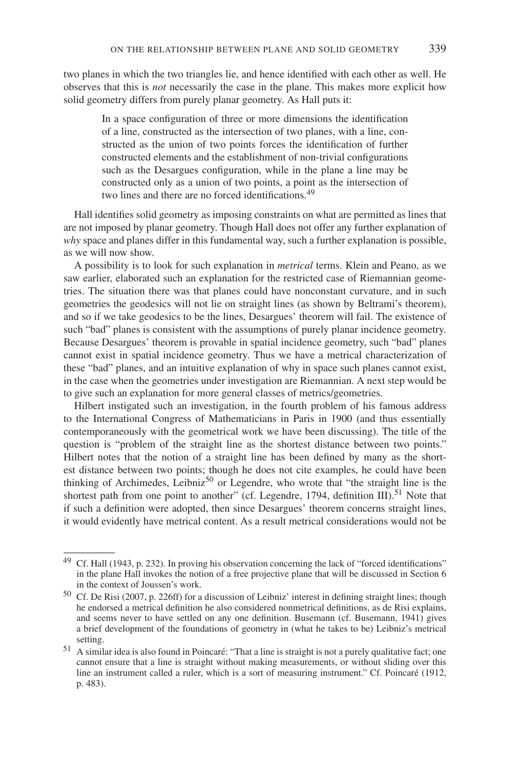two planes in which the two triangles lie, and hence identified with each other as well. He observes that this is *not* necessarily the case in the plane. This makes more explicit how solid geometry differs from purely planar geometry. As Hall puts it:

> In a space configuration of three or more dimensions the identification of a line, constructed as the intersection of two planes, with a line, constructed as the union of two points forces the identification of further constructed elements and the establishment of non-trivial configurations such as the Desargues configuration, while in the plane a line may be constructed only as a union of two points, a point as the intersection of two lines and there are no forced identifications.[49]

Hall identifies solid geometry as imposing constraints on what are permitted as lines that are not imposed by planar geometry. Though Hall does not offer any further explanation of *why* space and planes differ in this fundamental way, such a further explanation is possible, as we will now show.

A possibility is to look for such explanation in *metrical* terms. Klein and Peano, as we saw earlier, elaborated such an explanation for the restricted case of Riemannian geometries. The situation there was that planes could have nonconstant curvature, and in such geometries the geodesics will not lie on straight lines (as shown by Beltrami's theorem), and so if we take geodesics to be the lines, Desargues' theorem will fail. The existence of such "bad" planes is consistent with the assumptions of purely planar incidence geometry. Because Desargues' theorem is provable in spatial incidence geometry, such "bad" planes cannot exist in spatial incidence geometry. Thus we have a metrical characterization of these "bad" planes, and an intuitive explanation of why in space such planes cannot exist, in the case when the geometries under investigation are Riemannian. A next step would be to give such an explanation for more general classes of metrics/geometries.

Hilbert instigated such an investigation, in the fourth problem of his famous address to the International Congress of Mathematicians in Paris in 1900 (and thus essentially contemporaneously with the geometrical work we have been discussing). The title of the question is "problem of the straight line as the shortest distance between two points." Hilbert notes that the notion of a straight line has been defined by many as the shortest distance between two points; though he does not cite examples, he could have been thinking of Archimedes, Leibniz[50] or Legendre, who wrote that "the straight line is the shortest path from one point to another" (cf. Legendre, 1794, definition III).[51] Note that if such a definition were adopted, then since Desargues' theorem concerns straight lines, it would evidently have metrical content. As a result metrical considerations would not be

---

[49] Cf. Hall (1943, p. 232). In proving his observation concerning the lack of "forced identifications" in the plane Hall invokes the notion of a free projective plane that will be discussed in Section 6 in the context of Joussen's work.

[50] Cf. De Risi (2007, p. 226ff) for a discussion of Leibniz' interest in defining straight lines; though he endorsed a metrical definition he also considered nonmetrical definitions, as de Risi explains, and seems never to have settled on any one definition. Busemann (cf. Busemann, 1941) gives a brief development of the foundations of geometry in (what he takes to be) Leibniz's metrical setting.

[51] A similar idea is also found in Poincaré: "That a line is straight is not a purely qualitative fact; one cannot ensure that a line is straight without making measurements, or without sliding over this line an instrument called a ruler, which is a sort of measuring instrument." Cf. Poincaré (1912, p. 483).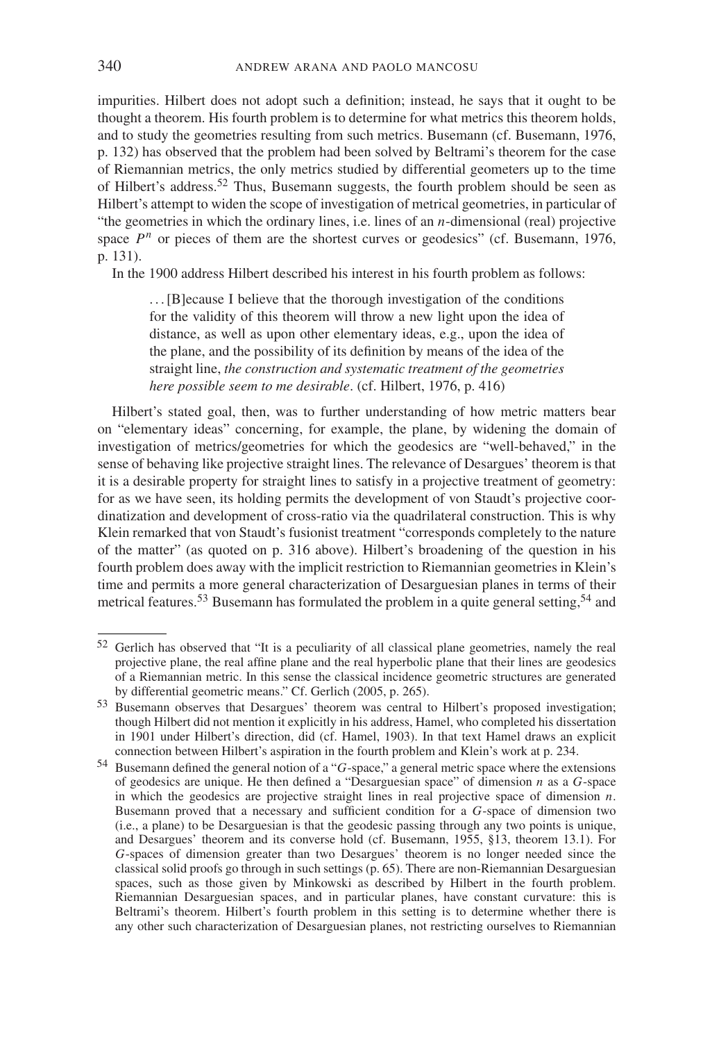impurities. Hilbert does not adopt such a definition; instead, he says that it ought to be thought a theorem. His fourth problem is to determine for what metrics this theorem holds, and to study the geometries resulting from such metrics. Busemann (cf. Busemann, 1976, p. 132) has observed that the problem had been solved by Beltrami's theorem for the case of Riemannian metrics, the only metrics studied by differential geometers up to the time of Hilbert's address.[52] Thus, Busemann suggests, the fourth problem should be seen as Hilbert's attempt to widen the scope of investigation of metrical geometries, in particular of "the geometries in which the ordinary lines, i.e. lines of an $n$-dimensional (real) projective space $P^n$ or pieces of them are the shortest curves or geodesics" (cf. Busemann, 1976, p. 131).

In the 1900 address Hilbert described his interest in his fourth problem as follows:

> ... [B]ecause I believe that the thorough investigation of the conditions for the validity of this theorem will throw a new light upon the idea of distance, as well as upon other elementary ideas, e.g., upon the idea of the plane, and the possibility of its definition by means of the idea of the straight line, *the construction and systematic treatment of the geometries here possible seem to me desirable*. (cf. Hilbert, 1976, p. 416)

Hilbert's stated goal, then, was to further understanding of how metric matters bear on "elementary ideas" concerning, for example, the plane, by widening the domain of investigation of metrics/geometries for which the geodesics are "well-behaved," in the sense of behaving like projective straight lines. The relevance of Desargues' theorem is that it is a desirable property for straight lines to satisfy in a projective treatment of geometry: for as we have seen, its holding permits the development of von Staudt's projective coordinatization and development of cross-ratio via the quadrilateral construction. This is why Klein remarked that von Staudt's fusionist treatment "corresponds completely to the nature of the matter" (as quoted on p. 316 above). Hilbert's broadening of the question in his fourth problem does away with the implicit restriction to Riemannian geometries in Klein's time and permits a more general characterization of Desarguesian planes in terms of their metrical features.[53] Busemann has formulated the problem in a quite general setting,[54] and

---

[52] Gerlich has observed that "It is a peculiarity of all classical plane geometries, namely the real projective plane, the real affine plane and the real hyperbolic plane that their lines are geodesics of a Riemannian metric. In this sense the classical incidence geometric structures are generated by differential geometric means." Cf. Gerlich (2005, p. 265).

[53] Busemann observes that Desargues' theorem was central to Hilbert's proposed investigation; though Hilbert did not mention it explicitly in his address, Hamel, who completed his dissertation in 1901 under Hilbert's direction, did (cf. Hamel, 1903). In that text Hamel draws an explicit connection between Hilbert's aspiration in the fourth problem and Klein's work at p. 234.

[54] Busemann defined the general notion of a "$G$-space," a general metric space where the extensions of geodesics are unique. He then defined a "Desarguesian space" of dimension $n$ as a $G$-space in which the geodesics are projective straight lines in real projective space of dimension $n$. Busemann proved that a necessary and sufficient condition for a $G$-space of dimension two (i.e., a plane) to be Desarguesian is that the geodesic passing through any two points is unique, and Desargues' theorem and its converse hold (cf. Busemann, 1955, §13, theorem 13.1). For $G$-spaces of dimension greater than two Desargues' theorem is no longer needed since the classical solid proofs go through in such settings (p. 65). There are non-Riemannian Desarguesian spaces, such as those given by Minkowski as described by Hilbert in the fourth problem. Riemannian Desarguesian spaces, and in particular planes, have constant curvature: this is Beltrami's theorem. Hilbert's fourth problem in this setting is to determine whether there is any other such characterization of Desarguesian planes, not restricting ourselves to Riemannian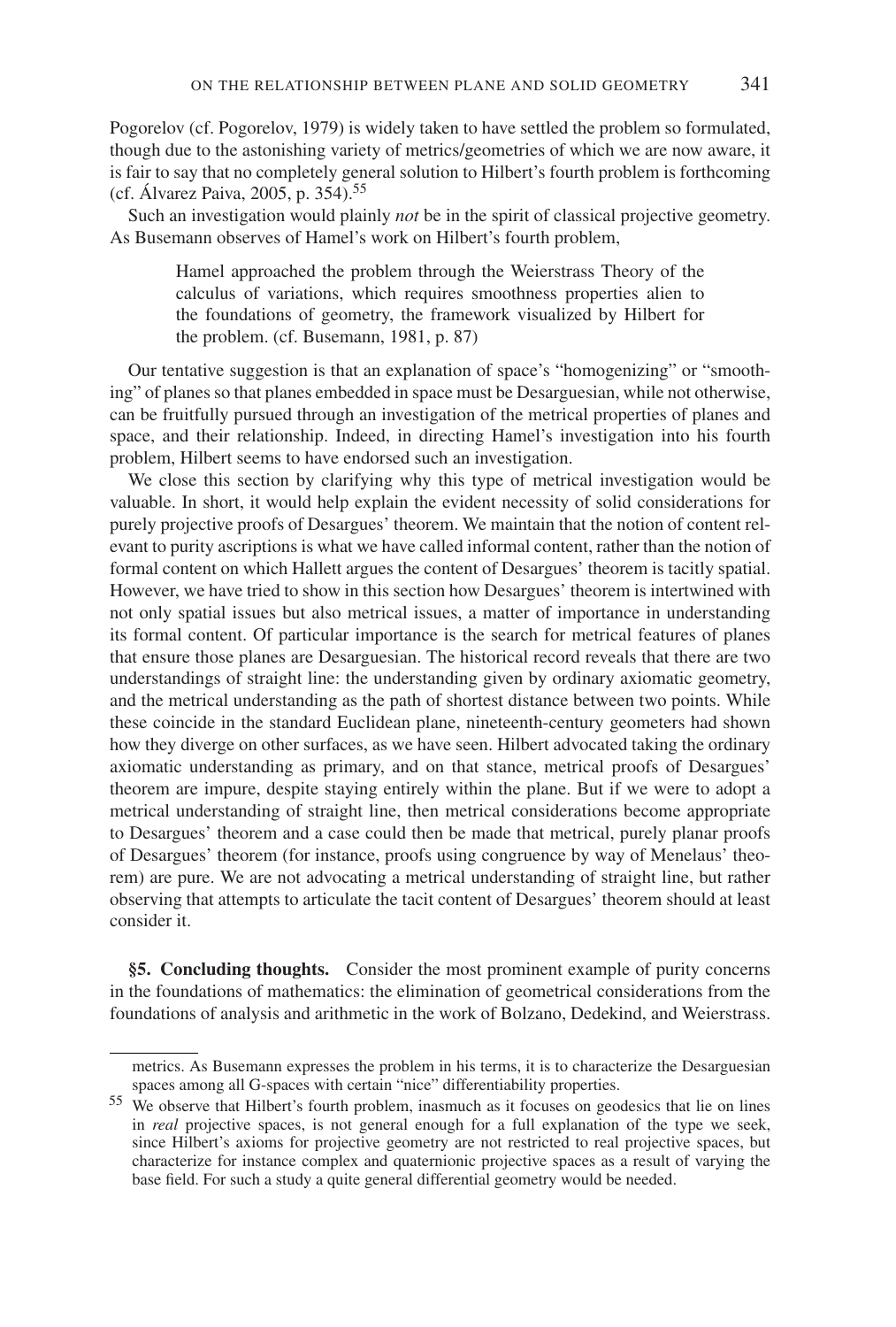Pogorelov (cf. Pogorelov, 1979) is widely taken to have settled the problem so formulated, though due to the astonishing variety of metrics/geometries of which we are now aware, it is fair to say that no completely general solution to Hilbert's fourth problem is forthcoming (cf. Álvarez Paiva, 2005, p. 354).[55]

Such an investigation would plainly *not* be in the spirit of classical projective geometry. As Busemann observes of Hamel's work on Hilbert's fourth problem,

> Hamel approached the problem through the Weierstrass Theory of the calculus of variations, which requires smoothness properties alien to the foundations of geometry, the framework visualized by Hilbert for the problem. (cf. Busemann, 1981, p. 87)

Our tentative suggestion is that an explanation of space's "homogenizing" or "smoothing" of planes so that planes embedded in space must be Desarguesian, while not otherwise, can be fruitfully pursued through an investigation of the metrical properties of planes and space, and their relationship. Indeed, in directing Hamel's investigation into his fourth problem, Hilbert seems to have endorsed such an investigation.

We close this section by clarifying why this type of metrical investigation would be valuable. In short, it would help explain the evident necessity of solid considerations for purely projective proofs of Desargues' theorem. We maintain that the notion of content relevant to purity ascriptions is what we have called informal content, rather than the notion of formal content on which Hallett argues the content of Desargues' theorem is tacitly spatial. However, we have tried to show in this section how Desargues' theorem is intertwined with not only spatial issues but also metrical issues, a matter of importance in understanding its formal content. Of particular importance is the search for metrical features of planes that ensure those planes are Desarguesian. The historical record reveals that there are two understandings of straight line: the understanding given by ordinary axiomatic geometry, and the metrical understanding as the path of shortest distance between two points. While these coincide in the standard Euclidean plane, nineteenth-century geometers had shown how they diverge on other surfaces, as we have seen. Hilbert advocated taking the ordinary axiomatic understanding as primary, and on that stance, metrical proofs of Desargues' theorem are impure, despite staying entirely within the plane. But if we were to adopt a metrical understanding of straight line, then metrical considerations become appropriate to Desargues' theorem and a case could then be made that metrical, purely planar proofs of Desargues' theorem (for instance, proofs using congruence by way of Menelaus' theorem) are pure. We are not advocating a metrical understanding of straight line, but rather observing that attempts to articulate the tacit content of Desargues' theorem should at least consider it.

## §5. Concluding thoughts.

Consider the most prominent example of purity concerns in the foundations of mathematics: the elimination of geometrical considerations from the foundations of analysis and arithmetic in the work of Bolzano, Dedekind, and Weierstrass.

---

metrics. As Busemann expresses the problem in his terms, it is to characterize the Desarguesian spaces among all G-spaces with certain "nice" differentiability properties.

[55] We observe that Hilbert's fourth problem, inasmuch as it focuses on geodesics that lie on lines in *real* projective spaces, is not general enough for a full explanation of the type we seek, since Hilbert's axioms for projective geometry are not restricted to real projective spaces, but characterize for instance complex and quaternionic projective spaces as a result of varying the base field. For such a study a quite general differential geometry would be needed.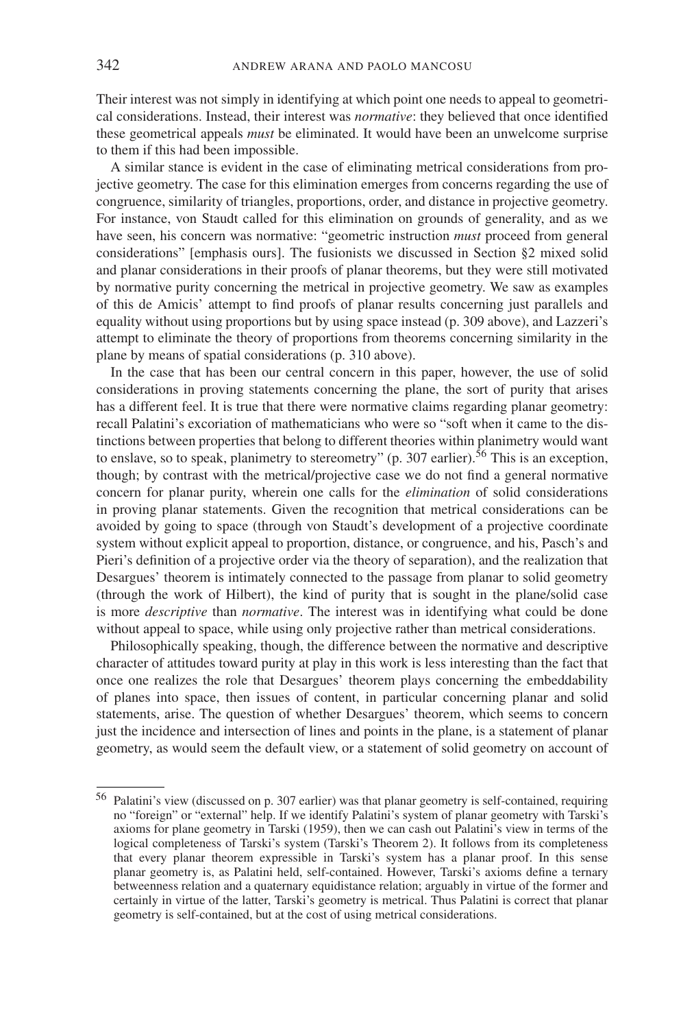Their interest was not simply in identifying at which point one needs to appeal to geometrical considerations. Instead, their interest was *normative*: they believed that once identified these geometrical appeals *must* be eliminated. It would have been an unwelcome surprise to them if this had been impossible.

A similar stance is evident in the case of eliminating metrical considerations from projective geometry. The case for this elimination emerges from concerns regarding the use of congruence, similarity of triangles, proportions, order, and distance in projective geometry. For instance, von Staudt called for this elimination on grounds of generality, and as we have seen, his concern was normative: "geometric instruction *must* proceed from general considerations" [emphasis ours]. The fusionists we discussed in Section §2 mixed solid and planar considerations in their proofs of planar theorems, but they were still motivated by normative purity concerning the metrical in projective geometry. We saw as examples of this de Amicis' attempt to find proofs of planar results concerning just parallels and equality without using proportions but by using space instead (p. 309 above), and Lazzeri's attempt to eliminate the theory of proportions from theorems concerning similarity in the plane by means of spatial considerations (p. 310 above).

In the case that has been our central concern in this paper, however, the use of solid considerations in proving statements concerning the plane, the sort of purity that arises has a different feel. It is true that there were normative claims regarding planar geometry: recall Palatini's excoriation of mathematicians who were so "soft when it came to the distinctions between properties that belong to different theories within planimetry would want to enslave, so to speak, planimetry to stereometry" (p. 307 earlier).[56] This is an exception, though; by contrast with the metrical/projective case we do not find a general normative concern for planar purity, wherein one calls for the *elimination* of solid considerations in proving planar statements. Given the recognition that metrical considerations can be avoided by going to space (through von Staudt's development of a projective coordinate system without explicit appeal to proportion, distance, or congruence, and his, Pasch's and Pieri's definition of a projective order via the theory of separation), and the realization that Desargues' theorem is intimately connected to the passage from planar to solid geometry (through the work of Hilbert), the kind of purity that is sought in the plane/solid case is more *descriptive* than *normative*. The interest was in identifying what could be done without appeal to space, while using only projective rather than metrical considerations.

Philosophically speaking, though, the difference between the normative and descriptive character of attitudes toward purity at play in this work is less interesting than the fact that once one realizes the role that Desargues' theorem plays concerning the embeddability of planes into space, then issues of content, in particular concerning planar and solid statements, arise. The question of whether Desargues' theorem, which seems to concern just the incidence and intersection of lines and points in the plane, is a statement of planar geometry, as would seem the default view, or a statement of solid geometry on account of

---

[56] Palatini's view (discussed on p. 307 earlier) was that planar geometry is self-contained, requiring no "foreign" or "external" help. If we identify Palatini's system of planar geometry with Tarski's axioms for plane geometry in Tarski (1959), then we can cash out Palatini's view in terms of the logical completeness of Tarski's system (Tarski's Theorem 2). It follows from its completeness that every planar theorem expressible in Tarski's system has a planar proof. In this sense planar geometry is, as Palatini held, self-contained. However, Tarski's axioms define a ternary betweenness relation and a quaternary equidistance relation; arguably in virtue of the former and certainly in virtue of the latter, Tarski's geometry is metrical. Thus Palatini is correct that planar geometry is self-contained, but at the cost of using metrical considerations.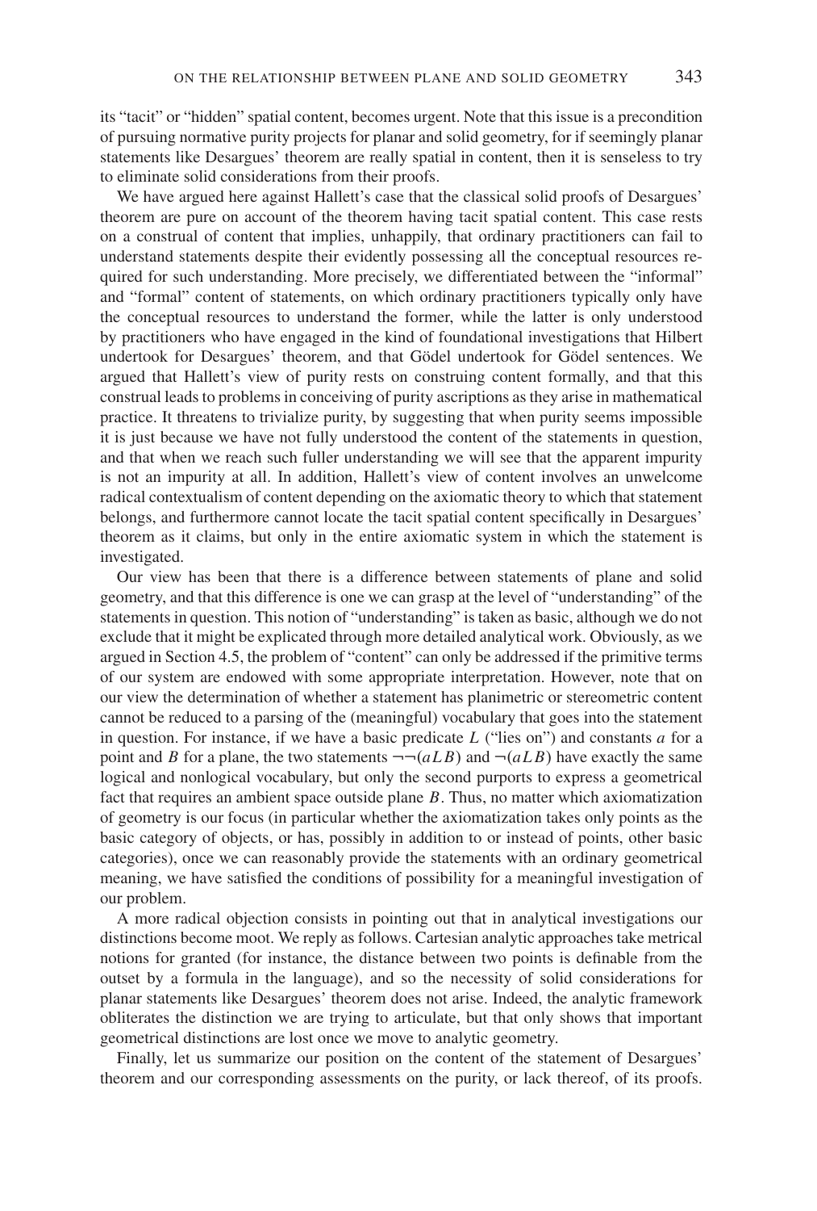its "tacit" or "hidden" spatial content, becomes urgent. Note that this issue is a precondition of pursuing normative purity projects for planar and solid geometry, for if seemingly planar statements like Desargues' theorem are really spatial in content, then it is senseless to try to eliminate solid considerations from their proofs.

We have argued here against Hallett's case that the classical solid proofs of Desargues' theorem are pure on account of the theorem having tacit spatial content. This case rests on a construal of content that implies, unhappily, that ordinary practitioners can fail to understand statements despite their evidently possessing all the conceptual resources required for such understanding. More precisely, we differentiated between the "informal" and "formal" content of statements, on which ordinary practitioners typically only have the conceptual resources to understand the former, while the latter is only understood by practitioners who have engaged in the kind of foundational investigations that Hilbert undertook for Desargues' theorem, and that Gödel undertook for Gödel sentences. We argued that Hallett's view of purity rests on construing content formally, and that this construal leads to problems in conceiving of purity ascriptions as they arise in mathematical practice. It threatens to trivialize purity, by suggesting that when purity seems impossible it is just because we have not fully understood the content of the statements in question, and that when we reach such fuller understanding we will see that the apparent impurity is not an impurity at all. In addition, Hallett's view of content involves an unwelcome radical contextualism of content depending on the axiomatic theory to which that statement belongs, and furthermore cannot locate the tacit spatial content specifically in Desargues' theorem as it claims, but only in the entire axiomatic system in which the statement is investigated.

Our view has been that there is a difference between statements of plane and solid geometry, and that this difference is one we can grasp at the level of "understanding" of the statements in question. This notion of "understanding" is taken as basic, although we do not exclude that it might be explicated through more detailed analytical work. Obviously, as we argued in Section 4.5, the problem of "content" can only be addressed if the primitive terms of our system are endowed with some appropriate interpretation. However, note that on our view the determination of whether a statement has planimetric or stereometric content cannot be reduced to a parsing of the (meaningful) vocabulary that goes into the statement in question. For instance, if we have a basic predicate $L$ ("lies on") and constants $a$ for a point and $B$ for a plane, the two statements $\neg\neg(aLB)$ and $\neg(aLB)$ have exactly the same logical and nonlogical vocabulary, but only the second purports to express a geometrical fact that requires an ambient space outside plane $B$. Thus, no matter which axiomatization of geometry is our focus (in particular whether the axiomatization takes only points as the basic category of objects, or has, possibly in addition to or instead of points, other basic categories), once we can reasonably provide the statements with an ordinary geometrical meaning, we have satisfied the conditions of possibility for a meaningful investigation of our problem.

A more radical objection consists in pointing out that in analytical investigations our distinctions become moot. We reply as follows. Cartesian analytic approaches take metrical notions for granted (for instance, the distance between two points is definable from the outset by a formula in the language), and so the necessity of solid considerations for planar statements like Desargues' theorem does not arise. Indeed, the analytic framework obliterates the distinction we are trying to articulate, but that only shows that important geometrical distinctions are lost once we move to analytic geometry.

Finally, let us summarize our position on the content of the statement of Desargues' theorem and our corresponding assessments on the purity, or lack thereof, of its proofs.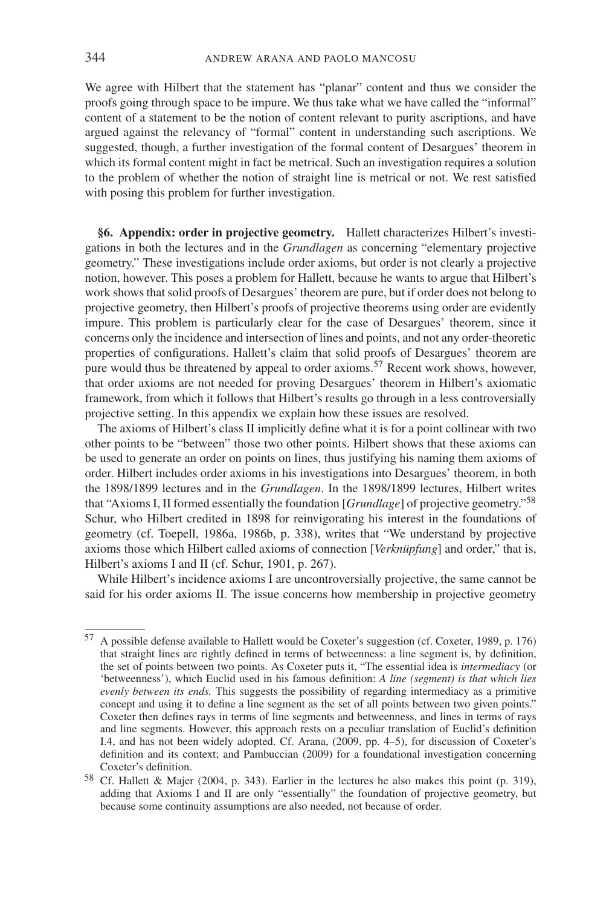We agree with Hilbert that the statement has "planar" content and thus we consider the proofs going through space to be impure. We thus take what we have called the "informal" content of a statement to be the notion of content relevant to purity ascriptions, and have argued against the relevancy of "formal" content in understanding such ascriptions. We suggested, though, a further investigation of the formal content of Desargues' theorem in which its formal content might in fact be metrical. Such an investigation requires a solution to the problem of whether the notion of straight line is metrical or not. We rest satisfied with posing this problem for further investigation.

**§6. Appendix: order in projective geometry.** Hallett characterizes Hilbert's investigations in both the lectures and in the *Grundlagen* as concerning "elementary projective geometry." These investigations include order axioms, but order is not clearly a projective notion, however. This poses a problem for Hallett, because he wants to argue that Hilbert's work shows that solid proofs of Desargues' theorem are pure, but if order does not belong to projective geometry, then Hilbert's proofs of projective theorems using order are evidently impure. This problem is particularly clear for the case of Desargues' theorem, since it concerns only the incidence and intersection of lines and points, and not any order-theoretic properties of configurations. Hallett's claim that solid proofs of Desargues' theorem are pure would thus be threatened by appeal to order axioms.[57] Recent work shows, however, that order axioms are not needed for proving Desargues' theorem in Hilbert's axiomatic framework, from which it follows that Hilbert's results go through in a less controversially projective setting. In this appendix we explain how these issues are resolved.

The axioms of Hilbert's class II implicitly define what it is for a point collinear with two other points to be "between" those two other points. Hilbert shows that these axioms can be used to generate an order on points on lines, thus justifying his naming them axioms of order. Hilbert includes order axioms in his investigations into Desargues' theorem, in both the 1898/1899 lectures and in the *Grundlagen*. In the 1898/1899 lectures, Hilbert writes that "Axioms I, II formed essentially the foundation [*Grundlage*] of projective geometry."[58] Schur, who Hilbert credited in 1898 for reinvigorating his interest in the foundations of geometry (cf. Toepell, 1986a, 1986b, p. 338), writes that "We understand by projective axioms those which Hilbert called axioms of connection [*Verknüpfung*] and order," that is, Hilbert's axioms I and II (cf. Schur, 1901, p. 267).

While Hilbert's incidence axioms I are uncontroversially projective, the same cannot be said for his order axioms II. The issue concerns how membership in projective geometry

---

[57] A possible defense available to Hallett would be Coxeter's suggestion (cf. Coxeter, 1989, p. 176) that straight lines are rightly defined in terms of betweenness: a line segment is, by definition, the set of points between two points. As Coxeter puts it, "The essential idea is *intermediacy* (or 'betweenness'), which Euclid used in his famous definition: *A line (segment) is that which lies evenly between its ends.* This suggests the possibility of regarding intermediacy as a primitive concept and using it to define a line segment as the set of all points between two given points." Coxeter then defines rays in terms of line segments and betweenness, and lines in terms of rays and line segments. However, this approach rests on a peculiar translation of Euclid's definition I.4, and has not been widely adopted. Cf. Arana, (2009, pp. 4–5), for discussion of Coxeter's definition and its context; and Pambuccian (2009) for a foundational investigation concerning Coxeter's definition.

[58] Cf. Hallett & Majer (2004, p. 343). Earlier in the lectures he also makes this point (p. 319), adding that Axioms I and II are only "essentially" the foundation of projective geometry, but because some continuity assumptions are also needed, not because of order.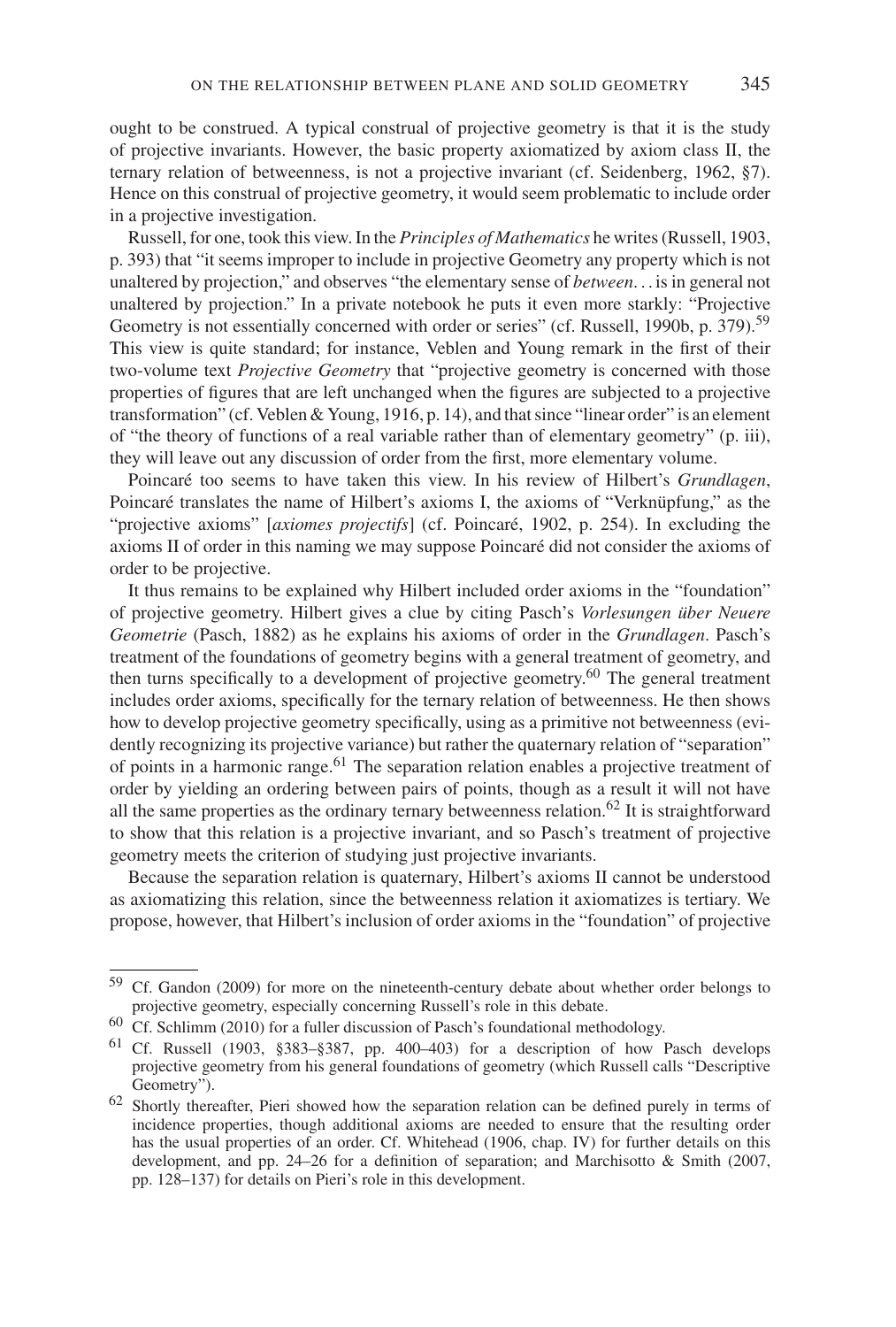ought to be construed. A typical construal of projective geometry is that it is the study of projective invariants. However, the basic property axiomatized by axiom class II, the ternary relation of betweenness, is not a projective invariant (cf. Seidenberg, 1962, §7). Hence on this construal of projective geometry, it would seem problematic to include order in a projective investigation.

Russell, for one, took this view. In the *Principles of Mathematics* he writes (Russell, 1903, p. 393) that "it seems improper to include in projective Geometry any property which is not unaltered by projection," and observes "the elementary sense of *between*... is in general not unaltered by projection." In a private notebook he puts it even more starkly: "Projective Geometry is not essentially concerned with order or series" (cf. Russell, 1990b, p. 379).[59] This view is quite standard; for instance, Veblen and Young remark in the first of their two-volume text *Projective Geometry* that "projective geometry is concerned with those properties of figures that are left unchanged when the figures are subjected to a projective transformation" (cf. Veblen & Young, 1916, p. 14), and that since "linear order" is an element of "the theory of functions of a real variable rather than of elementary geometry" (p. iii), they will leave out any discussion of order from the first, more elementary volume.

Poincaré too seems to have taken this view. In his review of Hilbert's *Grundlagen*, Poincaré translates the name of Hilbert's axioms I, the axioms of "Verknüpfung," as the "projective axioms" [*axiomes projectifs*] (cf. Poincaré, 1902, p. 254). In excluding the axioms II of order in this naming we may suppose Poincaré did not consider the axioms of order to be projective.

It thus remains to be explained why Hilbert included order axioms in the "foundation" of projective geometry. Hilbert gives a clue by citing Pasch's *Vorlesungen über Neuere Geometrie* (Pasch, 1882) as he explains his axioms of order in the *Grundlagen*. Pasch's treatment of the foundations of geometry begins with a general treatment of geometry, and then turns specifically to a development of projective geometry.[60] The general treatment includes order axioms, specifically for the ternary relation of betweenness. He then shows how to develop projective geometry specifically, using as a primitive not betweenness (evidently recognizing its projective variance) but rather the quaternary relation of "separation" of points in a harmonic range.[61] The separation relation enables a projective treatment of order by yielding an ordering between pairs of points, though as a result it will not have all the same properties as the ordinary ternary betweenness relation.[62] It is straightforward to show that this relation is a projective invariant, and so Pasch's treatment of projective geometry meets the criterion of studying just projective invariants.

Because the separation relation is quaternary, Hilbert's axioms II cannot be understood as axiomatizing this relation, since the betweenness relation it axiomatizes is tertiary. We propose, however, that Hilbert's inclusion of order axioms in the "foundation" of projective

[59] Cf. Gandon (2009) for more on the nineteenth-century debate about whether order belongs to projective geometry, especially concerning Russell's role in this debate.

[60] Cf. Schlimm (2010) for a fuller discussion of Pasch's foundational methodology.

[61] Cf. Russell (1903, §383–§387, pp. 400–403) for a description of how Pasch develops projective geometry from his general foundations of geometry (which Russell calls "Descriptive Geometry").

[62] Shortly thereafter, Pieri showed how the separation relation can be defined purely in terms of incidence properties, though additional axioms are needed to ensure that the resulting order has the usual properties of an order. Cf. Whitehead (1906, chap. IV) for further details on this development, and pp. 24–26 for a definition of separation; and Marchisotto & Smith (2007, pp. 128–137) for details on Pieri's role in this development.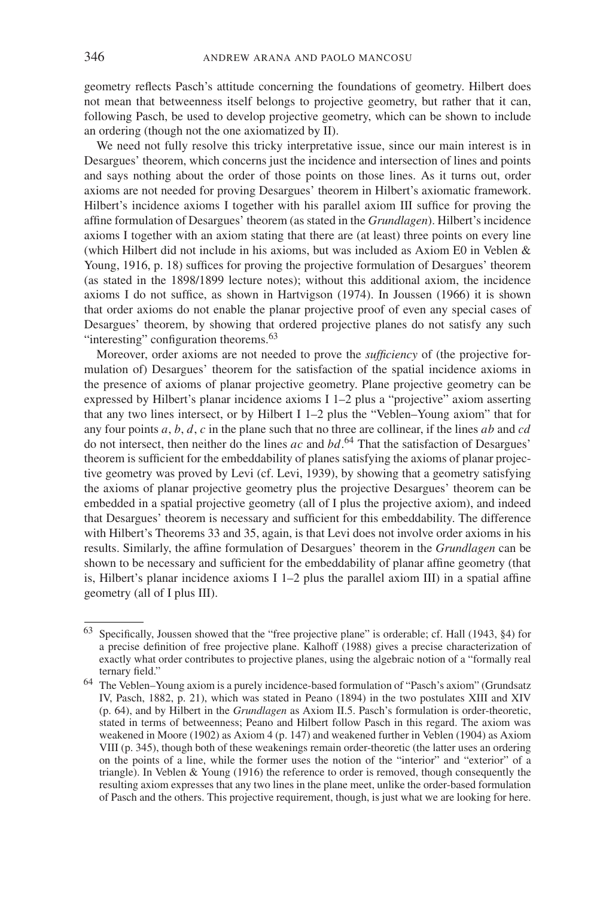geometry reflects Pasch's attitude concerning the foundations of geometry. Hilbert does not mean that betweenness itself belongs to projective geometry, but rather that it can, following Pasch, be used to develop projective geometry, which can be shown to include an ordering (though not the one axiomatized by II).

We need not fully resolve this tricky interpretative issue, since our main interest is in Desargues' theorem, which concerns just the incidence and intersection of lines and points and says nothing about the order of those points on those lines. As it turns out, order axioms are not needed for proving Desargues' theorem in Hilbert's axiomatic framework. Hilbert's incidence axioms I together with his parallel axiom III suffice for proving the affine formulation of Desargues' theorem (as stated in the *Grundlagen*). Hilbert's incidence axioms I together with an axiom stating that there are (at least) three points on every line (which Hilbert did not include in his axioms, but was included as Axiom E0 in Veblen & Young, 1916, p. 18) suffices for proving the projective formulation of Desargues' theorem (as stated in the 1898/1899 lecture notes); without this additional axiom, the incidence axioms I do not suffice, as shown in Hartvigson (1974). In Joussen (1966) it is shown that order axioms do not enable the planar projective proof of even any special cases of Desargues' theorem, by showing that ordered projective planes do not satisfy any such "interesting" configuration theorems.[63]

Moreover, order axioms are not needed to prove the *sufficiency* of (the projective formulation of) Desargues' theorem for the satisfaction of the spatial incidence axioms in the presence of axioms of planar projective geometry. Plane projective geometry can be expressed by Hilbert's planar incidence axioms I 1–2 plus a "projective" axiom asserting that any two lines intersect, or by Hilbert I 1–2 plus the "Veblen–Young axiom" that for any four points $a$, $b$, $d$, $c$ in the plane such that no three are collinear, if the lines $ab$ and $cd$ do not intersect, then neither do the lines $ac$ and $bd$.[64] That the satisfaction of Desargues' theorem is sufficient for the embeddability of planes satisfying the axioms of planar projective geometry was proved by Levi (cf. Levi, 1939), by showing that a geometry satisfying the axioms of planar projective geometry plus the projective Desargues' theorem can be embedded in a spatial projective geometry (all of I plus the projective axiom), and indeed that Desargues' theorem is necessary and sufficient for this embeddability. The difference with Hilbert's Theorems 33 and 35, again, is that Levi does not involve order axioms in his results. Similarly, the affine formulation of Desargues' theorem in the *Grundlagen* can be shown to be necessary and sufficient for the embeddability of planar affine geometry (that is, Hilbert's planar incidence axioms I 1–2 plus the parallel axiom III) in a spatial affine geometry (all of I plus III).

---

[63] Specifically, Joussen showed that the "free projective plane" is orderable; cf. Hall (1943, §4) for a precise definition of free projective plane. Kalhoff (1988) gives a precise characterization of exactly what order contributes to projective planes, using the algebraic notion of a "formally real ternary field."

[64] The Veblen–Young axiom is a purely incidence-based formulation of "Pasch's axiom" (Grundsatz IV, Pasch, 1882, p. 21), which was stated in Peano (1894) in the two postulates XIII and XIV (p. 64), and by Hilbert in the *Grundlagen* as Axiom II.5. Pasch's formulation is order-theoretic, stated in terms of betweenness; Peano and Hilbert follow Pasch in this regard. The axiom was weakened in Moore (1902) as Axiom 4 (p. 147) and weakened further in Veblen (1904) as Axiom VIII (p. 345), though both of these weakenings remain order-theoretic (the latter uses an ordering on the points of a line, while the former uses the notion of the "interior" and "exterior" of a triangle). In Veblen & Young (1916) the reference to order is removed, though consequently the resulting axiom expresses that any two lines in the plane meet, unlike the order-based formulation of Pasch and the others. This projective requirement, though, is just what we are looking for here.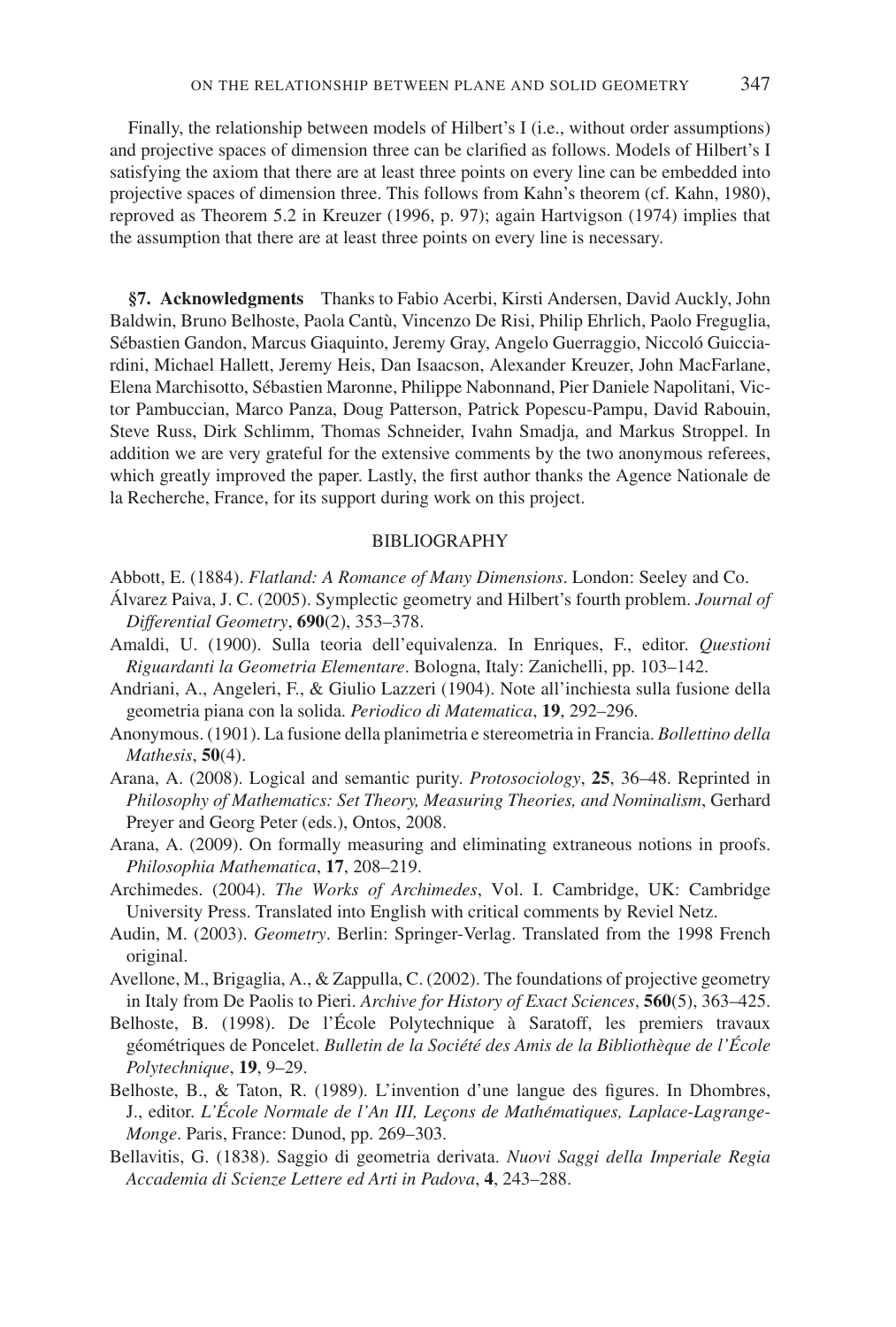Finally, the relationship between models of Hilbert's I (i.e., without order assumptions) and projective spaces of dimension three can be clarified as follows. Models of Hilbert's I satisfying the axiom that there are at least three points on every line can be embedded into projective spaces of dimension three. This follows from Kahn's theorem (cf. Kahn, 1980), reproved as Theorem 5.2 in Kreuzer (1996, p. 97); again Hartvigson (1974) implies that the assumption that there are at least three points on every line is necessary.

**§7. Acknowledgments** Thanks to Fabio Acerbi, Kirsti Andersen, David Auckly, John Baldwin, Bruno Belhoste, Paola Cantù, Vincenzo De Risi, Philip Ehrlich, Paolo Freguglia, Sébastien Gandon, Marcus Giaquinto, Jeremy Gray, Angelo Guerraggio, Niccoló Guicciardini, Michael Hallett, Jeremy Heis, Dan Isaacson, Alexander Kreuzer, John MacFarlane, Elena Marchisotto, Sébastien Maronne, Philippe Nabonnand, Pier Daniele Napolitani, Victor Pambuccian, Marco Panza, Doug Patterson, Patrick Popescu-Pampu, David Rabouin, Steve Russ, Dirk Schlimm, Thomas Schneider, Ivahn Smadja, and Markus Stroppel. In addition we are very grateful for the extensive comments by the two anonymous referees, which greatly improved the paper. Lastly, the first author thanks the Agence Nationale de la Recherche, France, for its support during work on this project.

## BIBLIOGRAPHY

Abbott, E. (1884). *Flatland: A Romance of Many Dimensions*. London: Seeley and Co.

Álvarez Paiva, J. C. (2005). Symplectic geometry and Hilbert's fourth problem. *Journal of Differential Geometry*, **690**(2), 353–378.

Amaldi, U. (1900). Sulla teoria dell'equivalenza. In Enriques, F., editor. *Questioni Riguardanti la Geometria Elementare*. Bologna, Italy: Zanichelli, pp. 103–142.

Andriani, A., Angeleri, F., & Giulio Lazzeri (1904). Note all'inchiesta sulla fusione della geometria piana con la solida. *Periodico di Matematica*, **19**, 292–296.

Anonymous. (1901). La fusione della planimetria e stereometria in Francia. *Bollettino della Mathesis*, **50**(4).

Arana, A. (2008). Logical and semantic purity. *Protosociology*, **25**, 36–48. Reprinted in *Philosophy of Mathematics: Set Theory, Measuring Theories, and Nominalism*, Gerhard Preyer and Georg Peter (eds.), Ontos, 2008.

Arana, A. (2009). On formally measuring and eliminating extraneous notions in proofs. *Philosophia Mathematica*, **17**, 208–219.

Archimedes. (2004). *The Works of Archimedes*, Vol. I. Cambridge, UK: Cambridge University Press. Translated into English with critical comments by Reviel Netz.

Audin, M. (2003). *Geometry*. Berlin: Springer-Verlag. Translated from the 1998 French original.

Avellone, M., Brigaglia, A., & Zappulla, C. (2002). The foundations of projective geometry in Italy from De Paolis to Pieri. *Archive for History of Exact Sciences*, **560**(5), 363–425.

Belhoste, B. (1998). De l'École Polytechnique à Saratoff, les premiers travaux géométriques de Poncelet. *Bulletin de la Société des Amis de la Bibliothèque de l'École Polytechnique*, **19**, 9–29.

Belhoste, B., & Taton, R. (1989). L'invention d'une langue des figures. In Dhombres, J., editor. *L'École Normale de l'An III, Leçons de Mathématiques, Laplace-Lagrange-Monge*. Paris, France: Dunod, pp. 269–303.

Bellavitis, G. (1838). Saggio di geometria derivata. *Nuovi Saggi della Imperiale Regia Accademia di Scienze Lettere ed Arti in Padova*, **4**, 243–288.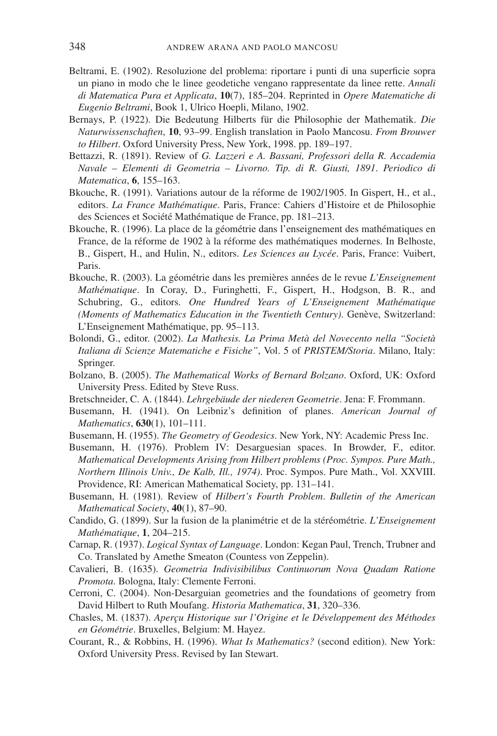Beltrami, E. (1902). Resoluzione del problema: riportare i punti di una superficie sopra un piano in modo che le linee geodetiche vengano rappresentate da linee rette. *Annali di Matematica Pura et Applicata*, **10**(7), 185–204. Reprinted in *Opere Matematiche di Eugenio Beltrami*, Book 1, Ulrico Hoepli, Milano, 1902.

Bernays, P. (1922). Die Bedeutung Hilberts für die Philosophie der Mathematik. *Die Naturwissenschaften*, **10**, 93–99. English translation in Paolo Mancosu. *From Brouwer to Hilbert*. Oxford University Press, New York, 1998. pp. 189–197.

Bettazzi, R. (1891). Review of *G. Lazzeri e A. Bassani, Professori della R. Accademia Navale – Elementi di Geometria – Livorno. Tip. di R. Giusti, 1891*. *Periodico di Matematica*, **6**, 155–163.

Bkouche, R. (1991). Variations autour de la réforme de 1902/1905. In Gispert, H., et al., editors. *La France Mathématique*. Paris, France: Cahiers d'Histoire et de Philosophie des Sciences et Société Mathématique de France, pp. 181–213.

Bkouche, R. (1996). La place de la géométrie dans l'enseignement des mathématiques en France, de la réforme de 1902 à la réforme des mathématiques modernes. In Belhoste, B., Gispert, H., and Hulin, N., editors. *Les Sciences au Lycée*. Paris, France: Vuibert, Paris.

Bkouche, R. (2003). La géométrie dans les premières années de le revue *L'Enseignement Mathématique*. In Coray, D., Furinghetti, F., Gispert, H., Hodgson, B. R., and Schubring, G., editors. *One Hundred Years of L'Enseignement Mathématique (Moments of Mathematics Education in the Twentieth Century)*. Genève, Switzerland: L'Enseignement Mathématique, pp. 95–113.

Bolondi, G., editor. (2002). *La Mathesis. La Prima Metà del Novecento nella "Società Italiana di Scienze Matematiche e Fisiche"*, Vol. 5 of *PRISTEM/Storia*. Milano, Italy: Springer.

Bolzano, B. (2005). *The Mathematical Works of Bernard Bolzano*. Oxford, UK: Oxford University Press. Edited by Steve Russ.

Bretschneider, C. A. (1844). *Lehrgebäude der niederen Geometrie*. Jena: F. Frommann.

Busemann, H. (1941). On Leibniz's definition of planes. *American Journal of Mathematics*, **630**(1), 101–111.

Busemann, H. (1955). *The Geometry of Geodesics*. New York, NY: Academic Press Inc.

Busemann, H. (1976). Problem IV: Desarguesian spaces. In Browder, F., editor. *Mathematical Developments Arising from Hilbert problems (Proc. Sympos. Pure Math., Northern Illinois Univ., De Kalb, Ill., 1974)*. Proc. Sympos. Pure Math., Vol. XXVIII. Providence, RI: American Mathematical Society, pp. 131–141.

Busemann, H. (1981). Review of *Hilbert's Fourth Problem*. *Bulletin of the American Mathematical Society*, **40**(1), 87–90.

Candido, G. (1899). Sur la fusion de la planimétrie et de la stéréométrie. *L'Enseignement Mathématique*, **1**, 204–215.

Carnap, R. (1937). *Logical Syntax of Language*. London: Kegan Paul, Trench, Trubner and Co. Translated by Amethe Smeaton (Countess von Zeppelin).

Cavalieri, B. (1635). *Geometria Indivisibilibus Continuorum Nova Quadam Ratione Promota*. Bologna, Italy: Clemente Ferroni.

Cerroni, C. (2004). Non-Desarguian geometries and the foundations of geometry from David Hilbert to Ruth Moufang. *Historia Mathematica*, **31**, 320–336.

Chasles, M. (1837). *Aperçu Historique sur l'Origine et le Développement des Méthodes en Géométrie*. Bruxelles, Belgium: M. Hayez.

Courant, R., & Robbins, H. (1996). *What Is Mathematics?* (second edition). New York: Oxford University Press. Revised by Ian Stewart.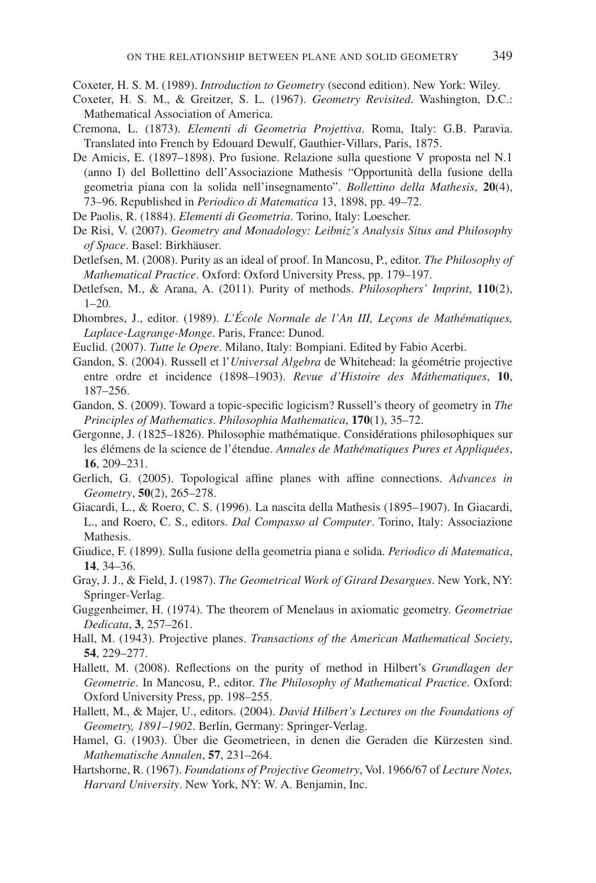Coxeter, H. S. M. (1989). *Introduction to Geometry* (second edition). New York: Wiley.

Coxeter, H. S. M., & Greitzer, S. L. (1967). *Geometry Revisited*. Washington, D.C.: Mathematical Association of America.

Cremona, L. (1873). *Elementi di Geometria Projettiva*. Roma, Italy: G.B. Paravia. Translated into French by Edouard Dewulf, Gauthier-Villars, Paris, 1875.

De Amicis, E. (1897–1898). Pro fusione. Relazione sulla questione V proposta nel N.1 (anno I) del Bollettino dell'Associazione Mathesis "Opportunità della fusione della geometria piana con la solida nell'insegnamento". *Bollettino della Mathesis*, **20**(4), 73–96. Republished in *Periodico di Matematica* 13, 1898, pp. 49–72.

De Paolis, R. (1884). *Elementi di Geometria*. Torino, Italy: Loescher.

De Risi, V. (2007). *Geometry and Monadology: Leibniz's Analysis Situs and Philosophy of Space*. Basel: Birkhäuser.

Detlefsen, M. (2008). Purity as an ideal of proof. In Mancosu, P., editor. *The Philosophy of Mathematical Practice*. Oxford: Oxford University Press, pp. 179–197.

Detlefsen, M., & Arana, A. (2011). Purity of methods. *Philosophers' Imprint*, **110**(2), 1–20.

Dhombres, J., editor. (1989). *L'École Normale de l'An III, Leçons de Mathématiques, Laplace-Lagrange-Monge*. Paris, France: Dunod.

Euclid. (2007). *Tutte le Opere*. Milano, Italy: Bompiani. Edited by Fabio Acerbi.

Gandon, S. (2004). Russell et l'*Universal Algebra* de Whitehead: la géométrie projective entre ordre et incidence (1898–1903). *Revue d'Histoire des Máthematiques*, **10**, 187–256.

Gandon, S. (2009). Toward a topic-specific logicism? Russell's theory of geometry in *The Principles of Mathematics*. *Philosophia Mathematica*, **170**(1), 35–72.

Gergonne, J. (1825–1826). Philosophie mathématique. Considérations philosophiques sur les élémens de la science de l'étendue. *Annales de Mathématiques Pures et Appliquées*, **16**, 209–231.

Gerlich, G. (2005). Topological affine planes with affine connections. *Advances in Geometry*, **50**(2), 265–278.

Giacardi, L., & Roero, C. S. (1996). La nascita della Mathesis (1895–1907). In Giacardi, L., and Roero, C. S., editors. *Dal Compasso al Computer*. Torino, Italy: Associazione Mathesis.

Giudice, F. (1899). Sulla fusione della geometria piana e solida. *Periodico di Matematica*, **14**, 34–36.

Gray, J. J., & Field, J. (1987). *The Geometrical Work of Girard Desargues*. New York, NY: Springer-Verlag.

Guggenheimer, H. (1974). The theorem of Menelaus in axiomatic geometry. *Geometriae Dedicata*, **3**, 257–261.

Hall, M. (1943). Projective planes. *Transactions of the American Mathematical Society*, **54**, 229–277.

Hallett, M. (2008). Reflections on the purity of method in Hilbert's *Grundlagen der Geometrie*. In Mancosu, P., editor. *The Philosophy of Mathematical Practice*. Oxford: Oxford University Press, pp. 198–255.

Hallett, M., & Majer, U., editors. (2004). *David Hilbert's Lectures on the Foundations of Geometry, 1891–1902*. Berlin, Germany: Springer-Verlag.

Hamel, G. (1903). Über die Geometrieen, in denen die Geraden die Kürzesten sind. *Mathematische Annalen*, **57**, 231–264.

Hartshorne, R. (1967). *Foundations of Projective Geometry*, Vol. 1966/67 of *Lecture Notes, Harvard University*. New York, NY: W. A. Benjamin, Inc.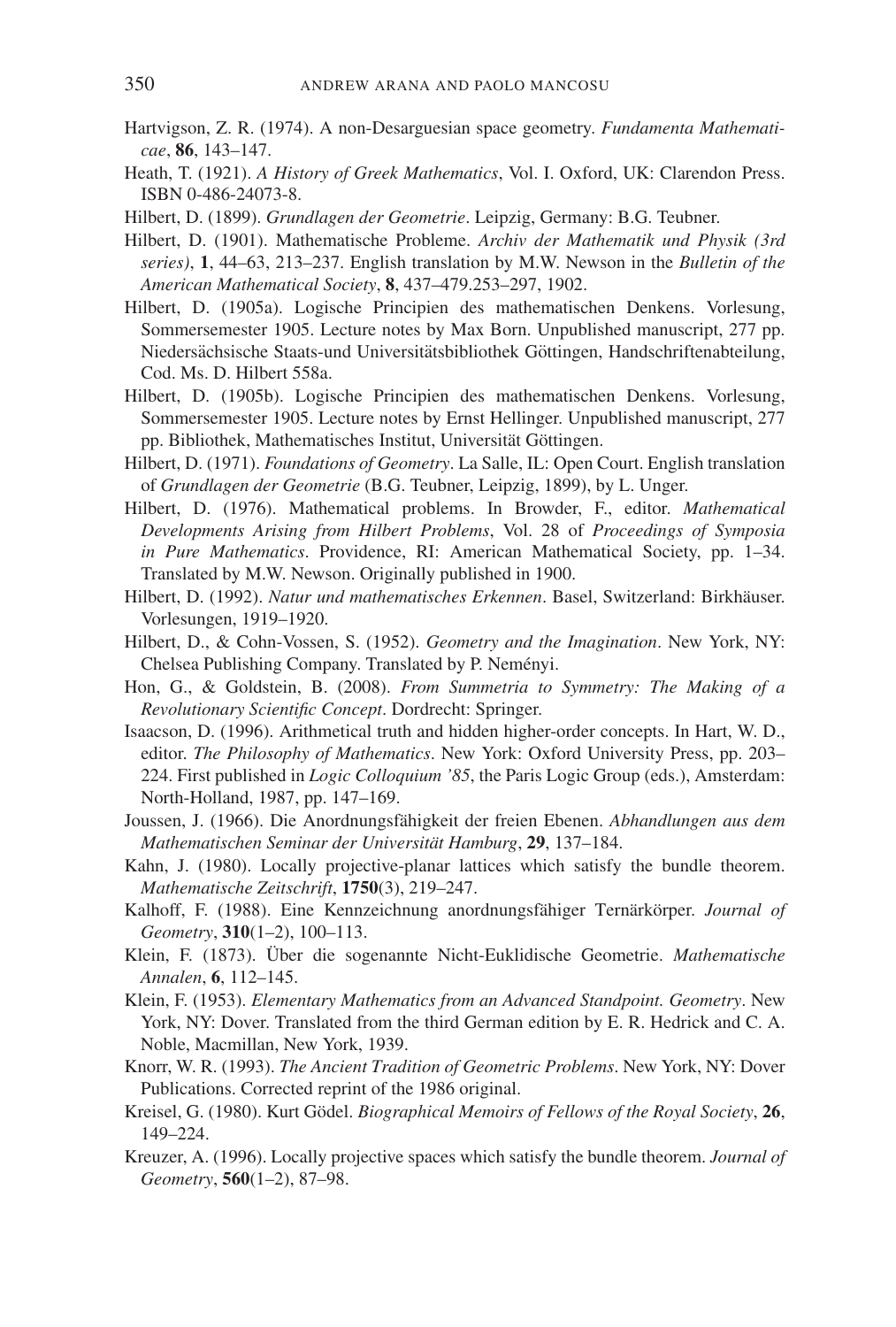Hartvigson, Z. R. (1974). A non-Desarguesian space geometry. *Fundamenta Mathematicae*, **86**, 143–147.

Heath, T. (1921). *A History of Greek Mathematics*, Vol. I. Oxford, UK: Clarendon Press. ISBN 0-486-24073-8.

Hilbert, D. (1899). *Grundlagen der Geometrie*. Leipzig, Germany: B.G. Teubner.

Hilbert, D. (1901). Mathematische Probleme. *Archiv der Mathematik und Physik (3rd series)*, **1**, 44–63, 213–237. English translation by M.W. Newson in the *Bulletin of the American Mathematical Society*, **8**, 437–479.253–297, 1902.

Hilbert, D. (1905a). Logische Principien des mathematischen Denkens. Vorlesung, Sommersemester 1905. Lecture notes by Max Born. Unpublished manuscript, 277 pp. Niedersächsische Staats-und Universitätsbibliothek Göttingen, Handschriftenabteilung, Cod. Ms. D. Hilbert 558a.

Hilbert, D. (1905b). Logische Principien des mathematischen Denkens. Vorlesung, Sommersemester 1905. Lecture notes by Ernst Hellinger. Unpublished manuscript, 277 pp. Bibliothek, Mathematisches Institut, Universität Göttingen.

Hilbert, D. (1971). *Foundations of Geometry*. La Salle, IL: Open Court. English translation of *Grundlagen der Geometrie* (B.G. Teubner, Leipzig, 1899), by L. Unger.

Hilbert, D. (1976). Mathematical problems. In Browder, F., editor. *Mathematical Developments Arising from Hilbert Problems*, Vol. 28 of *Proceedings of Symposia in Pure Mathematics*. Providence, RI: American Mathematical Society, pp. 1–34. Translated by M.W. Newson. Originally published in 1900.

Hilbert, D. (1992). *Natur und mathematisches Erkennen*. Basel, Switzerland: Birkhäuser. Vorlesungen, 1919–1920.

Hilbert, D., & Cohn-Vossen, S. (1952). *Geometry and the Imagination*. New York, NY: Chelsea Publishing Company. Translated by P. Neményi.

Hon, G., & Goldstein, B. (2008). *From Summetria to Symmetry: The Making of a Revolutionary Scientific Concept*. Dordrecht: Springer.

Isaacson, D. (1996). Arithmetical truth and hidden higher-order concepts. In Hart, W. D., editor. *The Philosophy of Mathematics*. New York: Oxford University Press, pp. 203–224. First published in *Logic Colloquium '85*, the Paris Logic Group (eds.), Amsterdam: North-Holland, 1987, pp. 147–169.

Joussen, J. (1966). Die Anordnungsfähigkeit der freien Ebenen. *Abhandlungen aus dem Mathematischen Seminar der Universität Hamburg*, **29**, 137–184.

Kahn, J. (1980). Locally projective-planar lattices which satisfy the bundle theorem. *Mathematische Zeitschrift*, **1750**(3), 219–247.

Kalhoff, F. (1988). Eine Kennzeichnung anordnungsfähiger Ternärkörper. *Journal of Geometry*, **310**(1–2), 100–113.

Klein, F. (1873). Über die sogenannte Nicht-Euklidische Geometrie. *Mathematische Annalen*, **6**, 112–145.

Klein, F. (1953). *Elementary Mathematics from an Advanced Standpoint. Geometry*. New York, NY: Dover. Translated from the third German edition by E. R. Hedrick and C. A. Noble, Macmillan, New York, 1939.

Knorr, W. R. (1993). *The Ancient Tradition of Geometric Problems*. New York, NY: Dover Publications. Corrected reprint of the 1986 original.

Kreisel, G. (1980). Kurt Gödel. *Biographical Memoirs of Fellows of the Royal Society*, **26**, 149–224.

Kreuzer, A. (1996). Locally projective spaces which satisfy the bundle theorem. *Journal of Geometry*, **560**(1–2), 87–98.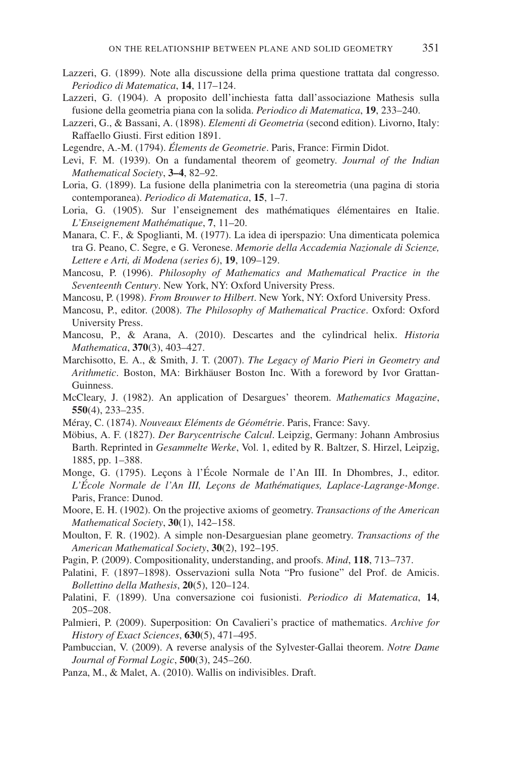Lazzeri, G. (1899). Note alla discussione della prima questione trattata dal congresso. *Periodico di Matematica*, **14**, 117–124.

Lazzeri, G. (1904). A proposito dell'inchiesta fatta dall'associazione Mathesis sulla fusione della geometria piana con la solida. *Periodico di Matematica*, **19**, 233–240.

Lazzeri, G., & Bassani, A. (1898). *Elementi di Geometria* (second edition). Livorno, Italy: Raffaello Giusti. First edition 1891.

Legendre, A.-M. (1794). *Élements de Geometrie*. Paris, France: Firmin Didot.

Levi, F. M. (1939). On a fundamental theorem of geometry. *Journal of the Indian Mathematical Society*, **3–4**, 82–92.

Loria, G. (1899). La fusione della planimetria con la stereometria (una pagina di storia contemporanea). *Periodico di Matematica*, **15**, 1–7.

Loria, G. (1905). Sur l'enseignement des mathématiques élémentaires en Italie. *L'Enseignement Mathématique*, **7**, 11–20.

Manara, C. F., & Spoglianti, M. (1977). La idea di iperspazio: Una dimenticata polemica tra G. Peano, C. Segre, e G. Veronese. *Memorie della Accademia Nazionale di Scienze, Lettere e Arti, di Modena (series 6)*, **19**, 109–129.

Mancosu, P. (1996). *Philosophy of Mathematics and Mathematical Practice in the Seventeenth Century*. New York, NY: Oxford University Press.

Mancosu, P. (1998). *From Brouwer to Hilbert*. New York, NY: Oxford University Press.

Mancosu, P., editor. (2008). *The Philosophy of Mathematical Practice*. Oxford: Oxford University Press.

Mancosu, P., & Arana, A. (2010). Descartes and the cylindrical helix. *Historia Mathematica*, **370**(3), 403–427.

Marchisotto, E. A., & Smith, J. T. (2007). *The Legacy of Mario Pieri in Geometry and Arithmetic*. Boston, MA: Birkhäuser Boston Inc. With a foreword by Ivor Grattan-Guinness.

McCleary, J. (1982). An application of Desargues' theorem. *Mathematics Magazine*, **550**(4), 233–235.

Méray, C. (1874). *Nouveaux Eléments de Géométrie*. Paris, France: Savy.

Möbius, A. F. (1827). *Der Barycentrische Calcul*. Leipzig, Germany: Johann Ambrosius Barth. Reprinted in *Gesammelte Werke*, Vol. 1, edited by R. Baltzer, S. Hirzel, Leipzig, 1885, pp. 1–388.

Monge, G. (1795). Leçons à l'École Normale de l'An III. In Dhombres, J., editor. *L'École Normale de l'An III, Leçons de Mathématiques, Laplace-Lagrange-Monge*. Paris, France: Dunod.

Moore, E. H. (1902). On the projective axioms of geometry. *Transactions of the American Mathematical Society*, **30**(1), 142–158.

Moulton, F. R. (1902). A simple non-Desarguesian plane geometry. *Transactions of the American Mathematical Society*, **30**(2), 192–195.

Pagin, P. (2009). Compositionality, understanding, and proofs. *Mind*, **118**, 713–737.

Palatini, F. (1897–1898). Osservazioni sulla Nota "Pro fusione" del Prof. de Amicis. *Bollettino della Mathesis*, **20**(5), 120–124.

Palatini, F. (1899). Una conversazione coi fusionisti. *Periodico di Matematica*, **14**, 205–208.

Palmieri, P. (2009). Superposition: On Cavalieri's practice of mathematics. *Archive for History of Exact Sciences*, **630**(5), 471–495.

Pambuccian, V. (2009). A reverse analysis of the Sylvester-Gallai theorem. *Notre Dame Journal of Formal Logic*, **500**(3), 245–260.

Panza, M., & Malet, A. (2010). Wallis on indivisibles. Draft.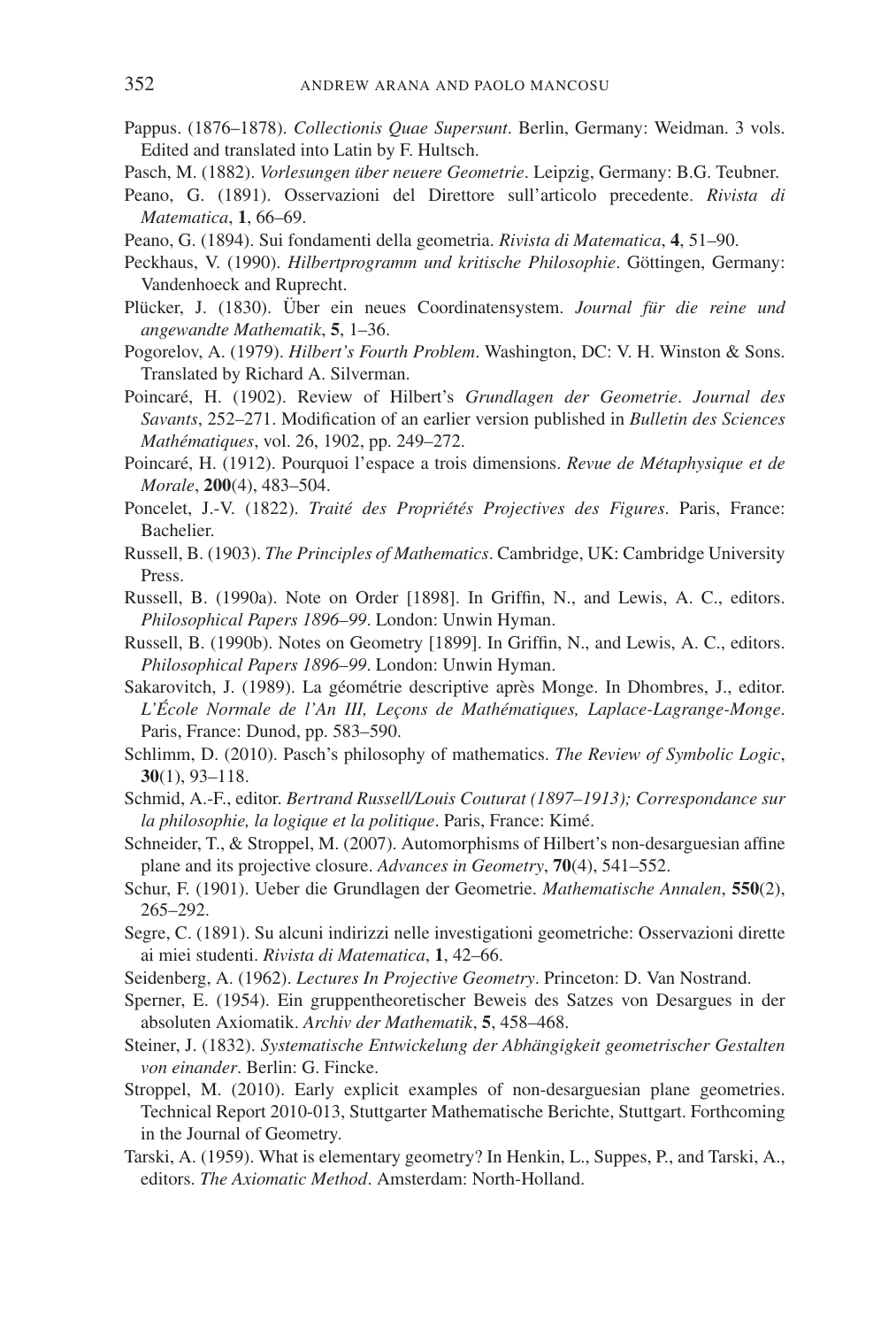Pappus. (1876–1878). *Collectionis Quae Supersunt*. Berlin, Germany: Weidman. 3 vols. Edited and translated into Latin by F. Hultsch.

Pasch, M. (1882). *Vorlesungen über neuere Geometrie*. Leipzig, Germany: B.G. Teubner.

Peano, G. (1891). Osservazioni del Direttore sull'articolo precedente. *Rivista di Matematica*, **1**, 66–69.

Peano, G. (1894). Sui fondamenti della geometria. *Rivista di Matematica*, **4**, 51–90.

Peckhaus, V. (1990). *Hilbertprogramm und kritische Philosophie*. Göttingen, Germany: Vandenhoeck and Ruprecht.

Plücker, J. (1830). Über ein neues Coordinatensystem. *Journal für die reine und angewandte Mathematik*, **5**, 1–36.

Pogorelov, A. (1979). *Hilbert's Fourth Problem*. Washington, DC: V. H. Winston & Sons. Translated by Richard A. Silverman.

Poincaré, H. (1902). Review of Hilbert's *Grundlagen der Geometrie*. *Journal des Savants*, 252–271. Modification of an earlier version published in *Bulletin des Sciences Mathématiques*, vol. 26, 1902, pp. 249–272.

Poincaré, H. (1912). Pourquoi l'espace a trois dimensions. *Revue de Métaphysique et de Morale*, **200**(4), 483–504.

Poncelet, J.-V. (1822). *Traité des Propriétés Projectives des Figures*. Paris, France: Bachelier.

Russell, B. (1903). *The Principles of Mathematics*. Cambridge, UK: Cambridge University Press.

Russell, B. (1990a). Note on Order [1898]. In Griffin, N., and Lewis, A. C., editors. *Philosophical Papers 1896–99*. London: Unwin Hyman.

Russell, B. (1990b). Notes on Geometry [1899]. In Griffin, N., and Lewis, A. C., editors. *Philosophical Papers 1896–99*. London: Unwin Hyman.

Sakarovitch, J. (1989). La géométrie descriptive après Monge. In Dhombres, J., editor. *L'École Normale de l'An III, Leçons de Mathématiques, Laplace-Lagrange-Monge*. Paris, France: Dunod, pp. 583–590.

Schlimm, D. (2010). Pasch's philosophy of mathematics. *The Review of Symbolic Logic*, **30**(1), 93–118.

Schmid, A.-F., editor. *Bertrand Russell/Louis Couturat (1897–1913); Correspondance sur la philosophie, la logique et la politique*. Paris, France: Kimé.

Schneider, T., & Stroppel, M. (2007). Automorphisms of Hilbert's non-desarguesian affine plane and its projective closure. *Advances in Geometry*, **70**(4), 541–552.

Schur, F. (1901). Ueber die Grundlagen der Geometrie. *Mathematische Annalen*, **550**(2), 265–292.

Segre, C. (1891). Su alcuni indirizzi nelle investigationi geometriche: Osservazioni dirette ai miei studenti. *Rivista di Matematica*, **1**, 42–66.

Seidenberg, A. (1962). *Lectures In Projective Geometry*. Princeton: D. Van Nostrand.

Sperner, E. (1954). Ein gruppentheoretischer Beweis des Satzes von Desargues in der absoluten Axiomatik. *Archiv der Mathematik*, **5**, 458–468.

Steiner, J. (1832). *Systematische Entwickelung der Abhängigkeit geometrischer Gestalten von einander*. Berlin: G. Fincke.

Stroppel, M. (2010). Early explicit examples of non-desarguesian plane geometries. Technical Report 2010-013, Stuttgarter Mathematische Berichte, Stuttgart. Forthcoming in the Journal of Geometry.

Tarski, A. (1959). What is elementary geometry? In Henkin, L., Suppes, P., and Tarski, A., editors. *The Axiomatic Method*. Amsterdam: North-Holland.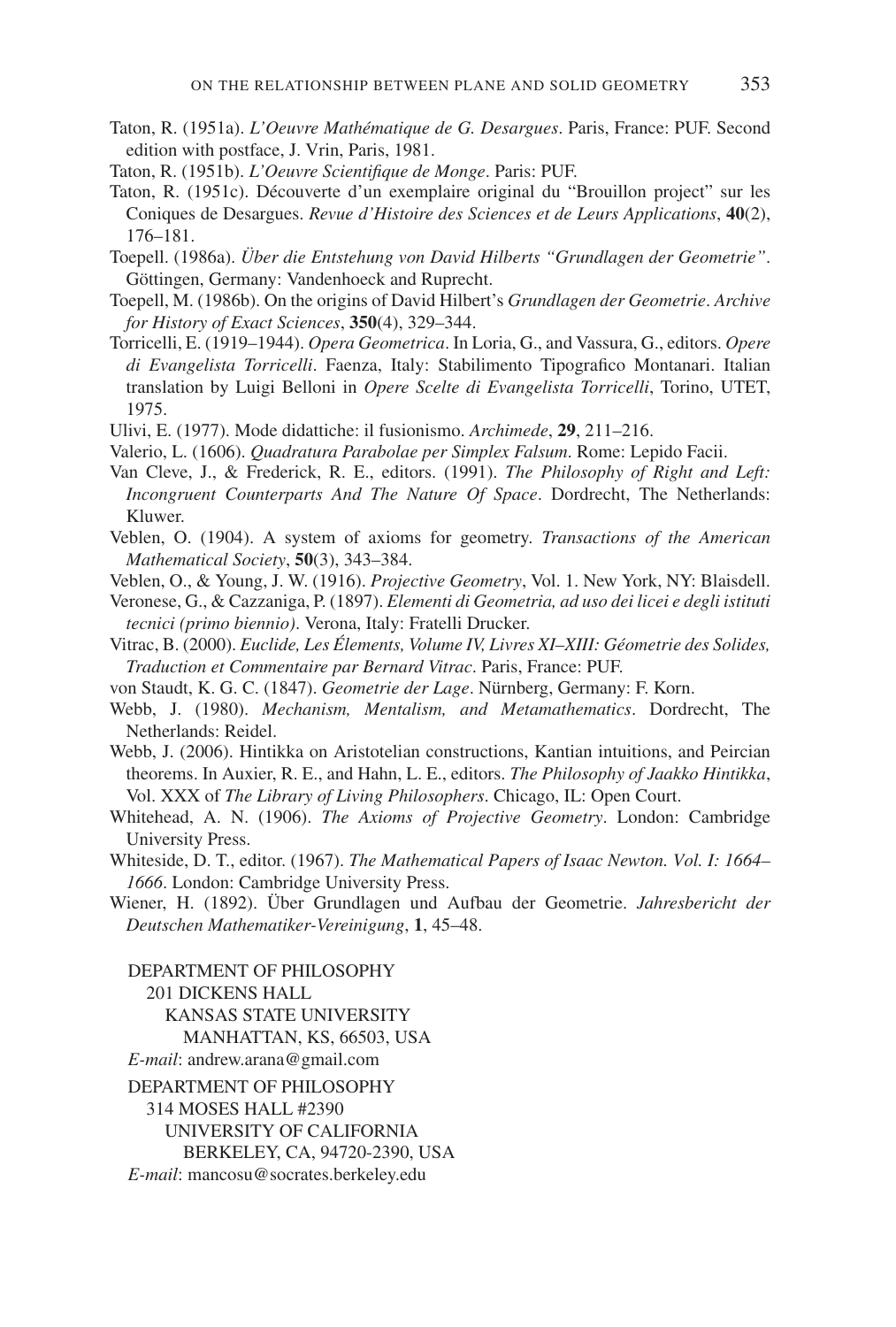Taton, R. (1951a). *L'Oeuvre Mathématique de G. Desargues*. Paris, France: PUF. Second edition with postface, J. Vrin, Paris, 1981.

Taton, R. (1951b). *L'Oeuvre Scientifique de Monge*. Paris: PUF.

Taton, R. (1951c). Découverte d'un exemplaire original du "Brouillon project" sur les Coniques de Desargues. *Revue d'Histoire des Sciences et de Leurs Applications*, **40**(2), 176–181.

Toepell. (1986a). *Über die Entstehung von David Hilberts "Grundlagen der Geometrie"*. Göttingen, Germany: Vandenhoeck and Ruprecht.

Toepell, M. (1986b). On the origins of David Hilbert's *Grundlagen der Geometrie*. *Archive for History of Exact Sciences*, **350**(4), 329–344.

Torricelli, E. (1919–1944). *Opera Geometrica*. In Loria, G., and Vassura, G., editors. *Opere di Evangelista Torricelli*. Faenza, Italy: Stabilimento Tipografico Montanari. Italian translation by Luigi Belloni in *Opere Scelte di Evangelista Torricelli*, Torino, UTET, 1975.

Ulivi, E. (1977). Mode didattiche: il fusionismo. *Archimede*, **29**, 211–216.

Valerio, L. (1606). *Quadratura Parabolae per Simplex Falsum*. Rome: Lepido Facii.

Van Cleve, J., & Frederick, R. E., editors. (1991). *The Philosophy of Right and Left: Incongruent Counterparts And The Nature Of Space*. Dordrecht, The Netherlands: Kluwer.

Veblen, O. (1904). A system of axioms for geometry. *Transactions of the American Mathematical Society*, **50**(3), 343–384.

Veblen, O., & Young, J. W. (1916). *Projective Geometry*, Vol. 1. New York, NY: Blaisdell.

Veronese, G., & Cazzaniga, P. (1897). *Elementi di Geometria, ad uso dei licei e degli istituti tecnici (primo biennio)*. Verona, Italy: Fratelli Drucker.

Vitrac, B. (2000). *Euclide, Les Élements, Volume IV, Livres XI–XIII: Géometrie des Solides, Traduction et Commentaire par Bernard Vitrac*. Paris, France: PUF.

von Staudt, K. G. C. (1847). *Geometrie der Lage*. Nürnberg, Germany: F. Korn.

Webb, J. (1980). *Mechanism, Mentalism, and Metamathematics*. Dordrecht, The Netherlands: Reidel.

Webb, J. (2006). Hintikka on Aristotelian constructions, Kantian intuitions, and Peircian theorems. In Auxier, R. E., and Hahn, L. E., editors. *The Philosophy of Jaakko Hintikka*, Vol. XXX of *The Library of Living Philosophers*. Chicago, IL: Open Court.

Whitehead, A. N. (1906). *The Axioms of Projective Geometry*. London: Cambridge University Press.

Whiteside, D. T., editor. (1967). *The Mathematical Papers of Isaac Newton. Vol. I: 1664–1666*. London: Cambridge University Press.

Wiener, H. (1892). Über Grundlagen und Aufbau der Geometrie. *Jahresbericht der Deutschen Mathematiker-Vereinigung*, **1**, 45–48.

DEPARTMENT OF PHILOSOPHY
201 DICKENS HALL
KANSAS STATE UNIVERSITY
MANHATTAN, KS, 66503, USA
*E-mail*: andrew.arana@gmail.com

DEPARTMENT OF PHILOSOPHY
314 MOSES HALL #2390
UNIVERSITY OF CALIFORNIA
BERKELEY, CA, 94720-2390, USA
*E-mail*: mancosu@socrates.berkeley.edu